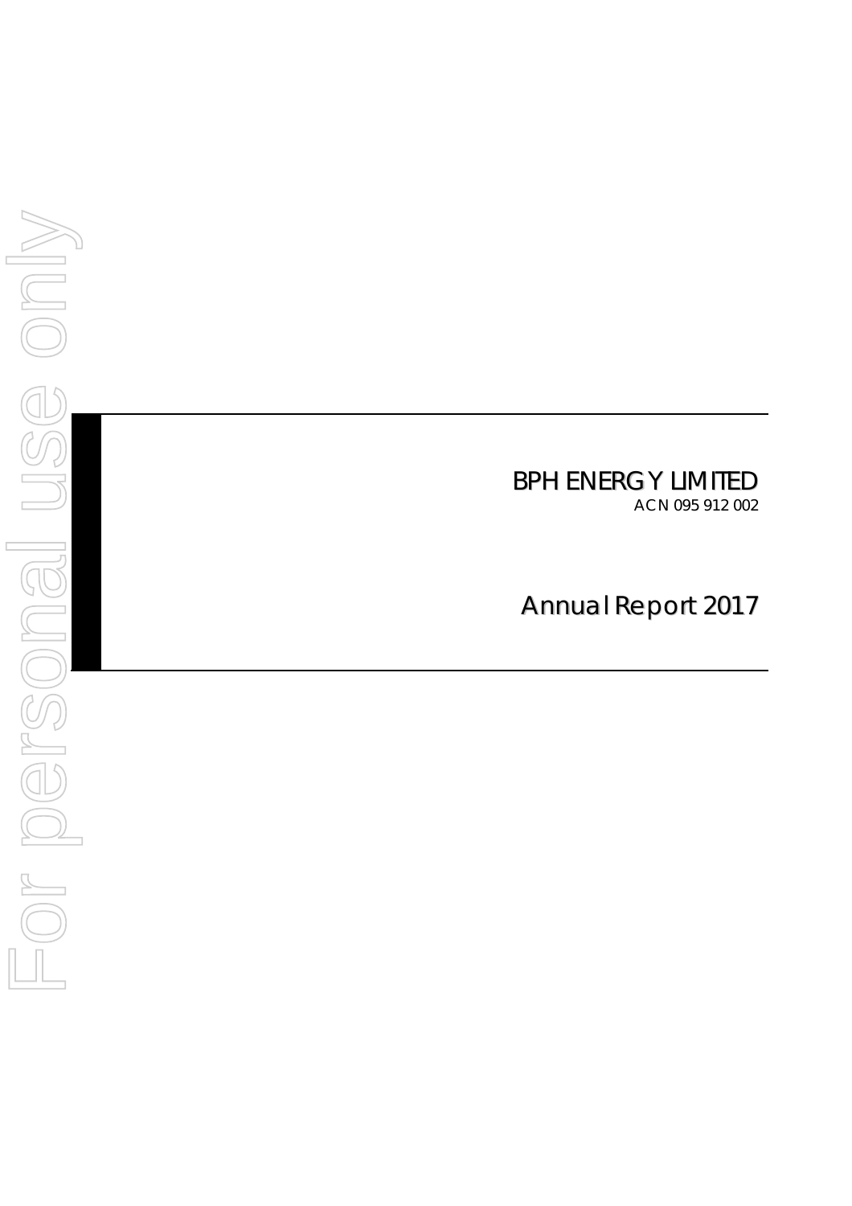# BPH ENERGY LIMITED

ACN 095 912 002

## Annual Report 2017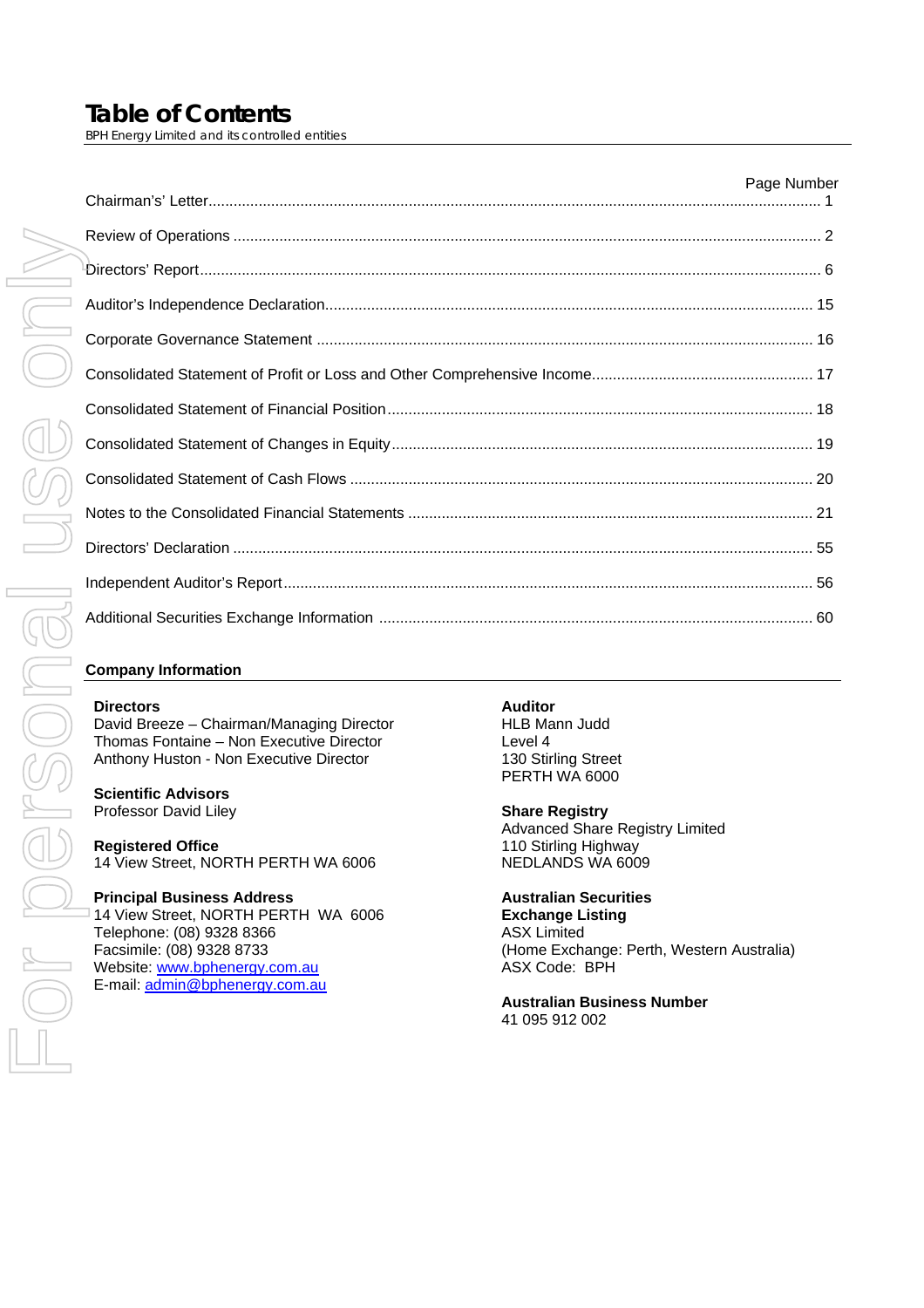# Table of Contents

*BPH Energy Limited and its controlled entities*

| | Page Number |
|---|---|
| Chairman's Letter | 1 |
| Review of Operations | 2 |
| Directors' Report | 6 |
| Auditor's Independence Declaration | 15 |
| Corporate Governance Statement | 16 |
| Consolidated Statement of Profit or Loss and Other Comprehensive Income | 17 |
| Consolidated Statement of Financial Position | 18 |
| Consolidated Statement of Changes in Equity | 19 |
| Consolidated Statement of Cash Flows | 20 |
| Notes to the Consolidated Financial Statements | 21 |
| Directors' Declaration | 55 |
| Independent Auditor's Report | 56 |
| Additional Securities Exchange Information | 60 |

## Company Information

**Directors**
David Breeze – Chairman/Managing Director
Thomas Fontaine – Non Executive Director
Anthony Huston - Non Executive Director

**Scientific Advisors**
Professor David Liley

**Registered Office**
14 View Street, NORTH PERTH WA 6006

**Principal Business Address**
14 View Street, NORTH PERTH WA 6006
Telephone: (08) 9328 8366
Facsimile: (08) 9328 8733
Website: www.bphenergy.com.au
E-mail: admin@bphenergy.com.au

**Auditor**
HLB Mann Judd
Level 4
130 Stirling Street
PERTH WA 6000

**Share Registry**
Advanced Share Registry Limited
110 Stirling Highway
NEDLANDS WA 6009

**Australian Securities Exchange Listing**
ASX Limited
(Home Exchange: Perth, Western Australia)
ASX Code: BPH

**Australian Business Number**
41 095 912 002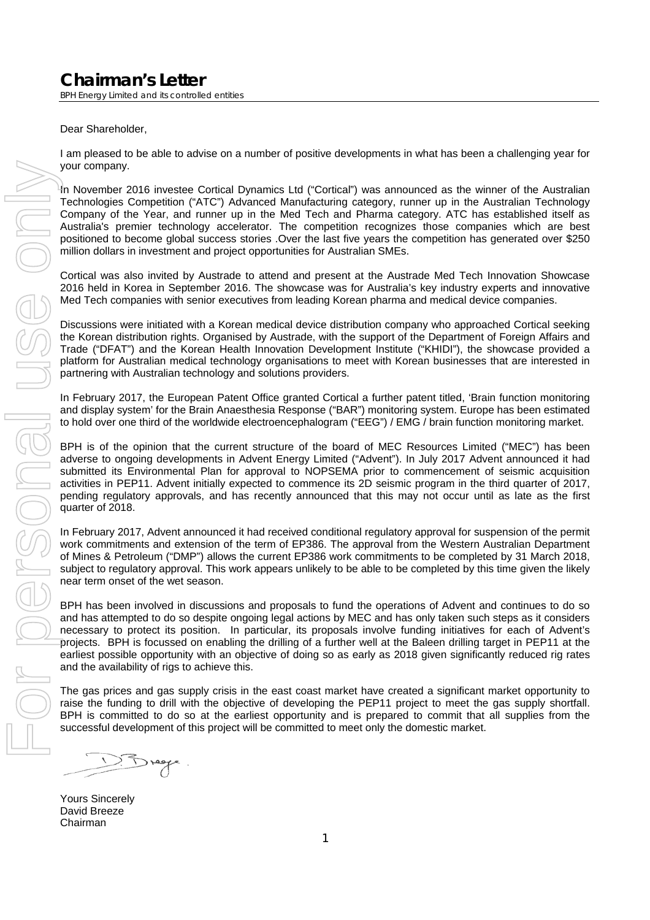# Chairman's Letter

*BPH Energy Limited and its controlled entities*

Dear Shareholder,

I am pleased to be able to advise on a number of positive developments in what has been a challenging year for your company.

In November 2016 investee Cortical Dynamics Ltd ("Cortical") was announced as the winner of the Australian Technologies Competition ("ATC") Advanced Manufacturing category, runner up in the Australian Technology Company of the Year, and runner up in the Med Tech and Pharma category. ATC has established itself as Australia's premier technology accelerator. The competition recognizes those companies which are best positioned to become global success stories .Over the last five years the competition has generated over $250 million dollars in investment and project opportunities for Australian SMEs.

Cortical was also invited by Austrade to attend and present at the Austrade Med Tech Innovation Showcase 2016 held in Korea in September 2016. The showcase was for Australia's key industry experts and innovative Med Tech companies with senior executives from leading Korean pharma and medical device companies.

Discussions were initiated with a Korean medical device distribution company who approached Cortical seeking the Korean distribution rights. Organised by Austrade, with the support of the Department of Foreign Affairs and Trade ("DFAT") and the Korean Health Innovation Development Institute ("KHIDI"), the showcase provided a platform for Australian medical technology organisations to meet with Korean businesses that are interested in partnering with Australian technology and solutions providers.

In February 2017, the European Patent Office granted Cortical a further patent titled, 'Brain function monitoring and display system' for the Brain Anaesthesia Response ("BAR") monitoring system. Europe has been estimated to hold over one third of the worldwide electroencephalogram ("EEG") / EMG / brain function monitoring market.

BPH is of the opinion that the current structure of the board of MEC Resources Limited ("MEC") has been adverse to ongoing developments in Advent Energy Limited ("Advent"). In July 2017 Advent announced it had submitted its Environmental Plan for approval to NOPSEMA prior to commencement of seismic acquisition activities in PEP11. Advent initially expected to commence its 2D seismic program in the third quarter of 2017, pending regulatory approvals, and has recently announced that this may not occur until as late as the first quarter of 2018.

In February 2017, Advent announced it had received conditional regulatory approval for suspension of the permit work commitments and extension of the term of EP386. The approval from the Western Australian Department of Mines & Petroleum ("DMP") allows the current EP386 work commitments to be completed by 31 March 2018, subject to regulatory approval. This work appears unlikely to be able to be completed by this time given the likely near term onset of the wet season.

BPH has been involved in discussions and proposals to fund the operations of Advent and continues to do so and has attempted to do so despite ongoing legal actions by MEC and has only taken such steps as it considers necessary to protect its position. In particular, its proposals involve funding initiatives for each of Advent's projects. BPH is focussed on enabling the drilling of a further well at the Baleen drilling target in PEP11 at the earliest possible opportunity with an objective of doing so as early as 2018 given significantly reduced rig rates and the availability of rigs to achieve this.

The gas prices and gas supply crisis in the east coast market have created a significant market opportunity to raise the funding to drill with the objective of developing the PEP11 project to meet the gas supply shortfall. BPH is committed to do so at the earliest opportunity and is prepared to commit that all supplies from the successful development of this project will be committed to meet only the domestic market.

Yours Sincerely  
David Breeze  
Chairman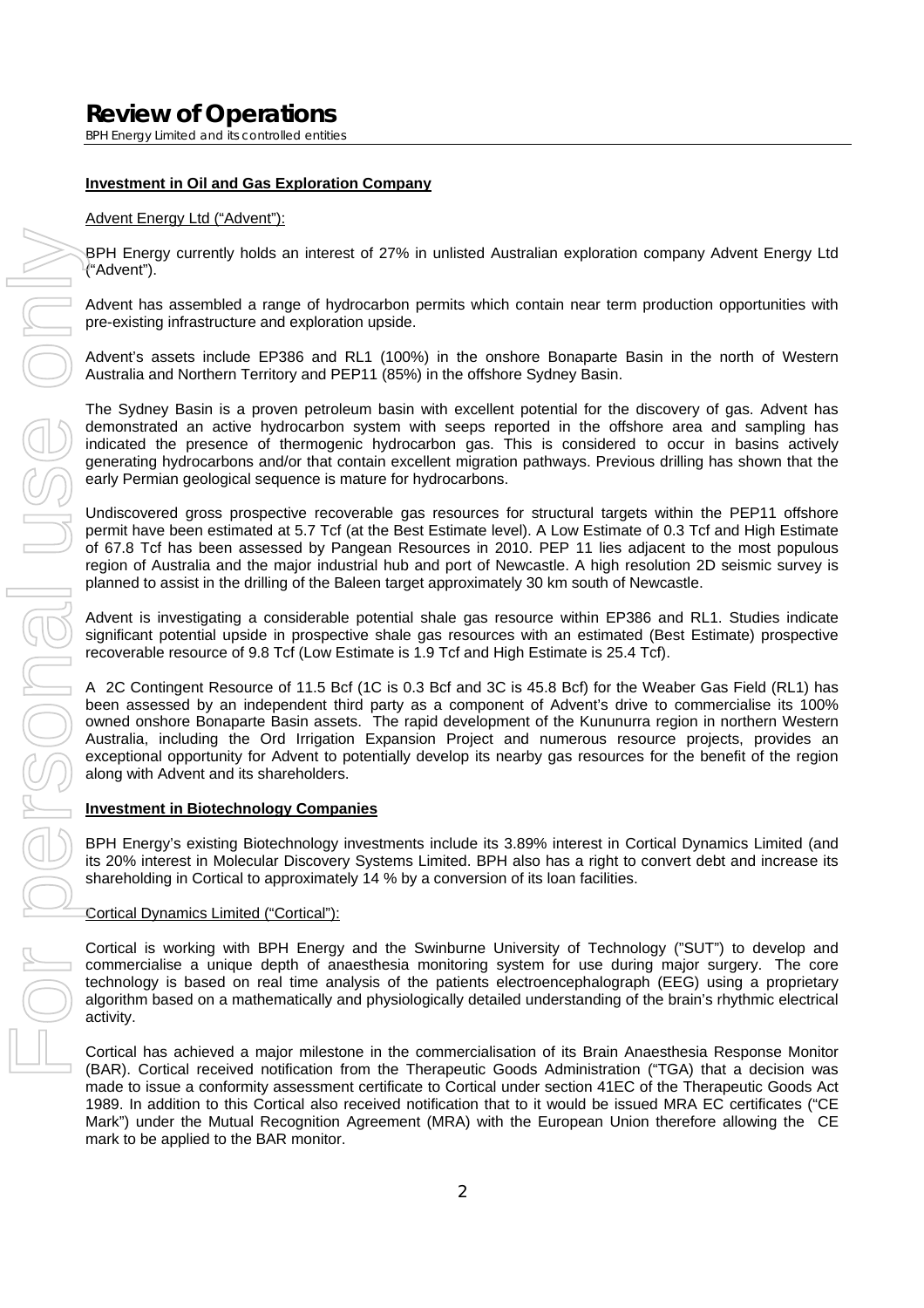# Review of Operations

BPH Energy Limited and its controlled entities

**Investment in Oil and Gas Exploration Company**

Advent Energy Ltd ("Advent"):

BPH Energy currently holds an interest of 27% in unlisted Australian exploration company Advent Energy Ltd ("Advent").

Advent has assembled a range of hydrocarbon permits which contain near term production opportunities with pre-existing infrastructure and exploration upside.

Advent's assets include EP386 and RL1 (100%) in the onshore Bonaparte Basin in the north of Western Australia and Northern Territory and PEP11 (85%) in the offshore Sydney Basin.

The Sydney Basin is a proven petroleum basin with excellent potential for the discovery of gas. Advent has demonstrated an active hydrocarbon system with seeps reported in the offshore area and sampling has indicated the presence of thermogenic hydrocarbon gas. This is considered to occur in basins actively generating hydrocarbons and/or that contain excellent migration pathways. Previous drilling has shown that the early Permian geological sequence is mature for hydrocarbons.

Undiscovered gross prospective recoverable gas resources for structural targets within the PEP11 offshore permit have been estimated at 5.7 Tcf (at the Best Estimate level). A Low Estimate of 0.3 Tcf and High Estimate of 67.8 Tcf has been assessed by Pangean Resources in 2010. PEP 11 lies adjacent to the most populous region of Australia and the major industrial hub and port of Newcastle. A high resolution 2D seismic survey is planned to assist in the drilling of the Baleen target approximately 30 km south of Newcastle.

Advent is investigating a considerable potential shale gas resource within EP386 and RL1. Studies indicate significant potential upside in prospective shale gas resources with an estimated (Best Estimate) prospective recoverable resource of 9.8 Tcf (Low Estimate is 1.9 Tcf and High Estimate is 25.4 Tcf).

A 2C Contingent Resource of 11.5 Bcf (1C is 0.3 Bcf and 3C is 45.8 Bcf) for the Weaber Gas Field (RL1) has been assessed by an independent third party as a component of Advent's drive to commercialise its 100% owned onshore Bonaparte Basin assets. The rapid development of the Kununurra region in northern Western Australia, including the Ord Irrigation Expansion Project and numerous resource projects, provides an exceptional opportunity for Advent to potentially develop its nearby gas resources for the benefit of the region along with Advent and its shareholders.

**Investment in Biotechnology Companies**

BPH Energy's existing Biotechnology investments include its 3.89% interest in Cortical Dynamics Limited (and its 20% interest in Molecular Discovery Systems Limited. BPH also has a right to convert debt and increase its shareholding in Cortical to approximately 14 % by a conversion of its loan facilities.

Cortical Dynamics Limited ("Cortical"):

Cortical is working with BPH Energy and the Swinburne University of Technology ("SUT") to develop and commercialise a unique depth of anaesthesia monitoring system for use during major surgery. The core technology is based on real time analysis of the patients electroencephalograph (EEG) using a proprietary algorithm based on a mathematically and physiologically detailed understanding of the brain's rhythmic electrical activity.

Cortical has achieved a major milestone in the commercialisation of its Brain Anaesthesia Response Monitor (BAR). Cortical received notification from the Therapeutic Goods Administration ("TGA) that a decision was made to issue a conformity assessment certificate to Cortical under section 41EC of the Therapeutic Goods Act 1989. In addition to this Cortical also received notification that to it would be issued MRA EC certificates ("CE Mark") under the Mutual Recognition Agreement (MRA) with the European Union therefore allowing the CE mark to be applied to the BAR monitor.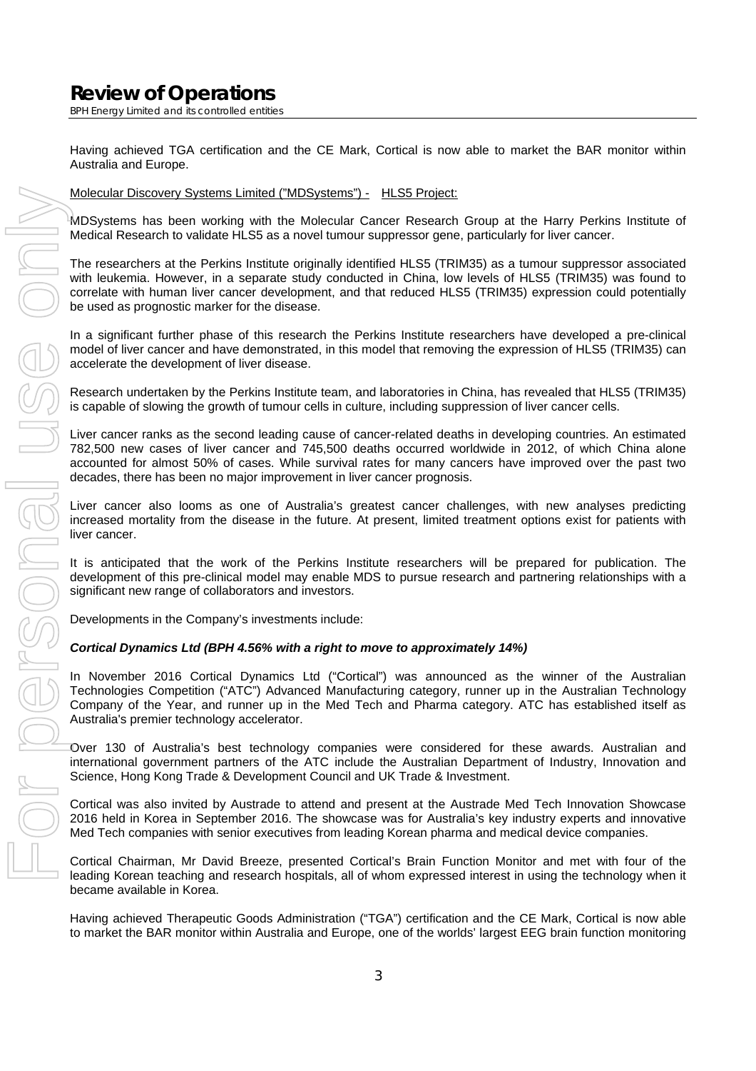Having achieved TGA certification and the CE Mark, Cortical is now able to market the BAR monitor within Australia and Europe.

Molecular Discovery Systems Limited ("MDSystems") - HLS5 Project:

MDSystems has been working with the Molecular Cancer Research Group at the Harry Perkins Institute of Medical Research to validate HLS5 as a novel tumour suppressor gene, particularly for liver cancer.

The researchers at the Perkins Institute originally identified HLS5 (TRIM35) as a tumour suppressor associated with leukemia. However, in a separate study conducted in China, low levels of HLS5 (TRIM35) was found to correlate with human liver cancer development, and that reduced HLS5 (TRIM35) expression could potentially be used as prognostic marker for the disease.

In a significant further phase of this research the Perkins Institute researchers have developed a pre-clinical model of liver cancer and have demonstrated, in this model that removing the expression of HLS5 (TRIM35) can accelerate the development of liver disease.

Research undertaken by the Perkins Institute team, and laboratories in China, has revealed that HLS5 (TRIM35) is capable of slowing the growth of tumour cells in culture, including suppression of liver cancer cells.

Liver cancer ranks as the second leading cause of cancer-related deaths in developing countries. An estimated 782,500 new cases of liver cancer and 745,500 deaths occurred worldwide in 2012, of which China alone accounted for almost 50% of cases. While survival rates for many cancers have improved over the past two decades, there has been no major improvement in liver cancer prognosis.

Liver cancer also looms as one of Australia's greatest cancer challenges, with new analyses predicting increased mortality from the disease in the future. At present, limited treatment options exist for patients with liver cancer.

It is anticipated that the work of the Perkins Institute researchers will be prepared for publication. The development of this pre-clinical model may enable MDS to pursue research and partnering relationships with a significant new range of collaborators and investors.

Developments in the Company's investments include:

***Cortical Dynamics Ltd (BPH 4.56% with a right to move to approximately 14%)***

In November 2016 Cortical Dynamics Ltd ("Cortical") was announced as the winner of the Australian Technologies Competition ("ATC") Advanced Manufacturing category, runner up in the Australian Technology Company of the Year, and runner up in the Med Tech and Pharma category. ATC has established itself as Australia's premier technology accelerator.

Over 130 of Australia's best technology companies were considered for these awards. Australian and international government partners of the ATC include the Australian Department of Industry, Innovation and Science, Hong Kong Trade & Development Council and UK Trade & Investment.

Cortical was also invited by Austrade to attend and present at the Austrade Med Tech Innovation Showcase 2016 held in Korea in September 2016. The showcase was for Australia's key industry experts and innovative Med Tech companies with senior executives from leading Korean pharma and medical device companies.

Cortical Chairman, Mr David Breeze, presented Cortical's Brain Function Monitor and met with four of the leading Korean teaching and research hospitals, all of whom expressed interest in using the technology when it became available in Korea.

Having achieved Therapeutic Goods Administration ("TGA") certification and the CE Mark, Cortical is now able to market the BAR monitor within Australia and Europe, one of the worlds' largest EEG brain function monitoring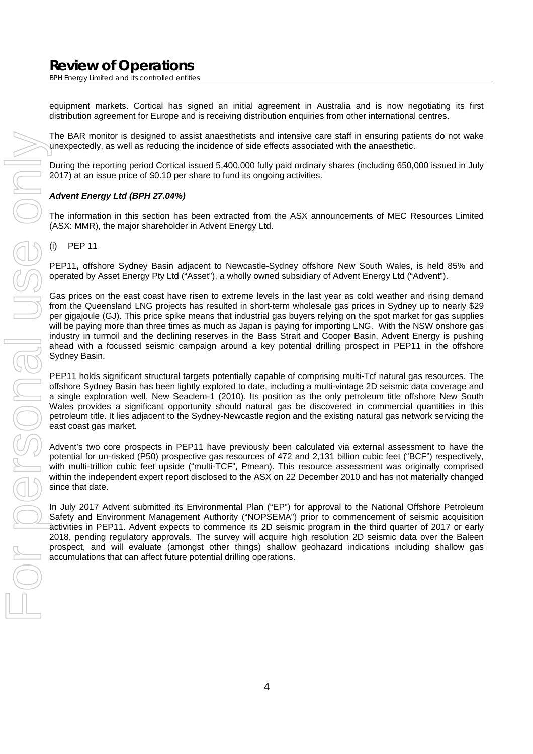equipment markets. Cortical has signed an initial agreement in Australia and is now negotiating its first distribution agreement for Europe and is receiving distribution enquiries from other international centres.

The BAR monitor is designed to assist anaesthetists and intensive care staff in ensuring patients do not wake unexpectedly, as well as reducing the incidence of side effects associated with the anaesthetic.

During the reporting period Cortical issued 5,400,000 fully paid ordinary shares (including 650,000 issued in July 2017) at an issue price of $0.10 per share to fund its ongoing activities.

***Advent Energy Ltd (BPH 27.04%)***

The information in this section has been extracted from the ASX announcements of MEC Resources Limited (ASX: MMR), the major shareholder in Advent Energy Ltd.

(i) PEP 11

PEP11**,** offshore Sydney Basin adjacent to Newcastle-Sydney offshore New South Wales, is held 85% and operated by Asset Energy Pty Ltd ("Asset"), a wholly owned subsidiary of Advent Energy Ltd ("Advent").

Gas prices on the east coast have risen to extreme levels in the last year as cold weather and rising demand from the Queensland LNG projects has resulted in short-term wholesale gas prices in Sydney up to nearly $29 per gigajoule (GJ). This price spike means that industrial gas buyers relying on the spot market for gas supplies will be paying more than three times as much as Japan is paying for importing LNG. With the NSW onshore gas industry in turmoil and the declining reserves in the Bass Strait and Cooper Basin, Advent Energy is pushing ahead with a focussed seismic campaign around a key potential drilling prospect in PEP11 in the offshore Sydney Basin.

PEP11 holds significant structural targets potentially capable of comprising multi-Tcf natural gas resources. The offshore Sydney Basin has been lightly explored to date, including a multi-vintage 2D seismic data coverage and a single exploration well, New Seaclem-1 (2010). Its position as the only petroleum title offshore New South Wales provides a significant opportunity should natural gas be discovered in commercial quantities in this petroleum title. It lies adjacent to the Sydney-Newcastle region and the existing natural gas network servicing the east coast gas market.

Advent's two core prospects in PEP11 have previously been calculated via external assessment to have the potential for un-risked (P50) prospective gas resources of 472 and 2,131 billion cubic feet ("BCF") respectively, with multi-trillion cubic feet upside ("multi-TCF", Pmean). This resource assessment was originally comprised within the independent expert report disclosed to the ASX on 22 December 2010 and has not materially changed since that date.

In July 2017 Advent submitted its Environmental Plan ("EP") for approval to the National Offshore Petroleum Safety and Environment Management Authority ("NOPSEMA") prior to commencement of seismic acquisition activities in PEP11. Advent expects to commence its 2D seismic program in the third quarter of 2017 or early 2018, pending regulatory approvals. The survey will acquire high resolution 2D seismic data over the Baleen prospect, and will evaluate (amongst other things) shallow geohazard indications including shallow gas accumulations that can affect future potential drilling operations.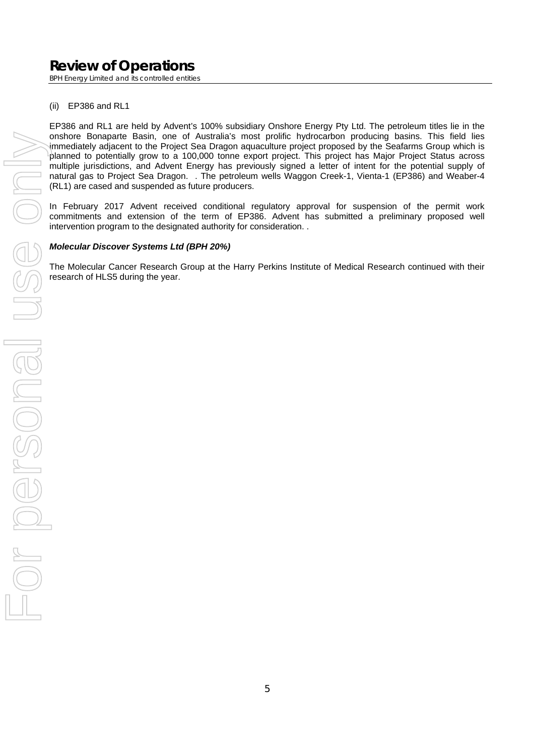(ii) EP386 and RL1

EP386 and RL1 are held by Advent's 100% subsidiary Onshore Energy Pty Ltd. The petroleum titles lie in the onshore Bonaparte Basin, one of Australia's most prolific hydrocarbon producing basins. This field lies immediately adjacent to the Project Sea Dragon aquaculture project proposed by the Seafarms Group which is planned to potentially grow to a 100,000 tonne export project. This project has Major Project Status across multiple jurisdictions, and Advent Energy has previously signed a letter of intent for the potential supply of natural gas to Project Sea Dragon. . The petroleum wells Waggon Creek-1, Vienta-1 (EP386) and Weaber-4 (RL1) are cased and suspended as future producers.

In February 2017 Advent received conditional regulatory approval for suspension of the permit work commitments and extension of the term of EP386. Advent has submitted a preliminary proposed well intervention program to the designated authority for consideration. .

***Molecular Discover Systems Ltd (BPH 20%)***

The Molecular Cancer Research Group at the Harry Perkins Institute of Medical Research continued with their research of HLS5 during the year.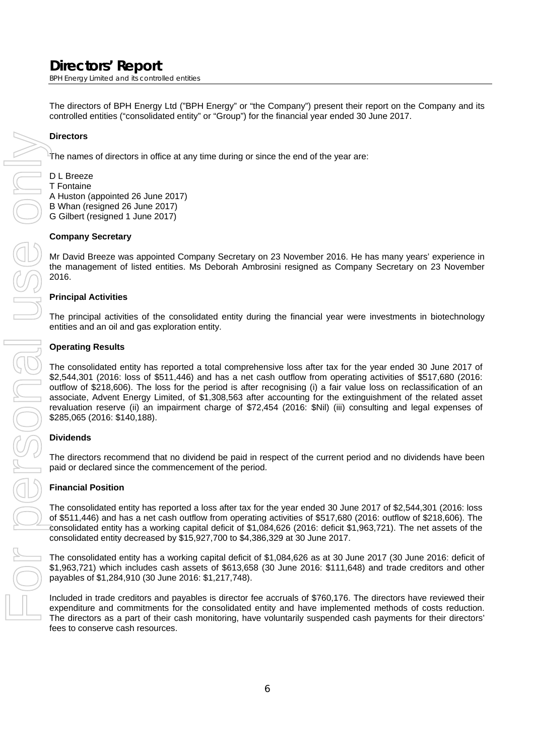# Directors' Report

BPH Energy Limited and its controlled entities

The directors of BPH Energy Ltd ("BPH Energy" or "the Company") present their report on the Company and its controlled entities ("consolidated entity" or "Group") for the financial year ended 30 June 2017.

**Directors**

The names of directors in office at any time during or since the end of the year are:

D L Breeze
T Fontaine
A Huston (appointed 26 June 2017)
B Whan (resigned 26 June 2017)
G Gilbert (resigned 1 June 2017)

**Company Secretary**

Mr David Breeze was appointed Company Secretary on 23 November 2016. He has many years' experience in the management of listed entities. Ms Deborah Ambrosini resigned as Company Secretary on 23 November 2016.

**Principal Activities**

The principal activities of the consolidated entity during the financial year were investments in biotechnology entities and an oil and gas exploration entity.

**Operating Results**

The consolidated entity has reported a total comprehensive loss after tax for the year ended 30 June 2017 of $2,544,301 (2016: loss of $511,446) and has a net cash outflow from operating activities of $517,680 (2016: outflow of $218,606). The loss for the period is after recognising (i) a fair value loss on reclassification of an associate, Advent Energy Limited, of $1,308,563 after accounting for the extinguishment of the related asset revaluation reserve (ii) an impairment charge of $72,454 (2016: $Nil) (iii) consulting and legal expenses of $285,065 (2016: $140,188).

**Dividends**

The directors recommend that no dividend be paid in respect of the current period and no dividends have been paid or declared since the commencement of the period.

**Financial Position**

The consolidated entity has reported a loss after tax for the year ended 30 June 2017 of $2,544,301 (2016: loss of $511,446) and has a net cash outflow from operating activities of $517,680 (2016: outflow of $218,606). The consolidated entity has a working capital deficit of $1,084,626 (2016: deficit $1,963,721). The net assets of the consolidated entity decreased by $15,927,700 to $4,386,329 at 30 June 2017.

The consolidated entity has a working capital deficit of $1,084,626 as at 30 June 2017 (30 June 2016: deficit of $1,963,721) which includes cash assets of $613,658 (30 June 2016: $111,648) and trade creditors and other payables of $1,284,910 (30 June 2016: $1,217,748).

Included in trade creditors and payables is director fee accruals of $760,176. The directors have reviewed their expenditure and commitments for the consolidated entity and have implemented methods of costs reduction. The directors as a part of their cash monitoring, have voluntarily suspended cash payments for their directors' fees to conserve cash resources.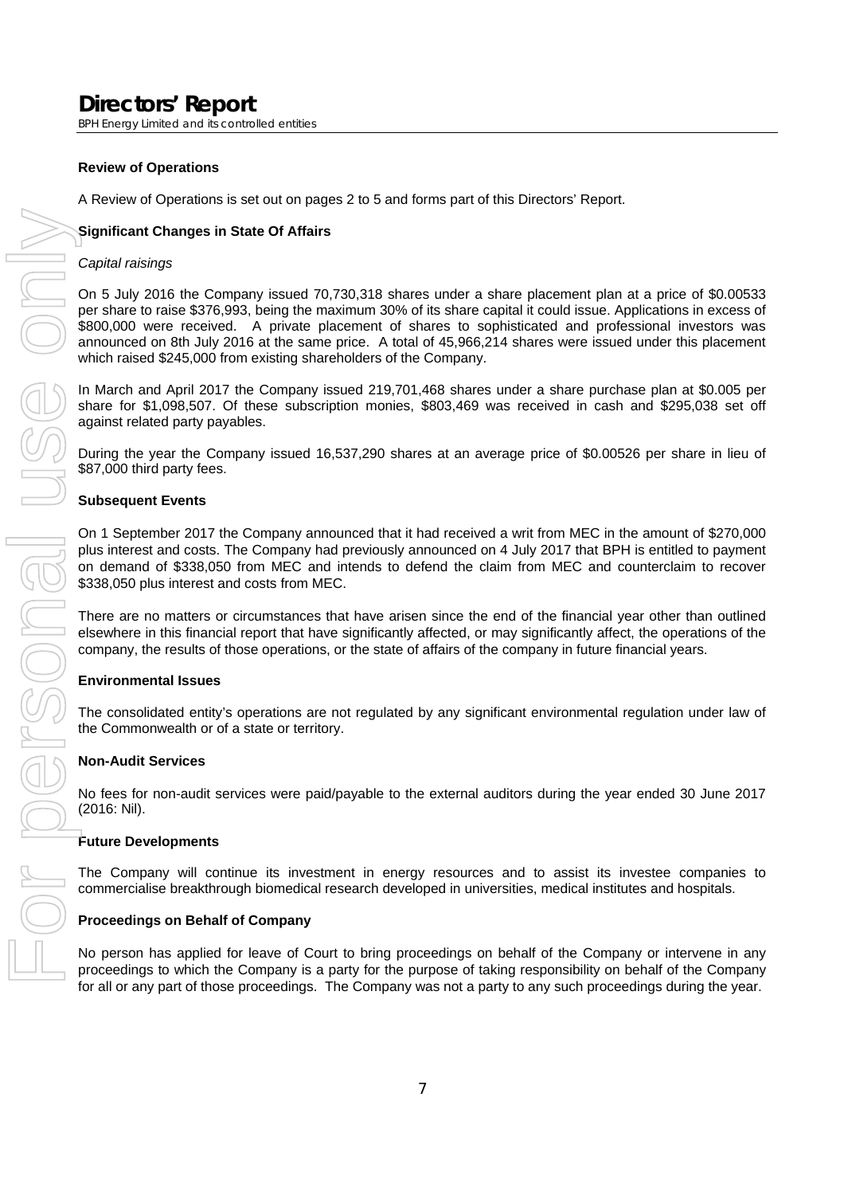# Directors' Report

BPH Energy Limited and its controlled entities

**Review of Operations**

A Review of Operations is set out on pages 2 to 5 and forms part of this Directors' Report.

**Significant Changes in State Of Affairs**

*Capital raisings*

On 5 July 2016 the Company issued 70,730,318 shares under a share placement plan at a price of $0.00533 per share to raise $376,993, being the maximum 30% of its share capital it could issue. Applications in excess of $800,000 were received. A private placement of shares to sophisticated and professional investors was announced on 8th July 2016 at the same price. A total of 45,966,214 shares were issued under this placement which raised $245,000 from existing shareholders of the Company.

In March and April 2017 the Company issued 219,701,468 shares under a share purchase plan at $0.005 per share for $1,098,507. Of these subscription monies, $803,469 was received in cash and $295,038 set off against related party payables.

During the year the Company issued 16,537,290 shares at an average price of $0.00526 per share in lieu of $87,000 third party fees.

**Subsequent Events**

On 1 September 2017 the Company announced that it had received a writ from MEC in the amount of $270,000 plus interest and costs. The Company had previously announced on 4 July 2017 that BPH is entitled to payment on demand of $338,050 from MEC and intends to defend the claim from MEC and counterclaim to recover $338,050 plus interest and costs from MEC.

There are no matters or circumstances that have arisen since the end of the financial year other than outlined elsewhere in this financial report that have significantly affected, or may significantly affect, the operations of the company, the results of those operations, or the state of affairs of the company in future financial years.

**Environmental Issues**

The consolidated entity's operations are not regulated by any significant environmental regulation under law of the Commonwealth or of a state or territory.

**Non-Audit Services**

No fees for non-audit services were paid/payable to the external auditors during the year ended 30 June 2017 (2016: Nil).

**Future Developments**

The Company will continue its investment in energy resources and to assist its investee companies to commercialise breakthrough biomedical research developed in universities, medical institutes and hospitals.

**Proceedings on Behalf of Company**

No person has applied for leave of Court to bring proceedings on behalf of the Company or intervene in any proceedings to which the Company is a party for the purpose of taking responsibility on behalf of the Company for all or any part of those proceedings. The Company was not a party to any such proceedings during the year.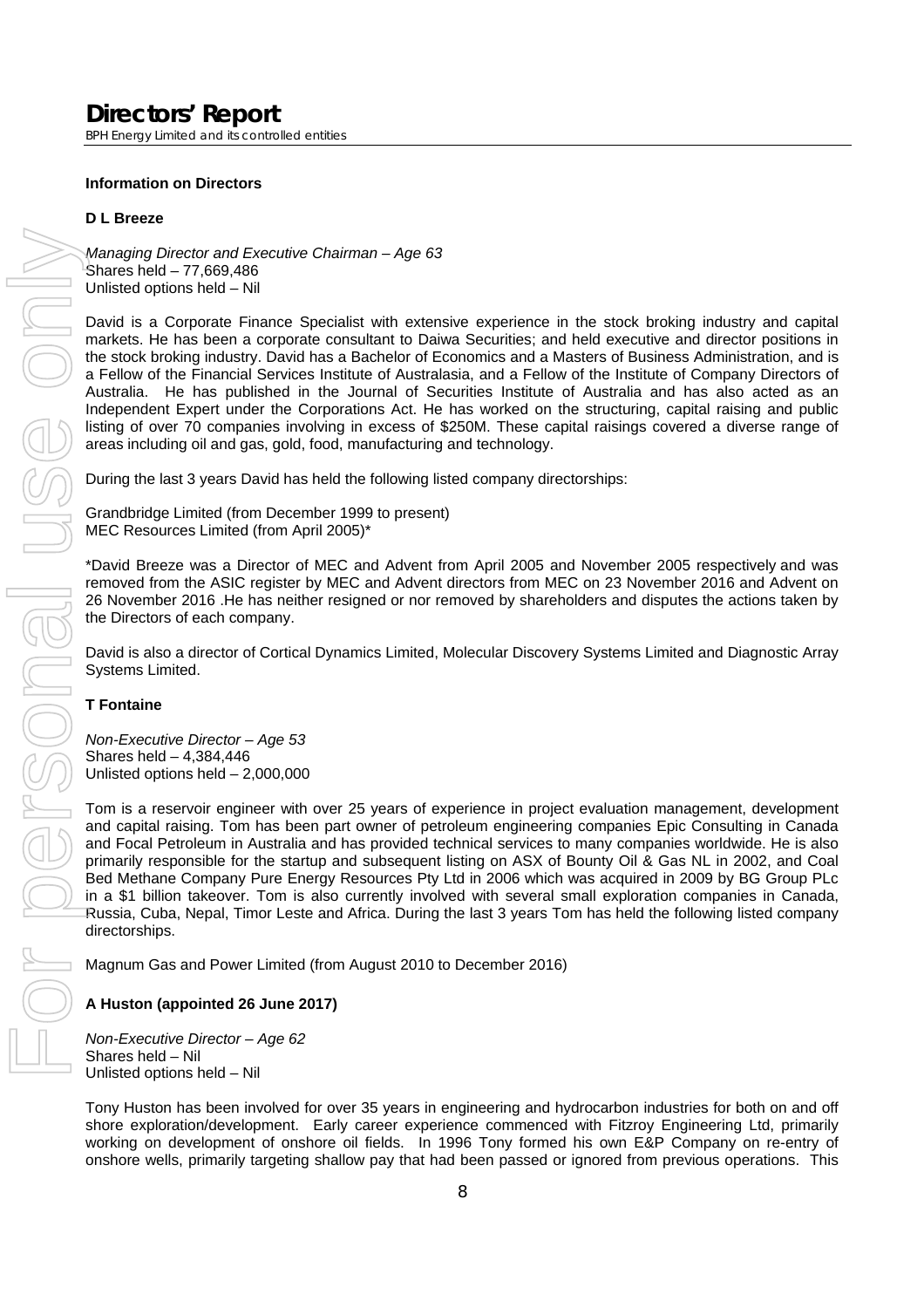**Information on Directors**

**D L Breeze**

*Managing Director and Executive Chairman – Age 63*
Shares held – 77,669,486
Unlisted options held – Nil

David is a Corporate Finance Specialist with extensive experience in the stock broking industry and capital markets. He has been a corporate consultant to Daiwa Securities; and held executive and director positions in the stock broking industry. David has a Bachelor of Economics and a Masters of Business Administration, and is a Fellow of the Financial Services Institute of Australasia, and a Fellow of the Institute of Company Directors of Australia. He has published in the Journal of Securities Institute of Australia and has also acted as an Independent Expert under the Corporations Act. He has worked on the structuring, capital raising and public listing of over 70 companies involving in excess of $250M. These capital raisings covered a diverse range of areas including oil and gas, gold, food, manufacturing and technology.

During the last 3 years David has held the following listed company directorships:

Grandbridge Limited (from December 1999 to present)
MEC Resources Limited (from April 2005)*

*David Breeze was a Director of MEC and Advent from April 2005 and November 2005 respectively and was removed from the ASIC register by MEC and Advent directors from MEC on 23 November 2016 and Advent on 26 November 2016 .He has neither resigned or nor removed by shareholders and disputes the actions taken by the Directors of each company.

David is also a director of Cortical Dynamics Limited, Molecular Discovery Systems Limited and Diagnostic Array Systems Limited.

**T Fontaine**

*Non-Executive Director – Age 53*
Shares held – 4,384,446
Unlisted options held – 2,000,000

Tom is a reservoir engineer with over 25 years of experience in project evaluation management, development and capital raising. Tom has been part owner of petroleum engineering companies Epic Consulting in Canada and Focal Petroleum in Australia and has provided technical services to many companies worldwide. He is also primarily responsible for the startup and subsequent listing on ASX of Bounty Oil & Gas NL in 2002, and Coal Bed Methane Company Pure Energy Resources Pty Ltd in 2006 which was acquired in 2009 by BG Group PLc in a $1 billion takeover. Tom is also currently involved with several small exploration companies in Canada, Russia, Cuba, Nepal, Timor Leste and Africa. During the last 3 years Tom has held the following listed company directorships.

Magnum Gas and Power Limited (from August 2010 to December 2016)

**A Huston (appointed 26 June 2017)**

*Non-Executive Director – Age 62*
Shares held – Nil
Unlisted options held – Nil

Tony Huston has been involved for over 35 years in engineering and hydrocarbon industries for both on and off shore exploration/development. Early career experience commenced with Fitzroy Engineering Ltd, primarily working on development of onshore oil fields. In 1996 Tony formed his own E&P Company on re-entry of onshore wells, primarily targeting shallow pay that had been passed or ignored from previous operations. This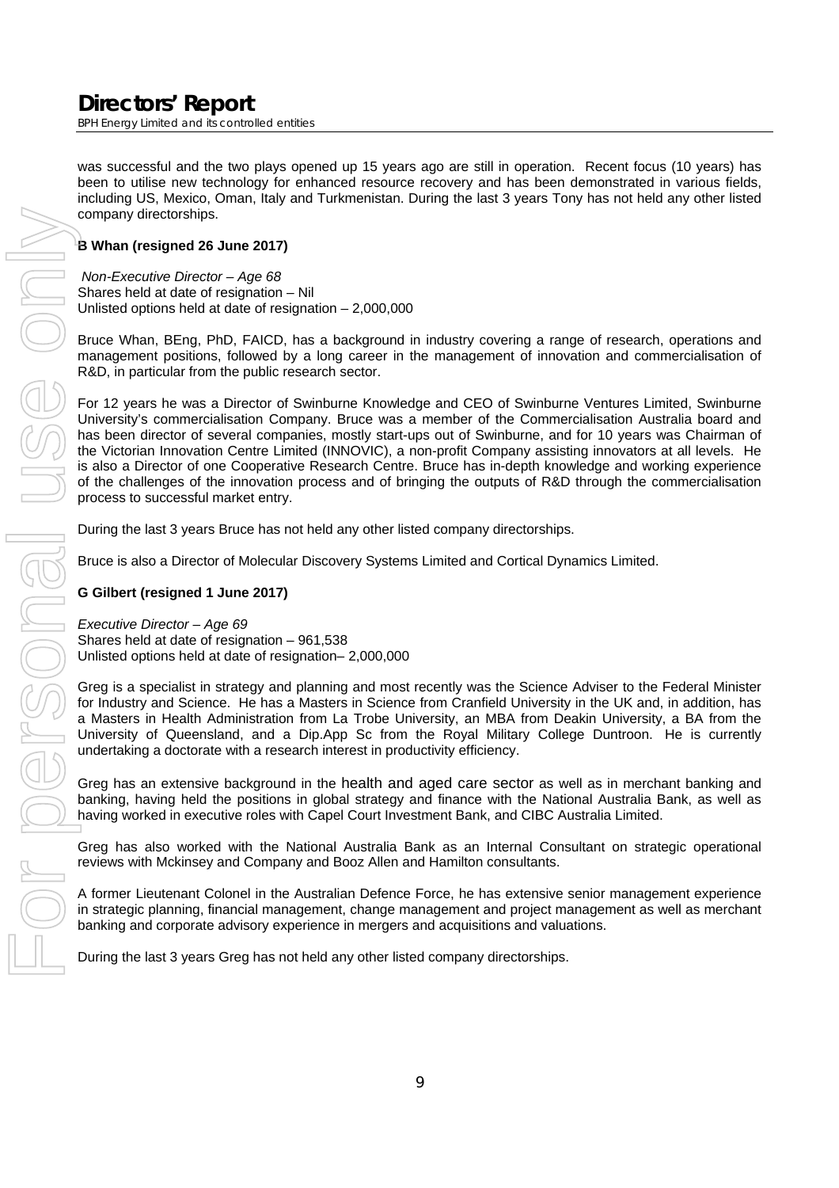was successful and the two plays opened up 15 years ago are still in operation. Recent focus (10 years) has been to utilise new technology for enhanced resource recovery and has been demonstrated in various fields, including US, Mexico, Oman, Italy and Turkmenistan. During the last 3 years Tony has not held any other listed company directorships.

**B Whan (resigned 26 June 2017)**

*Non-Executive Director – Age 68*
Shares held at date of resignation – Nil
Unlisted options held at date of resignation – 2,000,000

Bruce Whan, BEng, PhD, FAICD, has a background in industry covering a range of research, operations and management positions, followed by a long career in the management of innovation and commercialisation of R&D, in particular from the public research sector.

For 12 years he was a Director of Swinburne Knowledge and CEO of Swinburne Ventures Limited, Swinburne University's commercialisation Company. Bruce was a member of the Commercialisation Australia board and has been director of several companies, mostly start-ups out of Swinburne, and for 10 years was Chairman of the Victorian Innovation Centre Limited (INNOVIC), a non-profit Company assisting innovators at all levels. He is also a Director of one Cooperative Research Centre. Bruce has in-depth knowledge and working experience of the challenges of the innovation process and of bringing the outputs of R&D through the commercialisation process to successful market entry.

During the last 3 years Bruce has not held any other listed company directorships.

Bruce is also a Director of Molecular Discovery Systems Limited and Cortical Dynamics Limited.

**G Gilbert (resigned 1 June 2017)**

*Executive Director – Age 69*
Shares held at date of resignation – 961,538
Unlisted options held at date of resignation– 2,000,000

Greg is a specialist in strategy and planning and most recently was the Science Adviser to the Federal Minister for Industry and Science. He has a Masters in Science from Cranfield University in the UK and, in addition, has a Masters in Health Administration from La Trobe University, an MBA from Deakin University, a BA from the University of Queensland, and a Dip.App Sc from the Royal Military College Duntroon. He is currently undertaking a doctorate with a research interest in productivity efficiency.

Greg has an extensive background in the health and aged care sector as well as in merchant banking and banking, having held the positions in global strategy and finance with the National Australia Bank, as well as having worked in executive roles with Capel Court Investment Bank, and CIBC Australia Limited.

Greg has also worked with the National Australia Bank as an Internal Consultant on strategic operational reviews with Mckinsey and Company and Booz Allen and Hamilton consultants.

A former Lieutenant Colonel in the Australian Defence Force, he has extensive senior management experience in strategic planning, financial management, change management and project management as well as merchant banking and corporate advisory experience in mergers and acquisitions and valuations.

During the last 3 years Greg has not held any other listed company directorships.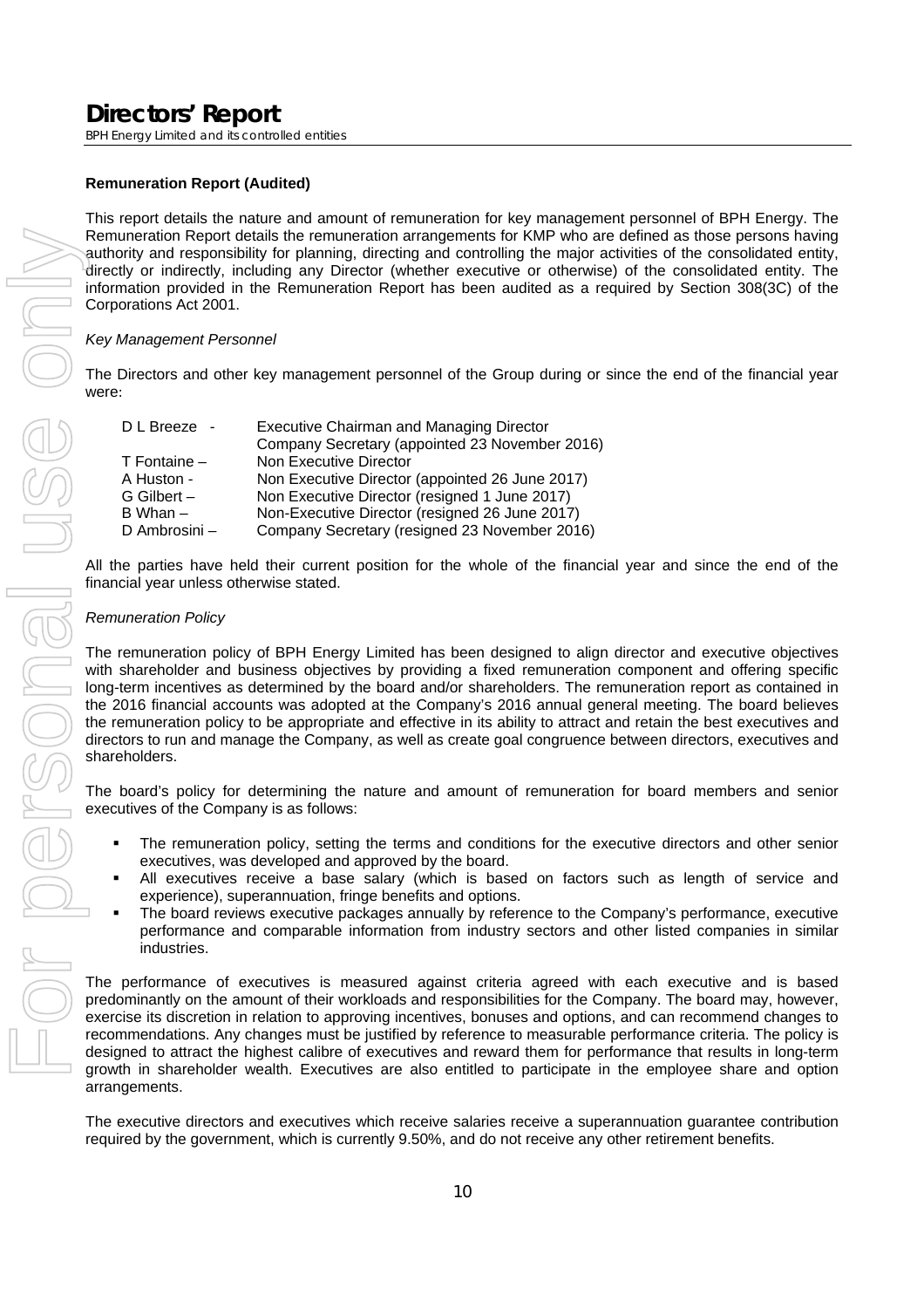# Directors' Report

BPH Energy Limited and its controlled entities

**Remuneration Report (Audited)**

This report details the nature and amount of remuneration for key management personnel of BPH Energy. The Remuneration Report details the remuneration arrangements for KMP who are defined as those persons having authority and responsibility for planning, directing and controlling the major activities of the consolidated entity, directly or indirectly, including any Director (whether executive or otherwise) of the consolidated entity. The information provided in the Remuneration Report has been audited as a required by Section 308(3C) of the Corporations Act 2001.

*Key Management Personnel*

The Directors and other key management personnel of the Group during or since the end of the financial year were:

| | |
|---|---|
| D L Breeze - | Executive Chairman and Managing Director<br>Company Secretary (appointed 23 November 2016) |
| T Fontaine – | Non Executive Director |
| A Huston - | Non Executive Director (appointed 26 June 2017) |
| G Gilbert – | Non Executive Director (resigned 1 June 2017) |
| B Whan – | Non-Executive Director (resigned 26 June 2017) |
| D Ambrosini – | Company Secretary (resigned 23 November 2016) |

All the parties have held their current position for the whole of the financial year and since the end of the financial year unless otherwise stated.

*Remuneration Policy*

The remuneration policy of BPH Energy Limited has been designed to align director and executive objectives with shareholder and business objectives by providing a fixed remuneration component and offering specific long-term incentives as determined by the board and/or shareholders. The remuneration report as contained in the 2016 financial accounts was adopted at the Company's 2016 annual general meeting. The board believes the remuneration policy to be appropriate and effective in its ability to attract and retain the best executives and directors to run and manage the Company, as well as create goal congruence between directors, executives and shareholders.

The board's policy for determining the nature and amount of remuneration for board members and senior executives of the Company is as follows:

- The remuneration policy, setting the terms and conditions for the executive directors and other senior executives, was developed and approved by the board.
- All executives receive a base salary (which is based on factors such as length of service and experience), superannuation, fringe benefits and options.
- The board reviews executive packages annually by reference to the Company's performance, executive performance and comparable information from industry sectors and other listed companies in similar industries.

The performance of executives is measured against criteria agreed with each executive and is based predominantly on the amount of their workloads and responsibilities for the Company. The board may, however, exercise its discretion in relation to approving incentives, bonuses and options, and can recommend changes to recommendations. Any changes must be justified by reference to measurable performance criteria. The policy is designed to attract the highest calibre of executives and reward them for performance that results in long-term growth in shareholder wealth. Executives are also entitled to participate in the employee share and option arrangements.

The executive directors and executives which receive salaries receive a superannuation guarantee contribution required by the government, which is currently 9.50%, and do not receive any other retirement benefits.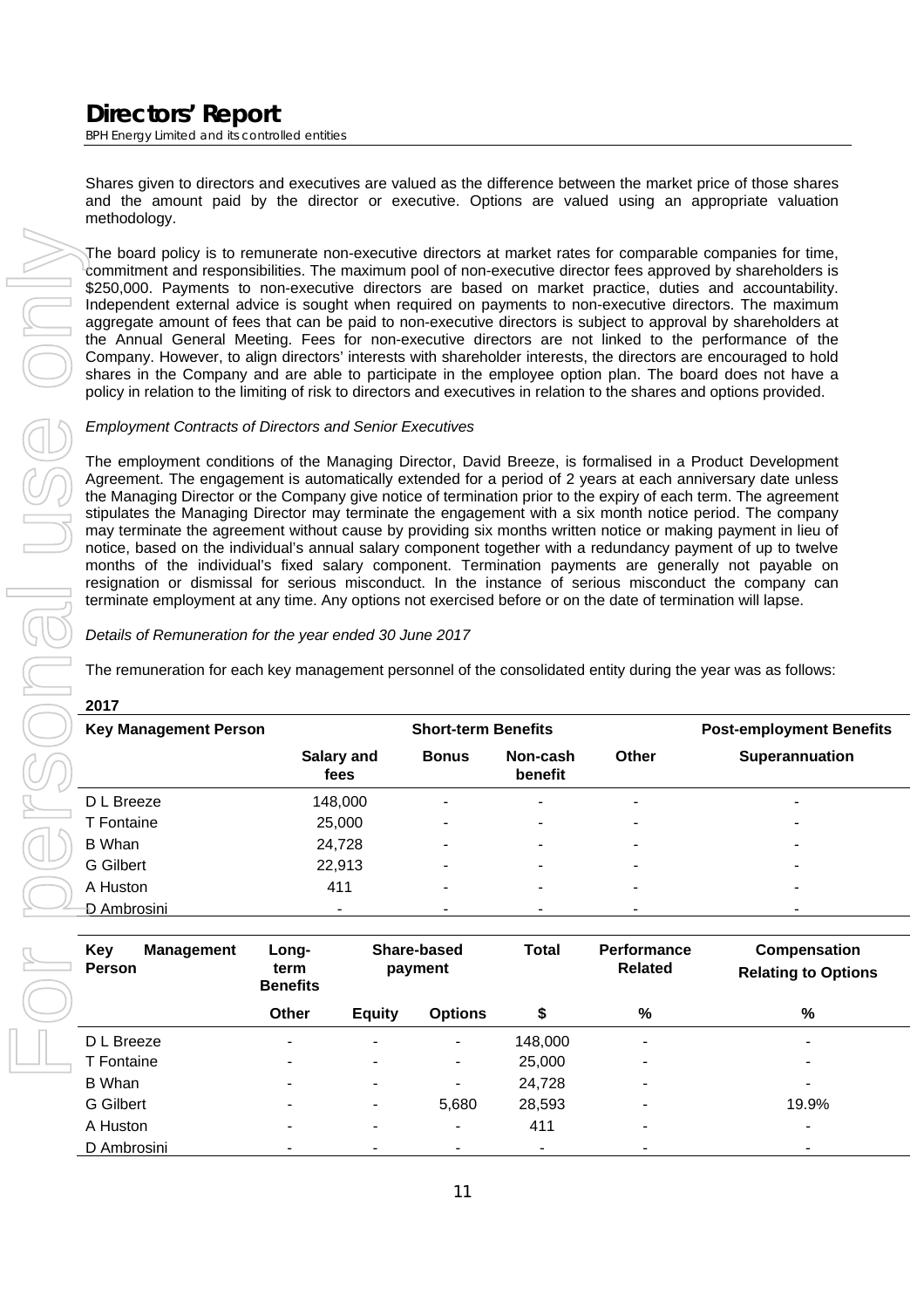# Directors' Report

BPH Energy Limited and its controlled entities

Shares given to directors and executives are valued as the difference between the market price of those shares and the amount paid by the director or executive. Options are valued using an appropriate valuation methodology.

The board policy is to remunerate non-executive directors at market rates for comparable companies for time, commitment and responsibilities. The maximum pool of non-executive director fees approved by shareholders is $250,000. Payments to non-executive directors are based on market practice, duties and accountability. Independent external advice is sought when required on payments to non-executive directors. The maximum aggregate amount of fees that can be paid to non-executive directors is subject to approval by shareholders at the Annual General Meeting. Fees for non-executive directors are not linked to the performance of the Company. However, to align directors' interests with shareholder interests, the directors are encouraged to hold shares in the Company and are able to participate in the employee option plan. The board does not have a policy in relation to the limiting of risk to directors and executives in relation to the shares and options provided.

*Employment Contracts of Directors and Senior Executives*

The employment conditions of the Managing Director, David Breeze, is formalised in a Product Development Agreement. The engagement is automatically extended for a period of 2 years at each anniversary date unless the Managing Director or the Company give notice of termination prior to the expiry of each term. The agreement stipulates the Managing Director may terminate the engagement with a six month notice period. The company may terminate the agreement without cause by providing six months written notice or making payment in lieu of notice, based on the individual's annual salary component together with a redundancy payment of up to twelve months of the individual's fixed salary component. Termination payments are generally not payable on resignation or dismissal for serious misconduct. In the instance of serious misconduct the company can terminate employment at any time. Any options not exercised before or on the date of termination will lapse.

*Details of Remuneration for the year ended 30 June 2017*

The remuneration for each key management personnel of the consolidated entity during the year was as follows:

**2017**

| Key Management Person | Short-term Benefits | | | | Post-employment Benefits |
|---|---|---|---|---|---|
| | Salary and fees | Bonus | Non-cash benefit | Other | Superannuation |
| D L Breeze | 148,000 | - | - | - | - |
| T Fontaine | 25,000 | - | - | - | - |
| B Whan | 24,728 | - | - | - | - |
| G Gilbert | 22,913 | - | - | - | - |
| A Huston | 411 | - | - | - | - |
| D Ambrosini | - | - | - | - | - |

| Key Management Person | Long-term Benefits | Share-based payment | | Total | Performance Related | Compensation Relating to Options |
|---|---|---|---|---|---|---|
| | Other | Equity | Options | $ | % | % |
| D L Breeze | - | - | - | 148,000 | - | - |
| T Fontaine | - | - | - | 25,000 | - | - |
| B Whan | - | - | - | 24,728 | - | - |
| G Gilbert | - | - | 5,680 | 28,593 | - | 19.9% |
| A Huston | - | - | - | 411 | - | - |
| D Ambrosini | - | - | - | - | - | - |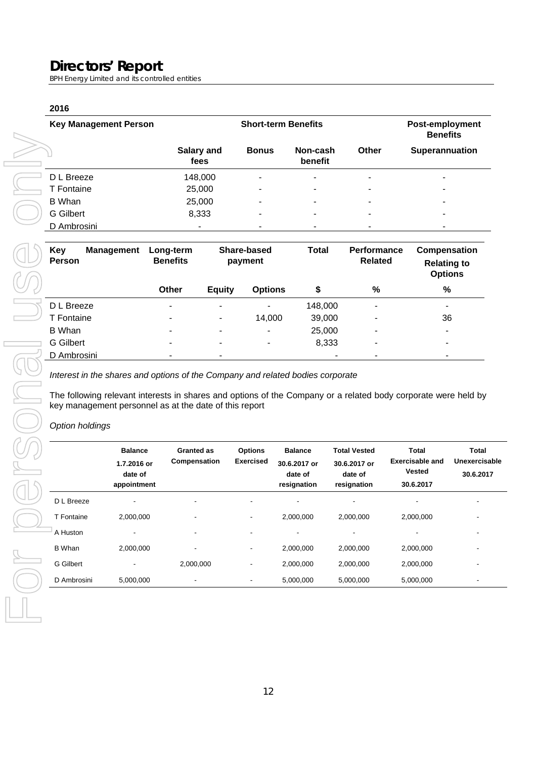**2016**

| Key Management Person | Short-term Benefits | | | | Post-employment Benefits |
|---|---|---|---|---|---|
| | Salary and fees | Bonus | Non-cash benefit | Other | Superannuation |
| D L Breeze | 148,000 | - | - | - | - |
| T Fontaine | 25,000 | - | - | - | - |
| B Whan | 25,000 | - | - | - | - |
| G Gilbert | 8,333 | - | - | - | - |
| D Ambrosini | - | - | - | - | - |

| Key Management Person | Long-term Benefits | Share-based payment | | Total | Performance Related | Compensation Relating to Options |
|---|---|---|---|---|---|---|
| | Other | Equity | Options | $ | % | % |
| D L Breeze | - | - | - | 148,000 | - | - |
| T Fontaine | - | - | 14,000 | 39,000 | - | 36 |
| B Whan | - | - | - | 25,000 | - | - |
| G Gilbert | - | - | - | 8,333 | - | - |
| D Ambrosini | - | - | | - | - | - |

*Interest in the shares and options of the Company and related bodies corporate*

The following relevant interests in shares and options of the Company or a related body corporate were held by key management personnel as at the date of this report

*Option holdings*

| | Balance 1.7.2016 or date of appointment | Granted as Compensation | Options Exercised | Balance 30.6.2017 or date of resignation | Total Vested 30.6.2017 or date of resignation | Total Exercisable and Vested 30.6.2017 | Total Unexercisable 30.6.2017 |
|---|---|---|---|---|---|---|---|
| D L Breeze | - | - | - | - | - | - | - |
| T Fontaine | 2,000,000 | - | - | 2,000,000 | 2,000,000 | 2,000,000 | - |
| A Huston | - | - | - | - | - | - | - |
| B Whan | 2,000,000 | - | - | 2,000,000 | 2,000,000 | 2,000,000 | - |
| G Gilbert | - | 2,000,000 | - | 2,000,000 | 2,000,000 | 2,000,000 | - |
| D Ambrosini | 5,000,000 | - | - | 5,000,000 | 5,000,000 | 5,000,000 | - |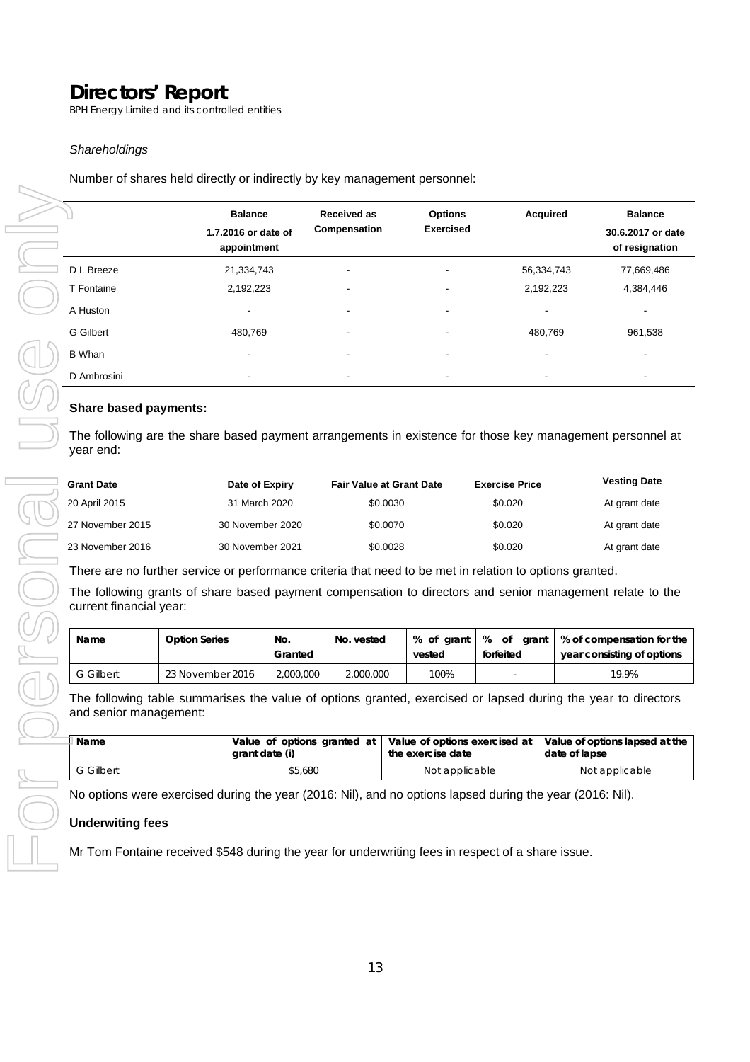*Shareholdings*

Number of shares held directly or indirectly by key management personnel:

| | Balance 1.7.2016 or date of appointment | Received as Compensation | Options Exercised | Acquired | Balance 30.6.2017 or date of resignation |
|---|---|---|---|---|---|
| D L Breeze | 21,334,743 | - | - | 56,334,743 | 77,669,486 |
| T Fontaine | 2,192,223 | - | - | 2,192,223 | 4,384,446 |
| A Huston | - | - | - | - | - |
| G Gilbert | 480,769 | - | - | 480,769 | 961,538 |
| B Whan | - | - | - | - | - |
| D Ambrosini | - | - | - | - | - |

**Share based payments:**

The following are the share based payment arrangements in existence for those key management personnel at year end:

| Grant Date | Date of Expiry | Fair Value at Grant Date | Exercise Price | Vesting Date |
|---|---|---|---|---|
| 20 April 2015 | 31 March 2020 | $0.0030 | $0.020 | At grant date |
| 27 November 2015 | 30 November 2020 | $0.0070 | $0.020 | At grant date |
| 23 November 2016 | 30 November 2021 | $0.0028 | $0.020 | At grant date |

There are no further service or performance criteria that need to be met in relation to options granted.

The following grants of share based payment compensation to directors and senior management relate to the current financial year:

| Name | Option Series | No. Granted | No. vested | % of grant vested | % of grant forfeited | % of compensation for the year consisting of options |
|---|---|---|---|---|---|---|
| G Gilbert | 23 November 2016 | 2,000,000 | 2,000,000 | 100% | - | 19.9% |

The following table summarises the value of options granted, exercised or lapsed during the year to directors and senior management:

| Name | Value of options granted at grant date (i) | Value of options exercised at the exercise date | Value of options lapsed at the date of lapse |
|---|---|---|---|
| G Gilbert | $5,680 | Not applicable | Not applicable |

No options were exercised during the year (2016: Nil), and no options lapsed during the year (2016: Nil).

**Underwiting fees**

Mr Tom Fontaine received $548 during the year for underwriting fees in respect of a share issue.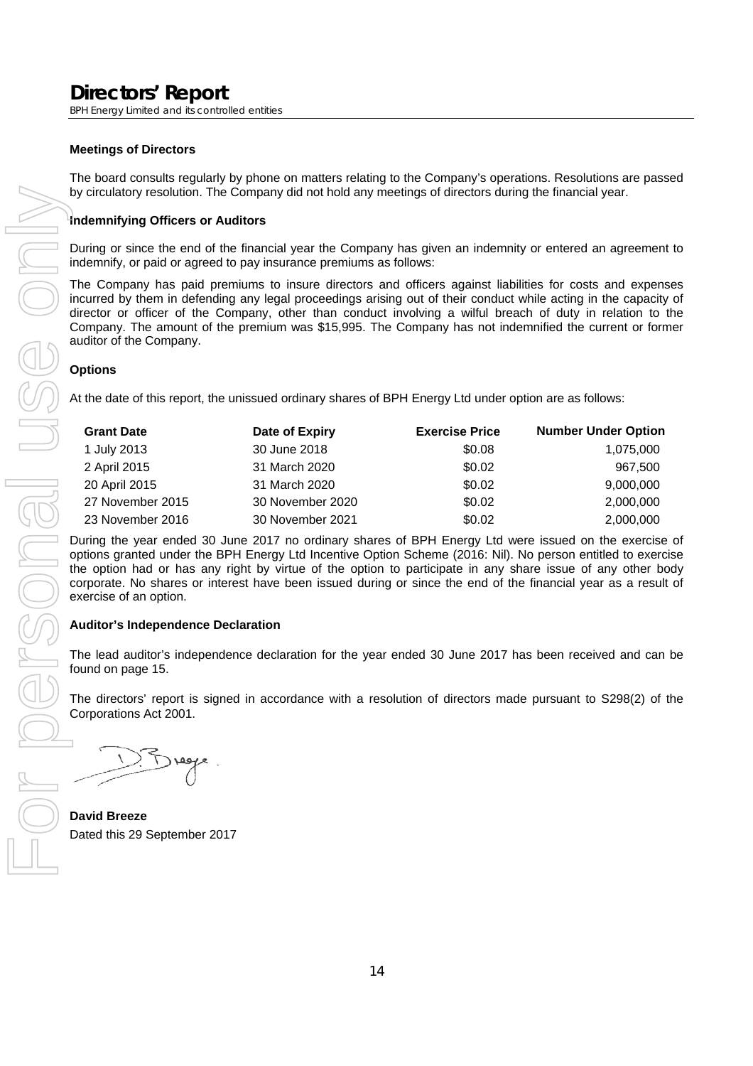# Directors' Report

*BPH Energy Limited and its controlled entities*

**Meetings of Directors**

The board consults regularly by phone on matters relating to the Company's operations. Resolutions are passed by circulatory resolution. The Company did not hold any meetings of directors during the financial year.

**Indemnifying Officers or Auditors**

During or since the end of the financial year the Company has given an indemnity or entered an agreement to indemnify, or paid or agreed to pay insurance premiums as follows:

The Company has paid premiums to insure directors and officers against liabilities for costs and expenses incurred by them in defending any legal proceedings arising out of their conduct while acting in the capacity of director or officer of the Company, other than conduct involving a wilful breach of duty in relation to the Company. The amount of the premium was $15,995. The Company has not indemnified the current or former auditor of the Company.

**Options**

At the date of this report, the unissued ordinary shares of BPH Energy Ltd under option are as follows:

| Grant Date | Date of Expiry | Exercise Price | Number Under Option |
|---|---|---|---|
| 1 July 2013 | 30 June 2018 | $0.08 | 1,075,000 |
| 2 April 2015 | 31 March 2020 | $0.02 | 967,500 |
| 20 April 2015 | 31 March 2020 | $0.02 | 9,000,000 |
| 27 November 2015 | 30 November 2020 | $0.02 | 2,000,000 |
| 23 November 2016 | 30 November 2021 | $0.02 | 2,000,000 |

During the year ended 30 June 2017 no ordinary shares of BPH Energy Ltd were issued on the exercise of options granted under the BPH Energy Ltd Incentive Option Scheme (2016: Nil). No person entitled to exercise the option had or has any right by virtue of the option to participate in any share issue of any other body corporate. No shares or interest have been issued during or since the end of the financial year as a result of exercise of an option.

**Auditor's Independence Declaration**

The lead auditor's independence declaration for the year ended 30 June 2017 has been received and can be found on page 15.

The directors' report is signed in accordance with a resolution of directors made pursuant to S298(2) of the Corporations Act 2001.

**David Breeze**

Dated this 29 September 2017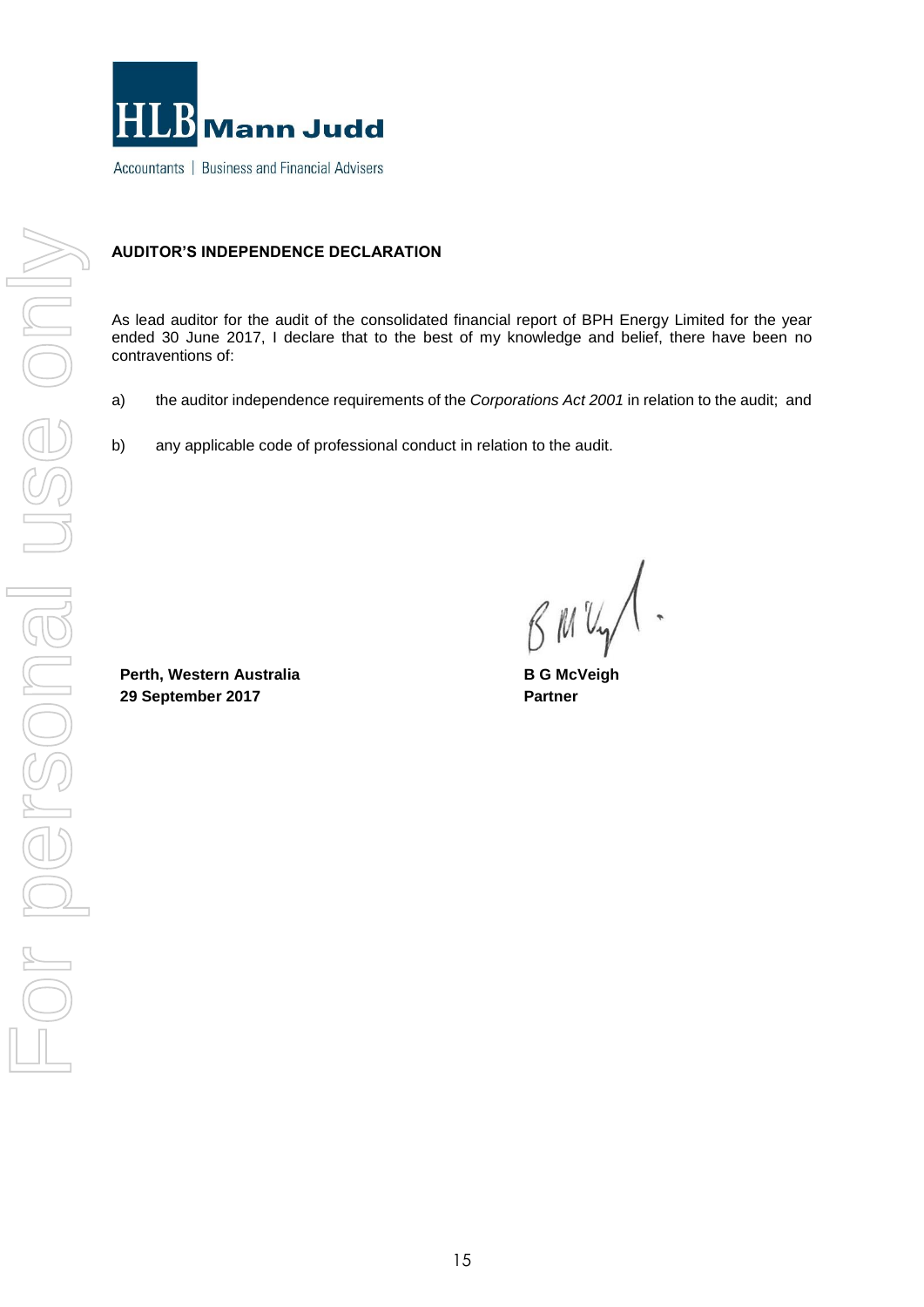HLB Mann Judd

Accountants | Business and Financial Advisers

## AUDITOR'S INDEPENDENCE DECLARATION

As lead auditor for the audit of the consolidated financial report of BPH Energy Limited for the year ended 30 June 2017, I declare that to the best of my knowledge and belief, there have been no contraventions of:

a) the auditor independence requirements of the *Corporations Act 2001* in relation to the audit; and

b) any applicable code of professional conduct in relation to the audit.

**Perth, Western Australia**
**29 September 2017**

**B G McVeigh**
**Partner**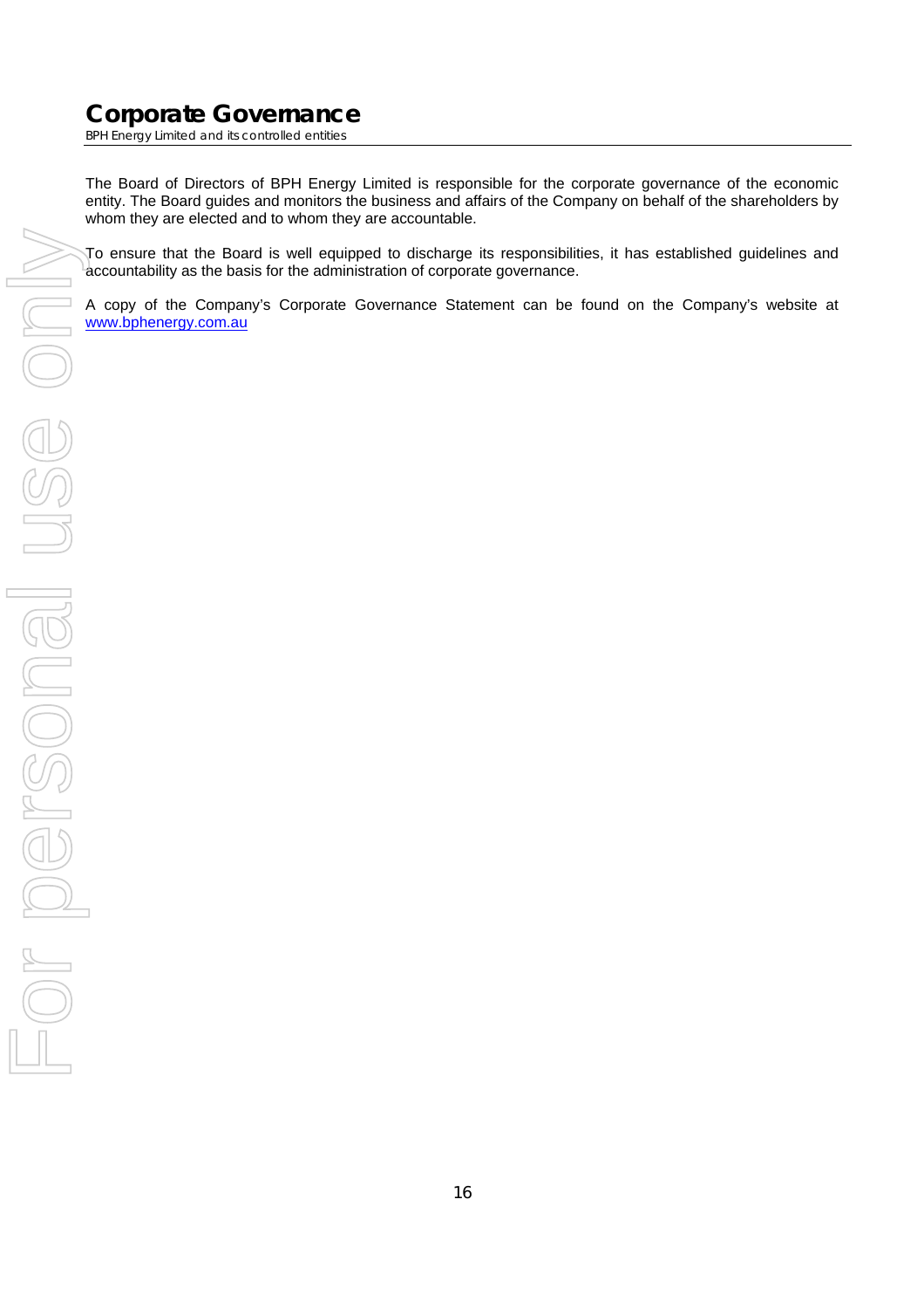# Corporate Governance

BPH Energy Limited and its controlled entities

The Board of Directors of BPH Energy Limited is responsible for the corporate governance of the economic entity. The Board guides and monitors the business and affairs of the Company on behalf of the shareholders by whom they are elected and to whom they are accountable.

To ensure that the Board is well equipped to discharge its responsibilities, it has established guidelines and accountability as the basis for the administration of corporate governance.

A copy of the Company's Corporate Governance Statement can be found on the Company's website at www.bphenergy.com.au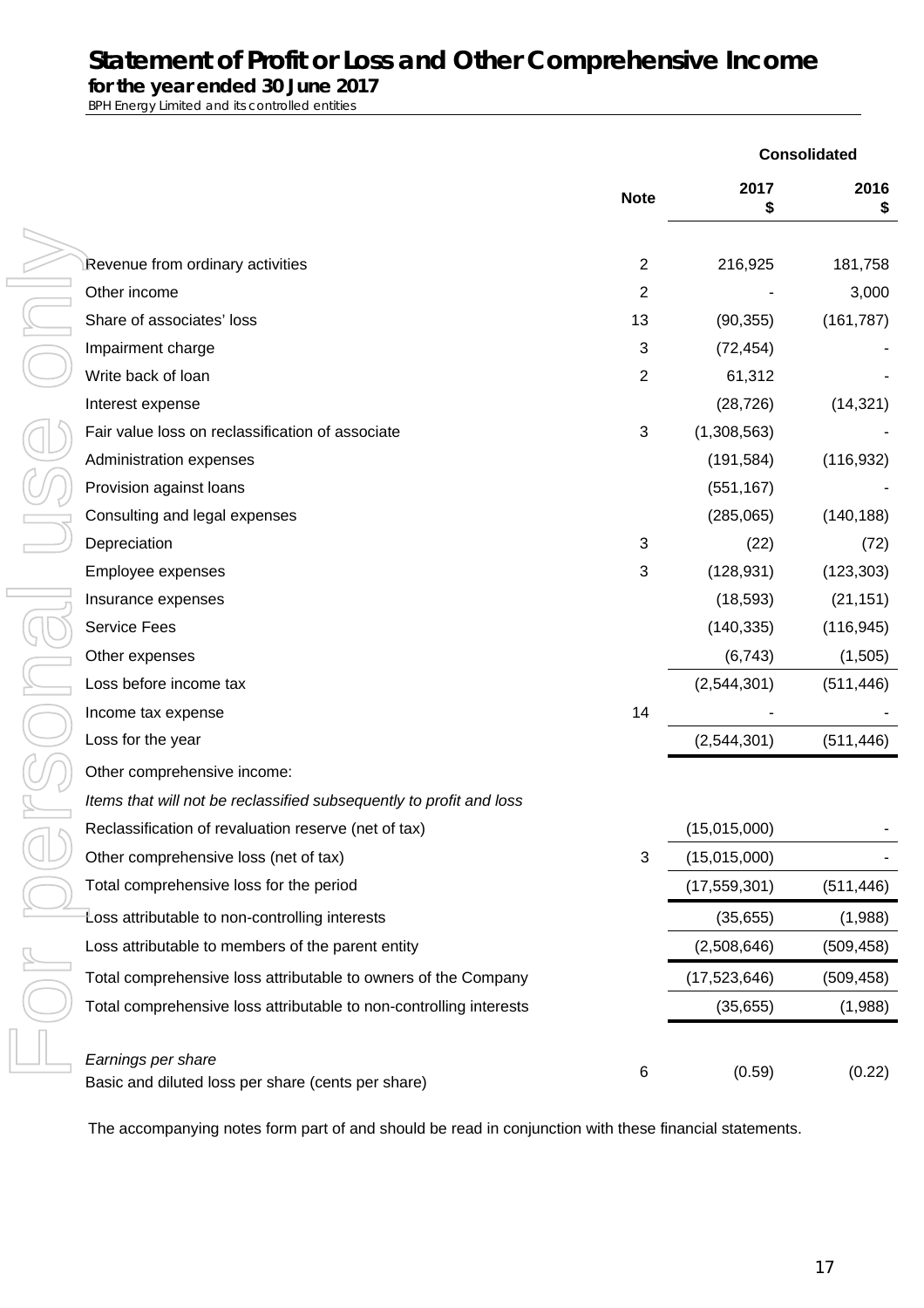# Statement of Profit or Loss and Other Comprehensive Income

**for the year ended 30 June 2017**

BPH Energy Limited and its controlled entities

| | Note | Consolidated 2017 $ | 2016 $ |
|---|---|---|---|
| Revenue from ordinary activities | 2 | 216,925 | 181,758 |
| Other income | 2 | - | 3,000 |
| Share of associates' loss | 13 | (90,355) | (161,787) |
| Impairment charge | 3 | (72,454) | - |
| Write back of loan | 2 | 61,312 | - |
| Interest expense | | (28,726) | (14,321) |
| Fair value loss on reclassification of associate | 3 | (1,308,563) | - |
| Administration expenses | | (191,584) | (116,932) |
| Provision against loans | | (551,167) | - |
| Consulting and legal expenses | | (285,065) | (140,188) |
| Depreciation | 3 | (22) | (72) |
| Employee expenses | 3 | (128,931) | (123,303) |
| Insurance expenses | | (18,593) | (21,151) |
| Service Fees | | (140,335) | (116,945) |
| Other expenses | | (6,743) | (1,505) |
| Loss before income tax | | (2,544,301) | (511,446) |
| Income tax expense | 14 | - | - |
| Loss for the year | | (2,544,301) | (511,446) |
| Other comprehensive income: | | | |
| *Items that will not be reclassified subsequently to profit and loss* | | | |
| Reclassification of revaluation reserve (net of tax) | | (15,015,000) | - |
| Other comprehensive loss (net of tax) | 3 | (15,015,000) | - |
| Total comprehensive loss for the period | | (17,559,301) | (511,446) |
| Loss attributable to non-controlling interests | | (35,655) | (1,988) |
| Loss attributable to members of the parent entity | | (2,508,646) | (509,458) |
| Total comprehensive loss attributable to owners of the Company | | (17,523,646) | (509,458) |
| Total comprehensive loss attributable to non-controlling interests | | (35,655) | (1,988) |
| *Earnings per share* | | | |
| Basic and diluted loss per share (cents per share) | 6 | (0.59) | (0.22) |

The accompanying notes form part of and should be read in conjunction with these financial statements.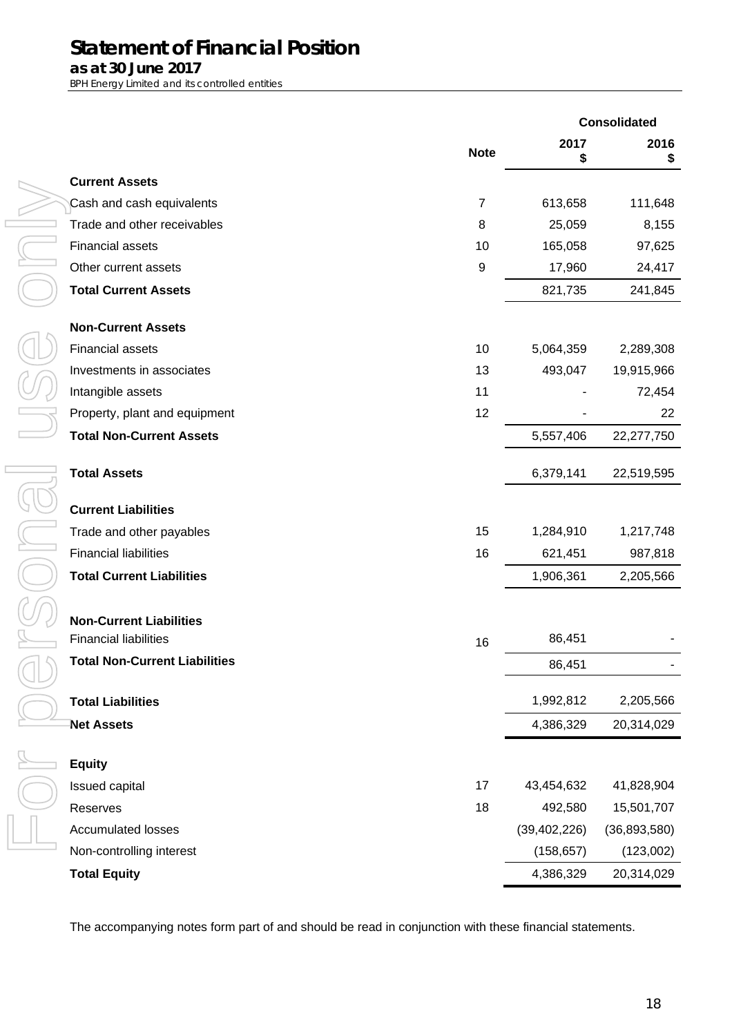# Statement of Financial Position

**as at 30 June 2017**

*BPH Energy Limited and its controlled entities*

| | Note | Consolidated 2017 $ | Consolidated 2016 $ |
|---|---|---|---|
| **Current Assets** | | | |
| Cash and cash equivalents | 7 | 613,658 | 111,648 |
| Trade and other receivables | 8 | 25,059 | 8,155 |
| Financial assets | 10 | 165,058 | 97,625 |
| Other current assets | 9 | 17,960 | 24,417 |
| **Total Current Assets** | | 821,735 | 241,845 |
| **Non-Current Assets** | | | |
| Financial assets | 10 | 5,064,359 | 2,289,308 |
| Investments in associates | 13 | 493,047 | 19,915,966 |
| Intangible assets | 11 | - | 72,454 |
| Property, plant and equipment | 12 | - | 22 |
| **Total Non-Current Assets** | | 5,557,406 | 22,277,750 |
| **Total Assets** | | 6,379,141 | 22,519,595 |
| **Current Liabilities** | | | |
| Trade and other payables | 15 | 1,284,910 | 1,217,748 |
| Financial liabilities | 16 | 621,451 | 987,818 |
| **Total Current Liabilities** | | 1,906,361 | 2,205,566 |
| **Non-Current Liabilities** | | | |
| Financial liabilities | 16 | 86,451 | - |
| **Total Non-Current Liabilities** | | 86,451 | - |
| **Total Liabilities** | | 1,992,812 | 2,205,566 |
| **Net Assets** | | 4,386,329 | 20,314,029 |
| **Equity** | | | |
| Issued capital | 17 | 43,454,632 | 41,828,904 |
| Reserves | 18 | 492,580 | 15,501,707 |
| Accumulated losses | | (39,402,226) | (36,893,580) |
| Non-controlling interest | | (158,657) | (123,002) |
| **Total Equity** | | 4,386,329 | 20,314,029 |

The accompanying notes form part of and should be read in conjunction with these financial statements.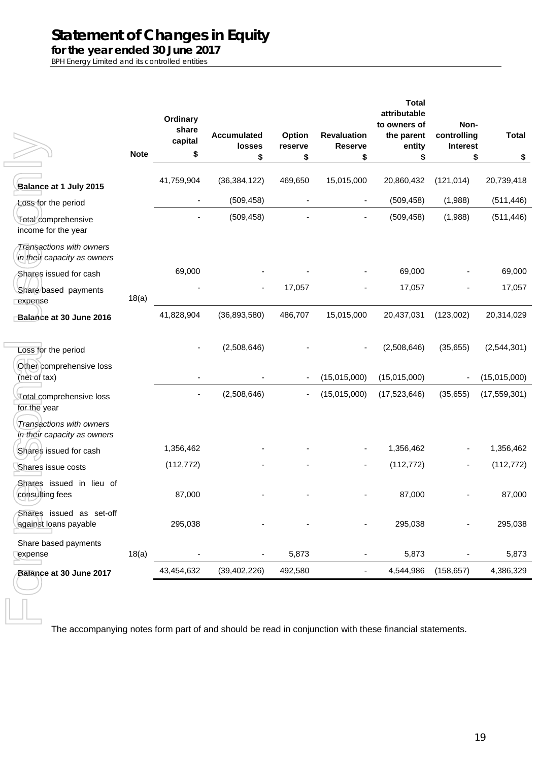# Statement of Changes in Equity

**for the year ended 30 June 2017**

*BPH Energy Limited and its controlled entities*

| | Note | Ordinary share capital $ | Accumulated losses $ | Option reserve $ | Revaluation Reserve $ | Total attributable to owners of the parent entity $ | Non-controlling Interest $ | Total $ |
|---|---|---|---|---|---|---|---|---|
| **Balance at 1 July 2015** | | 41,759,904 | (36,384,122) | 469,650 | 15,015,000 | 20,860,432 | (121,014) | 20,739,418 |
| Loss for the period | | - | (509,458) | - | - | (509,458) | (1,988) | (511,446) |
| Total comprehensive income for the year | | - | (509,458) | - | - | (509,458) | (1,988) | (511,446) |
| *Transactions with owners in their capacity as owners* | | | | | | | | |
| Shares issued for cash | | 69,000 | - | - | - | 69,000 | - | 69,000 |
| Share based payments expense | 18(a) | - | - | 17,057 | - | 17,057 | - | 17,057 |
| **Balance at 30 June 2016** | | 41,828,904 | (36,893,580) | 486,707 | 15,015,000 | 20,437,031 | (123,002) | 20,314,029 |
| Loss for the period | | - | (2,508,646) | - | - | (2,508,646) | (35,655) | (2,544,301) |
| Other comprehensive loss (net of tax) | | - | - | - | (15,015,000) | (15,015,000) | - | (15,015,000) |
| Total comprehensive loss for the year | | - | (2,508,646) | - | (15,015,000) | (17,523,646) | (35,655) | (17,559,301) |
| *Transactions with owners in their capacity as owners* | | | | | | | | |
| Shares issued for cash | | 1,356,462 | - | - | - | 1,356,462 | - | 1,356,462 |
| Shares issue costs | | (112,772) | - | - | - | (112,772) | - | (112,772) |
| Shares issued in lieu of consulting fees | | 87,000 | - | - | - | 87,000 | - | 87,000 |
| Shares issued as set-off against loans payable | | 295,038 | - | - | - | 295,038 | - | 295,038 |
| Share based payments expense | 18(a) | - | - | 5,873 | - | 5,873 | - | 5,873 |
| **Balance at 30 June 2017** | | 43,454,632 | (39,402,226) | 492,580 | - | 4,544,986 | (158,657) | 4,386,329 |

The accompanying notes form part of and should be read in conjunction with these financial statements.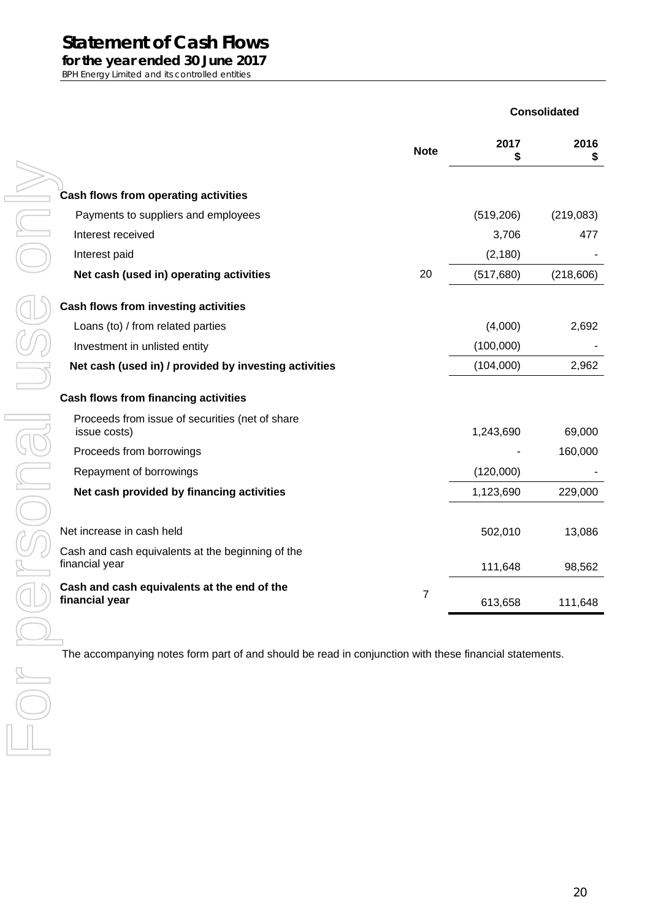# Statement of Cash Flows

**for the year ended 30 June 2017**

*BPH Energy Limited and its controlled entities*

| | Note | Consolidated 2017 $ | Consolidated 2016 $ |
|---|---|---|---|
| **Cash flows from operating activities** | | | |
| Payments to suppliers and employees | | (519,206) | (219,083) |
| Interest received | | 3,706 | 477 |
| Interest paid | | (2,180) | - |
| **Net cash (used in) operating activities** | 20 | (517,680) | (218,606) |
| **Cash flows from investing activities** | | | |
| Loans (to) / from related parties | | (4,000) | 2,692 |
| Investment in unlisted entity | | (100,000) | - |
| **Net cash (used in) / provided by investing activities** | | (104,000) | 2,962 |
| **Cash flows from financing activities** | | | |
| Proceeds from issue of securities (net of share issue costs) | | 1,243,690 | 69,000 |
| Proceeds from borrowings | | - | 160,000 |
| Repayment of borrowings | | (120,000) | - |
| **Net cash provided by financing activities** | | 1,123,690 | 229,000 |
| Net increase in cash held | | 502,010 | 13,086 |
| Cash and cash equivalents at the beginning of the financial year | | 111,648 | 98,562 |
| **Cash and cash equivalents at the end of the financial year** | 7 | 613,658 | 111,648 |

The accompanying notes form part of and should be read in conjunction with these financial statements.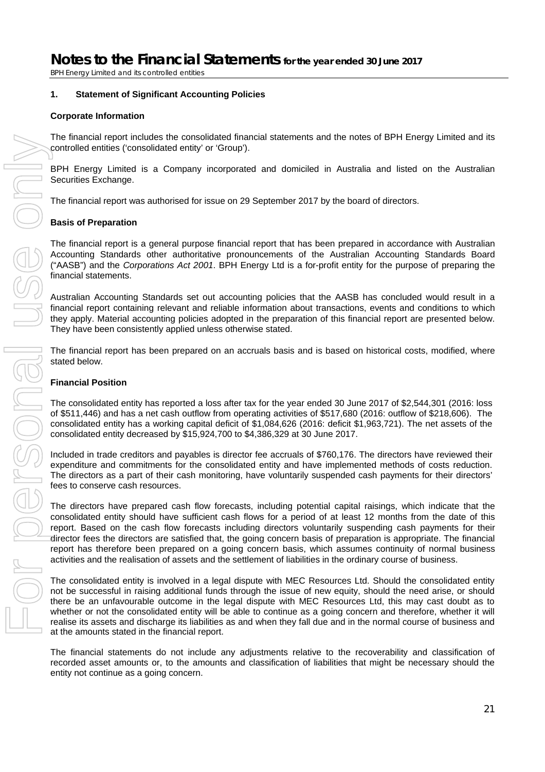# Notes to the Financial Statements for the year ended 30 June 2017

BPH Energy Limited and its controlled entities

## 1. Statement of Significant Accounting Policies

### Corporate Information

The financial report includes the consolidated financial statements and the notes of BPH Energy Limited and its controlled entities ('consolidated entity' or 'Group').

BPH Energy Limited is a Company incorporated and domiciled in Australia and listed on the Australian Securities Exchange.

The financial report was authorised for issue on 29 September 2017 by the board of directors.

### Basis of Preparation

The financial report is a general purpose financial report that has been prepared in accordance with Australian Accounting Standards other authoritative pronouncements of the Australian Accounting Standards Board ("AASB") and the *Corporations Act 2001*. BPH Energy Ltd is a for-profit entity for the purpose of preparing the financial statements.

Australian Accounting Standards set out accounting policies that the AASB has concluded would result in a financial report containing relevant and reliable information about transactions, events and conditions to which they apply. Material accounting policies adopted in the preparation of this financial report are presented below. They have been consistently applied unless otherwise stated.

The financial report has been prepared on an accruals basis and is based on historical costs, modified, where stated below.

### Financial Position

The consolidated entity has reported a loss after tax for the year ended 30 June 2017 of $2,544,301 (2016: loss of $511,446) and has a net cash outflow from operating activities of $517,680 (2016: outflow of $218,606). The consolidated entity has a working capital deficit of $1,084,626 (2016: deficit $1,963,721). The net assets of the consolidated entity decreased by $15,924,700 to $4,386,329 at 30 June 2017.

Included in trade creditors and payables is director fee accruals of $760,176. The directors have reviewed their expenditure and commitments for the consolidated entity and have implemented methods of costs reduction. The directors as a part of their cash monitoring, have voluntarily suspended cash payments for their directors' fees to conserve cash resources.

The directors have prepared cash flow forecasts, including potential capital raisings, which indicate that the consolidated entity should have sufficient cash flows for a period of at least 12 months from the date of this report. Based on the cash flow forecasts including directors voluntarily suspending cash payments for their director fees the directors are satisfied that, the going concern basis of preparation is appropriate. The financial report has therefore been prepared on a going concern basis, which assumes continuity of normal business activities and the realisation of assets and the settlement of liabilities in the ordinary course of business.

The consolidated entity is involved in a legal dispute with MEC Resources Ltd. Should the consolidated entity not be successful in raising additional funds through the issue of new equity, should the need arise, or should there be an unfavourable outcome in the legal dispute with MEC Resources Ltd, this may cast doubt as to whether or not the consolidated entity will be able to continue as a going concern and therefore, whether it will realise its assets and discharge its liabilities as and when they fall due and in the normal course of business and at the amounts stated in the financial report.

The financial statements do not include any adjustments relative to the recoverability and classification of recorded asset amounts or, to the amounts and classification of liabilities that might be necessary should the entity not continue as a going concern.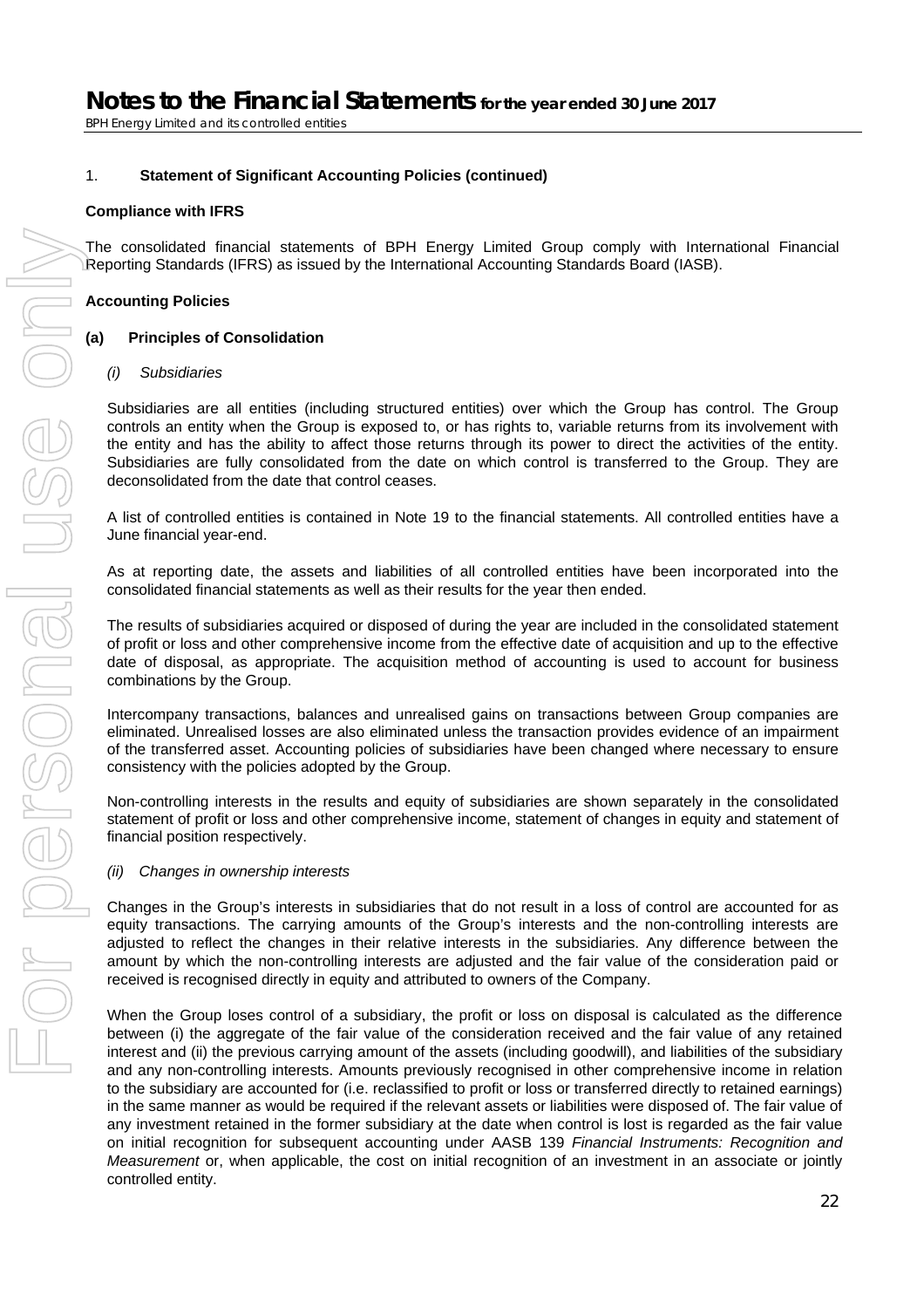## 1. Statement of Significant Accounting Policies (continued)

**Compliance with IFRS**

The consolidated financial statements of BPH Energy Limited Group comply with International Financial Reporting Standards (IFRS) as issued by the International Accounting Standards Board (IASB).

**Accounting Policies**

### (a) Principles of Consolidation

*(i) Subsidiaries*

Subsidiaries are all entities (including structured entities) over which the Group has control. The Group controls an entity when the Group is exposed to, or has rights to, variable returns from its involvement with the entity and has the ability to affect those returns through its power to direct the activities of the entity. Subsidiaries are fully consolidated from the date on which control is transferred to the Group. They are deconsolidated from the date that control ceases.

A list of controlled entities is contained in Note 19 to the financial statements. All controlled entities have a June financial year-end.

As at reporting date, the assets and liabilities of all controlled entities have been incorporated into the consolidated financial statements as well as their results for the year then ended.

The results of subsidiaries acquired or disposed of during the year are included in the consolidated statement of profit or loss and other comprehensive income from the effective date of acquisition and up to the effective date of disposal, as appropriate. The acquisition method of accounting is used to account for business combinations by the Group.

Intercompany transactions, balances and unrealised gains on transactions between Group companies are eliminated. Unrealised losses are also eliminated unless the transaction provides evidence of an impairment of the transferred asset. Accounting policies of subsidiaries have been changed where necessary to ensure consistency with the policies adopted by the Group.

Non-controlling interests in the results and equity of subsidiaries are shown separately in the consolidated statement of profit or loss and other comprehensive income, statement of changes in equity and statement of financial position respectively.

*(ii) Changes in ownership interests*

Changes in the Group's interests in subsidiaries that do not result in a loss of control are accounted for as equity transactions. The carrying amounts of the Group's interests and the non-controlling interests are adjusted to reflect the changes in their relative interests in the subsidiaries. Any difference between the amount by which the non-controlling interests are adjusted and the fair value of the consideration paid or received is recognised directly in equity and attributed to owners of the Company.

When the Group loses control of a subsidiary, the profit or loss on disposal is calculated as the difference between (i) the aggregate of the fair value of the consideration received and the fair value of any retained interest and (ii) the previous carrying amount of the assets (including goodwill), and liabilities of the subsidiary and any non-controlling interests. Amounts previously recognised in other comprehensive income in relation to the subsidiary are accounted for (i.e. reclassified to profit or loss or transferred directly to retained earnings) in the same manner as would be required if the relevant assets or liabilities were disposed of. The fair value of any investment retained in the former subsidiary at the date when control is lost is regarded as the fair value on initial recognition for subsequent accounting under AASB 139 *Financial Instruments: Recognition and Measurement* or, when applicable, the cost on initial recognition of an investment in an associate or jointly controlled entity.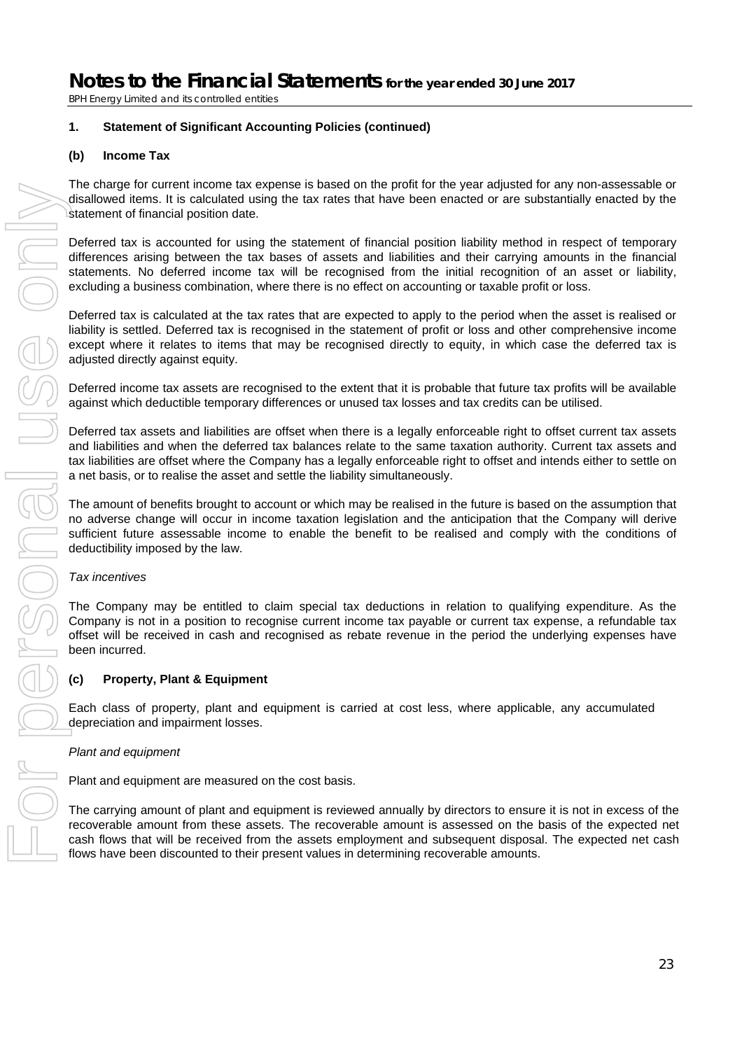## 1. Statement of Significant Accounting Policies (continued)

### (b) Income Tax

The charge for current income tax expense is based on the profit for the year adjusted for any non-assessable or disallowed items. It is calculated using the tax rates that have been enacted or are substantially enacted by the statement of financial position date.

Deferred tax is accounted for using the statement of financial position liability method in respect of temporary differences arising between the tax bases of assets and liabilities and their carrying amounts in the financial statements. No deferred income tax will be recognised from the initial recognition of an asset or liability, excluding a business combination, where there is no effect on accounting or taxable profit or loss.

Deferred tax is calculated at the tax rates that are expected to apply to the period when the asset is realised or liability is settled. Deferred tax is recognised in the statement of profit or loss and other comprehensive income except where it relates to items that may be recognised directly to equity, in which case the deferred tax is adjusted directly against equity.

Deferred income tax assets are recognised to the extent that it is probable that future tax profits will be available against which deductible temporary differences or unused tax losses and tax credits can be utilised.

Deferred tax assets and liabilities are offset when there is a legally enforceable right to offset current tax assets and liabilities and when the deferred tax balances relate to the same taxation authority. Current tax assets and tax liabilities are offset where the Company has a legally enforceable right to offset and intends either to settle on a net basis, or to realise the asset and settle the liability simultaneously.

The amount of benefits brought to account or which may be realised in the future is based on the assumption that no adverse change will occur in income taxation legislation and the anticipation that the Company will derive sufficient future assessable income to enable the benefit to be realised and comply with the conditions of deductibility imposed by the law.

*Tax incentives*

The Company may be entitled to claim special tax deductions in relation to qualifying expenditure. As the Company is not in a position to recognise current income tax payable or current tax expense, a refundable tax offset will be received in cash and recognised as rebate revenue in the period the underlying expenses have been incurred.

### (c) Property, Plant & Equipment

Each class of property, plant and equipment is carried at cost less, where applicable, any accumulated depreciation and impairment losses.

*Plant and equipment*

Plant and equipment are measured on the cost basis.

The carrying amount of plant and equipment is reviewed annually by directors to ensure it is not in excess of the recoverable amount from these assets. The recoverable amount is assessed on the basis of the expected net cash flows that will be received from the assets employment and subsequent disposal. The expected net cash flows have been discounted to their present values in determining recoverable amounts.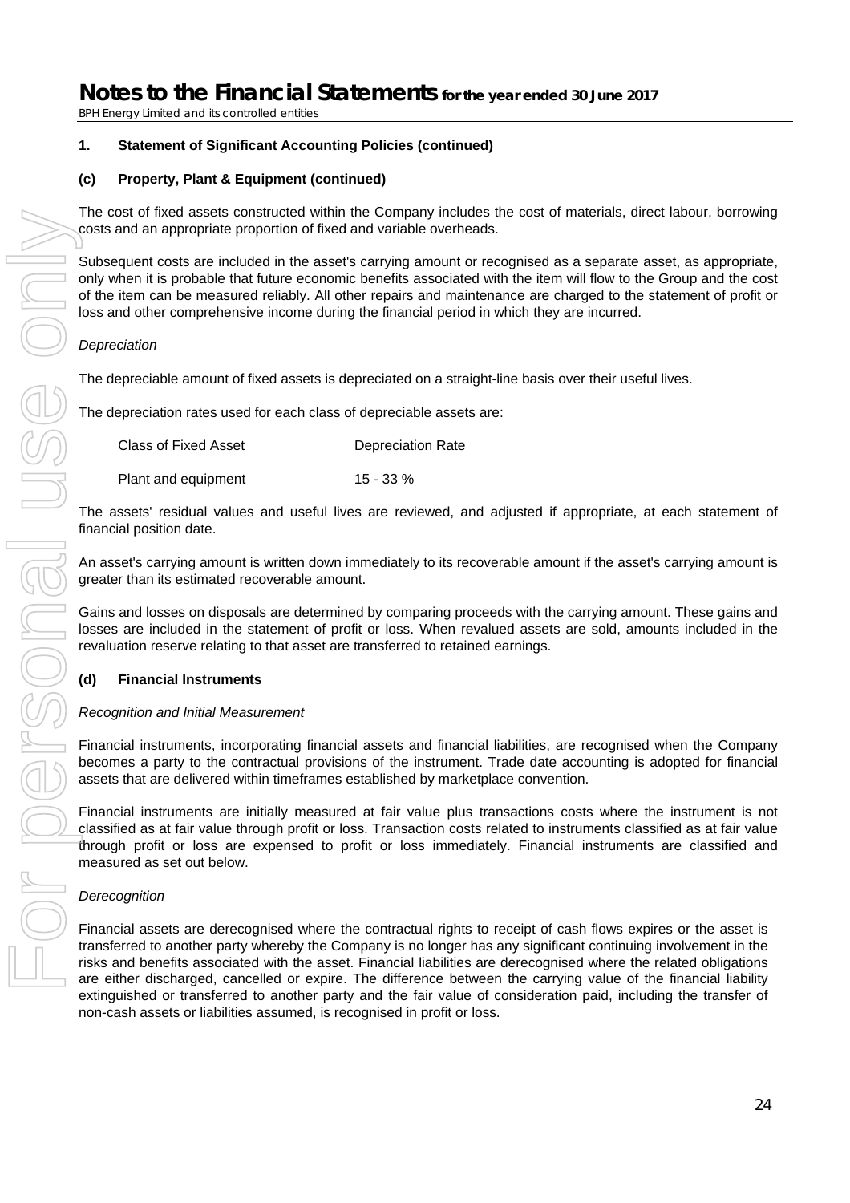## 1. Statement of Significant Accounting Policies (continued)

### (c) Property, Plant & Equipment (continued)

The cost of fixed assets constructed within the Company includes the cost of materials, direct labour, borrowing costs and an appropriate proportion of fixed and variable overheads.

Subsequent costs are included in the asset's carrying amount or recognised as a separate asset, as appropriate, only when it is probable that future economic benefits associated with the item will flow to the Group and the cost of the item can be measured reliably. All other repairs and maintenance are charged to the statement of profit or loss and other comprehensive income during the financial period in which they are incurred.

*Depreciation*

The depreciable amount of fixed assets is depreciated on a straight-line basis over their useful lives.

The depreciation rates used for each class of depreciable assets are:

| Class of Fixed Asset | Depreciation Rate |
|---|---|
| Plant and equipment | 15 - 33 % |

The assets' residual values and useful lives are reviewed, and adjusted if appropriate, at each statement of financial position date.

An asset's carrying amount is written down immediately to its recoverable amount if the asset's carrying amount is greater than its estimated recoverable amount.

Gains and losses on disposals are determined by comparing proceeds with the carrying amount. These gains and losses are included in the statement of profit or loss. When revalued assets are sold, amounts included in the revaluation reserve relating to that asset are transferred to retained earnings.

### (d) Financial Instruments

*Recognition and Initial Measurement*

Financial instruments, incorporating financial assets and financial liabilities, are recognised when the Company becomes a party to the contractual provisions of the instrument. Trade date accounting is adopted for financial assets that are delivered within timeframes established by marketplace convention.

Financial instruments are initially measured at fair value plus transactions costs where the instrument is not classified as at fair value through profit or loss. Transaction costs related to instruments classified as at fair value through profit or loss are expensed to profit or loss immediately. Financial instruments are classified and measured as set out below.

*Derecognition*

Financial assets are derecognised where the contractual rights to receipt of cash flows expires or the asset is transferred to another party whereby the Company is no longer has any significant continuing involvement in the risks and benefits associated with the asset. Financial liabilities are derecognised where the related obligations are either discharged, cancelled or expire. The difference between the carrying value of the financial liability extinguished or transferred to another party and the fair value of consideration paid, including the transfer of non-cash assets or liabilities assumed, is recognised in profit or loss.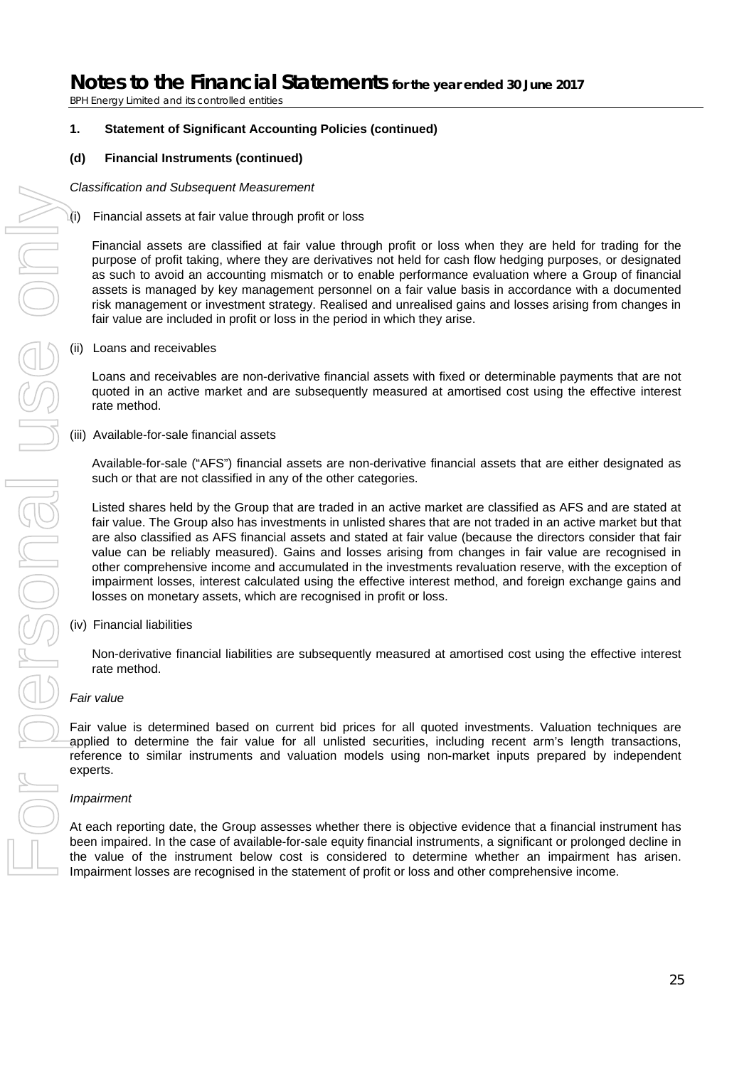## 1. Statement of Significant Accounting Policies (continued)

### (d) Financial Instruments (continued)

*Classification and Subsequent Measurement*

(i) Financial assets at fair value through profit or loss

Financial assets are classified at fair value through profit or loss when they are held for trading for the purpose of profit taking, where they are derivatives not held for cash flow hedging purposes, or designated as such to avoid an accounting mismatch or to enable performance evaluation where a Group of financial assets is managed by key management personnel on a fair value basis in accordance with a documented risk management or investment strategy. Realised and unrealised gains and losses arising from changes in fair value are included in profit or loss in the period in which they arise.

(ii) Loans and receivables

Loans and receivables are non-derivative financial assets with fixed or determinable payments that are not quoted in an active market and are subsequently measured at amortised cost using the effective interest rate method.

(iii) Available-for-sale financial assets

Available-for-sale ("AFS") financial assets are non-derivative financial assets that are either designated as such or that are not classified in any of the other categories.

Listed shares held by the Group that are traded in an active market are classified as AFS and are stated at fair value. The Group also has investments in unlisted shares that are not traded in an active market but that are also classified as AFS financial assets and stated at fair value (because the directors consider that fair value can be reliably measured). Gains and losses arising from changes in fair value are recognised in other comprehensive income and accumulated in the investments revaluation reserve, with the exception of impairment losses, interest calculated using the effective interest method, and foreign exchange gains and losses on monetary assets, which are recognised in profit or loss.

(iv) Financial liabilities

Non-derivative financial liabilities are subsequently measured at amortised cost using the effective interest rate method.

*Fair value*

Fair value is determined based on current bid prices for all quoted investments. Valuation techniques are applied to determine the fair value for all unlisted securities, including recent arm's length transactions, reference to similar instruments and valuation models using non-market inputs prepared by independent experts.

*Impairment*

At each reporting date, the Group assesses whether there is objective evidence that a financial instrument has been impaired. In the case of available-for-sale equity financial instruments, a significant or prolonged decline in the value of the instrument below cost is considered to determine whether an impairment has arisen. Impairment losses are recognised in the statement of profit or loss and other comprehensive income.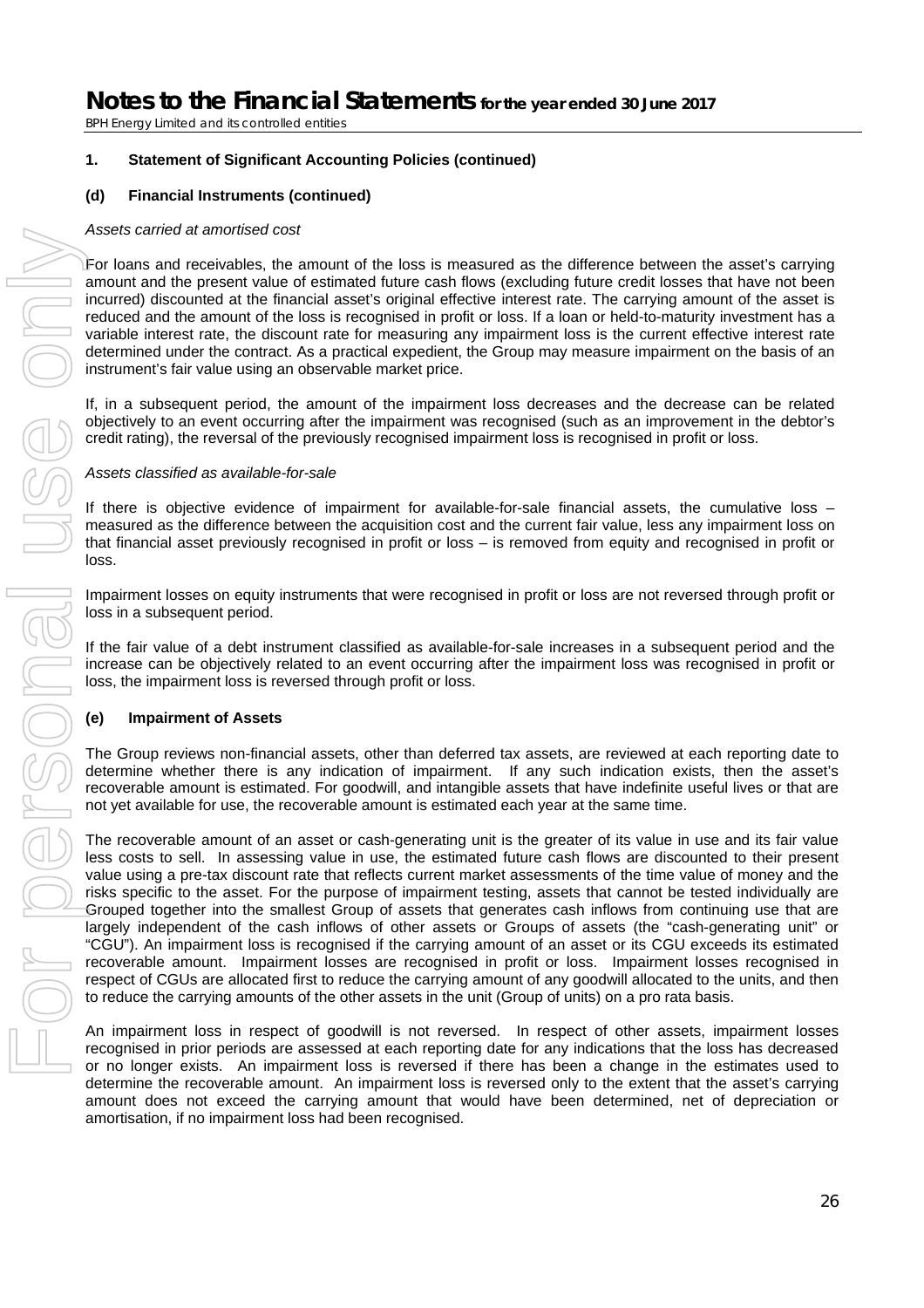## 1. Statement of Significant Accounting Policies (continued)

### (d) Financial Instruments (continued)

*Assets carried at amortised cost*

For loans and receivables, the amount of the loss is measured as the difference between the asset's carrying amount and the present value of estimated future cash flows (excluding future credit losses that have not been incurred) discounted at the financial asset's original effective interest rate. The carrying amount of the asset is reduced and the amount of the loss is recognised in profit or loss. If a loan or held-to-maturity investment has a variable interest rate, the discount rate for measuring any impairment loss is the current effective interest rate determined under the contract. As a practical expedient, the Group may measure impairment on the basis of an instrument's fair value using an observable market price.

If, in a subsequent period, the amount of the impairment loss decreases and the decrease can be related objectively to an event occurring after the impairment was recognised (such as an improvement in the debtor's credit rating), the reversal of the previously recognised impairment loss is recognised in profit or loss.

*Assets classified as available-for-sale*

If there is objective evidence of impairment for available-for-sale financial assets, the cumulative loss – measured as the difference between the acquisition cost and the current fair value, less any impairment loss on that financial asset previously recognised in profit or loss – is removed from equity and recognised in profit or loss.

Impairment losses on equity instruments that were recognised in profit or loss are not reversed through profit or loss in a subsequent period.

If the fair value of a debt instrument classified as available-for-sale increases in a subsequent period and the increase can be objectively related to an event occurring after the impairment loss was recognised in profit or loss, the impairment loss is reversed through profit or loss.

### (e) Impairment of Assets

The Group reviews non-financial assets, other than deferred tax assets, are reviewed at each reporting date to determine whether there is any indication of impairment. If any such indication exists, then the asset's recoverable amount is estimated. For goodwill, and intangible assets that have indefinite useful lives or that are not yet available for use, the recoverable amount is estimated each year at the same time.

The recoverable amount of an asset or cash-generating unit is the greater of its value in use and its fair value less costs to sell. In assessing value in use, the estimated future cash flows are discounted to their present value using a pre-tax discount rate that reflects current market assessments of the time value of money and the risks specific to the asset. For the purpose of impairment testing, assets that cannot be tested individually are Grouped together into the smallest Group of assets that generates cash inflows from continuing use that are largely independent of the cash inflows of other assets or Groups of assets (the "cash-generating unit" or "CGU"). An impairment loss is recognised if the carrying amount of an asset or its CGU exceeds its estimated recoverable amount. Impairment losses are recognised in profit or loss. Impairment losses recognised in respect of CGUs are allocated first to reduce the carrying amount of any goodwill allocated to the units, and then to reduce the carrying amounts of the other assets in the unit (Group of units) on a pro rata basis.

An impairment loss in respect of goodwill is not reversed. In respect of other assets, impairment losses recognised in prior periods are assessed at each reporting date for any indications that the loss has decreased or no longer exists. An impairment loss is reversed if there has been a change in the estimates used to determine the recoverable amount. An impairment loss is reversed only to the extent that the asset's carrying amount does not exceed the carrying amount that would have been determined, net of depreciation or amortisation, if no impairment loss had been recognised.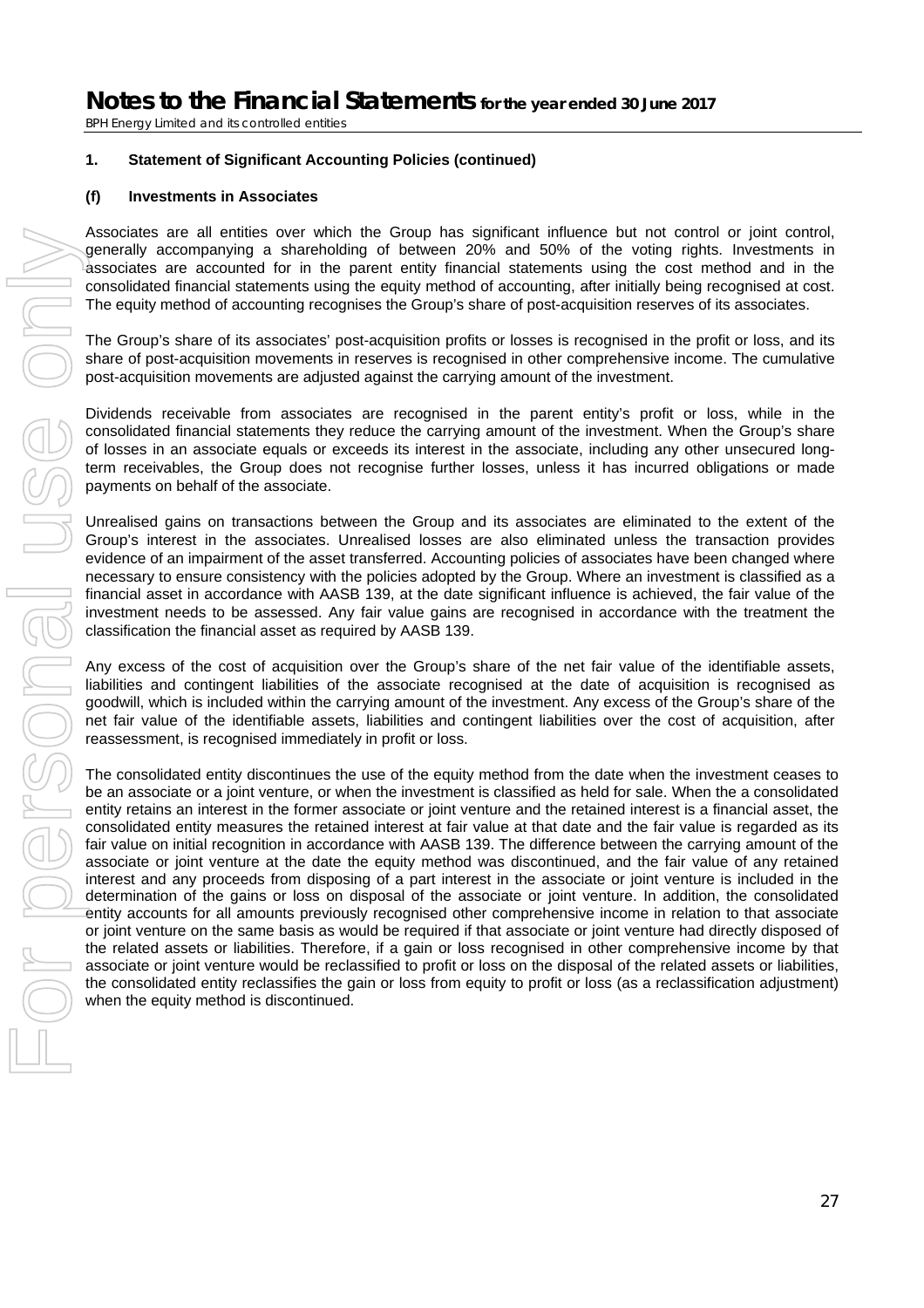## 1. Statement of Significant Accounting Policies (continued)

### (f) Investments in Associates

Associates are all entities over which the Group has significant influence but not control or joint control, generally accompanying a shareholding of between 20% and 50% of the voting rights. Investments in associates are accounted for in the parent entity financial statements using the cost method and in the consolidated financial statements using the equity method of accounting, after initially being recognised at cost. The equity method of accounting recognises the Group's share of post-acquisition reserves of its associates.

The Group's share of its associates' post-acquisition profits or losses is recognised in the profit or loss, and its share of post-acquisition movements in reserves is recognised in other comprehensive income. The cumulative post-acquisition movements are adjusted against the carrying amount of the investment.

Dividends receivable from associates are recognised in the parent entity's profit or loss, while in the consolidated financial statements they reduce the carrying amount of the investment. When the Group's share of losses in an associate equals or exceeds its interest in the associate, including any other unsecured long-term receivables, the Group does not recognise further losses, unless it has incurred obligations or made payments on behalf of the associate.

Unrealised gains on transactions between the Group and its associates are eliminated to the extent of the Group's interest in the associates. Unrealised losses are also eliminated unless the transaction provides evidence of an impairment of the asset transferred. Accounting policies of associates have been changed where necessary to ensure consistency with the policies adopted by the Group. Where an investment is classified as a financial asset in accordance with AASB 139, at the date significant influence is achieved, the fair value of the investment needs to be assessed. Any fair value gains are recognised in accordance with the treatment the classification the financial asset as required by AASB 139.

Any excess of the cost of acquisition over the Group's share of the net fair value of the identifiable assets, liabilities and contingent liabilities of the associate recognised at the date of acquisition is recognised as goodwill, which is included within the carrying amount of the investment. Any excess of the Group's share of the net fair value of the identifiable assets, liabilities and contingent liabilities over the cost of acquisition, after reassessment, is recognised immediately in profit or loss.

The consolidated entity discontinues the use of the equity method from the date when the investment ceases to be an associate or a joint venture, or when the investment is classified as held for sale. When the a consolidated entity retains an interest in the former associate or joint venture and the retained interest is a financial asset, the consolidated entity measures the retained interest at fair value at that date and the fair value is regarded as its fair value on initial recognition in accordance with AASB 139. The difference between the carrying amount of the associate or joint venture at the date the equity method was discontinued, and the fair value of any retained interest and any proceeds from disposing of a part interest in the associate or joint venture is included in the determination of the gains or loss on disposal of the associate or joint venture. In addition, the consolidated entity accounts for all amounts previously recognised other comprehensive income in relation to that associate or joint venture on the same basis as would be required if that associate or joint venture had directly disposed of the related assets or liabilities. Therefore, if a gain or loss recognised in other comprehensive income by that associate or joint venture would be reclassified to profit or loss on the disposal of the related assets or liabilities, the consolidated entity reclassifies the gain or loss from equity to profit or loss (as a reclassification adjustment) when the equity method is discontinued.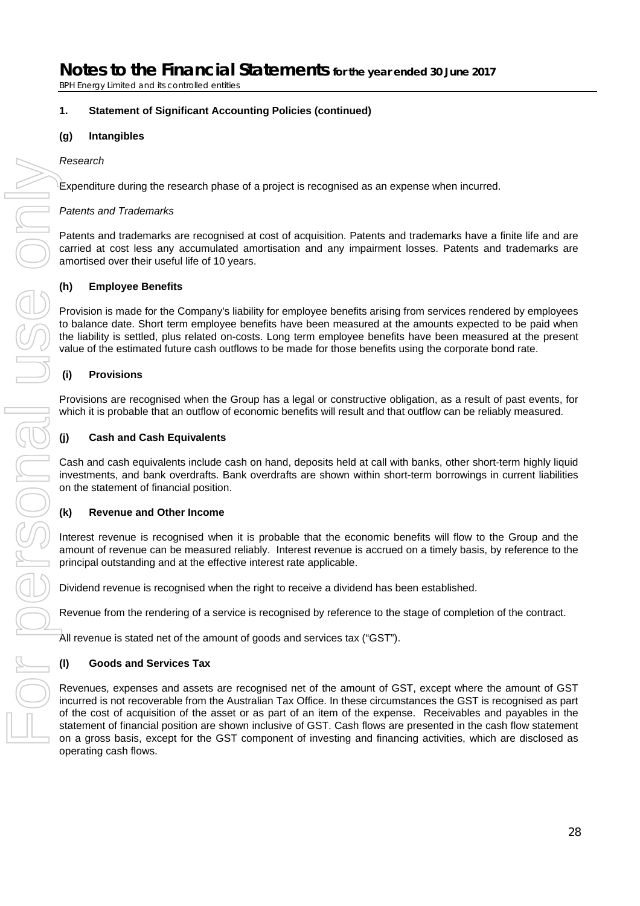## 1. Statement of Significant Accounting Policies (continued)

### (g) Intangibles

*Research*

Expenditure during the research phase of a project is recognised as an expense when incurred.

*Patents and Trademarks*

Patents and trademarks are recognised at cost of acquisition. Patents and trademarks have a finite life and are carried at cost less any accumulated amortisation and any impairment losses. Patents and trademarks are amortised over their useful life of 10 years.

### (h) Employee Benefits

Provision is made for the Company's liability for employee benefits arising from services rendered by employees to balance date. Short term employee benefits have been measured at the amounts expected to be paid when the liability is settled, plus related on-costs. Long term employee benefits have been measured at the present value of the estimated future cash outflows to be made for those benefits using the corporate bond rate.

### (i) Provisions

Provisions are recognised when the Group has a legal or constructive obligation, as a result of past events, for which it is probable that an outflow of economic benefits will result and that outflow can be reliably measured.

### (j) Cash and Cash Equivalents

Cash and cash equivalents include cash on hand, deposits held at call with banks, other short-term highly liquid investments, and bank overdrafts. Bank overdrafts are shown within short-term borrowings in current liabilities on the statement of financial position.

### (k) Revenue and Other Income

Interest revenue is recognised when it is probable that the economic benefits will flow to the Group and the amount of revenue can be measured reliably. Interest revenue is accrued on a timely basis, by reference to the principal outstanding and at the effective interest rate applicable.

Dividend revenue is recognised when the right to receive a dividend has been established.

Revenue from the rendering of a service is recognised by reference to the stage of completion of the contract.

All revenue is stated net of the amount of goods and services tax ("GST").

### (l) Goods and Services Tax

Revenues, expenses and assets are recognised net of the amount of GST, except where the amount of GST incurred is not recoverable from the Australian Tax Office. In these circumstances the GST is recognised as part of the cost of acquisition of the asset or as part of an item of the expense. Receivables and payables in the statement of financial position are shown inclusive of GST. Cash flows are presented in the cash flow statement on a gross basis, except for the GST component of investing and financing activities, which are disclosed as operating cash flows.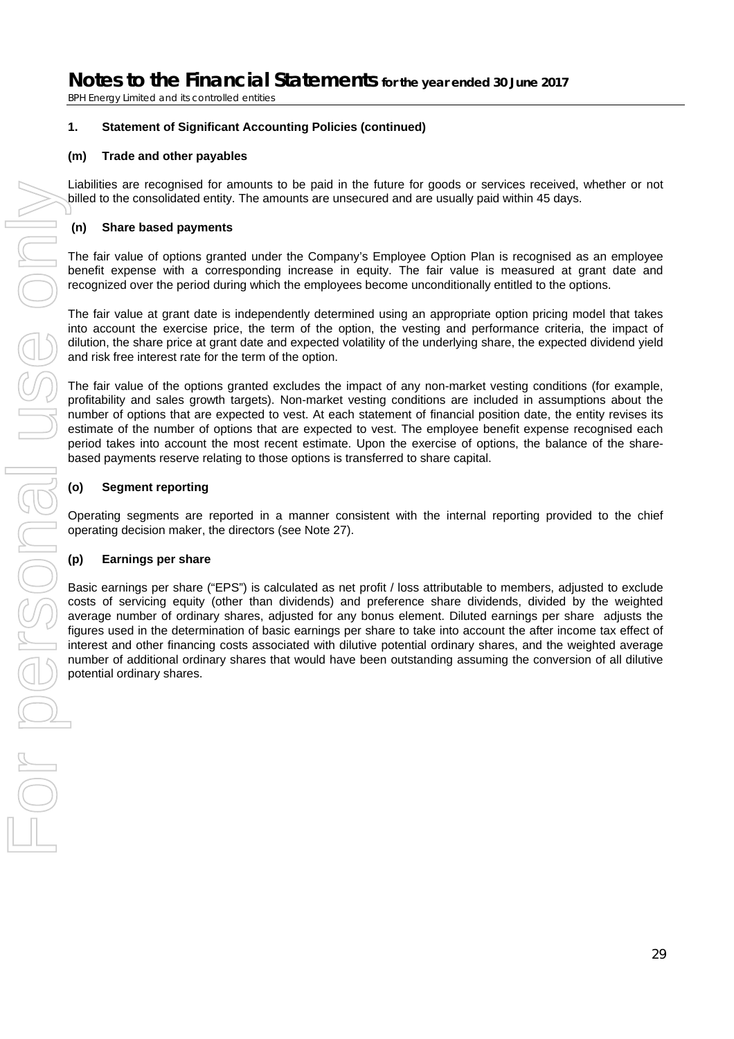## 1. Statement of Significant Accounting Policies (continued)

### (m) Trade and other payables

Liabilities are recognised for amounts to be paid in the future for goods or services received, whether or not billed to the consolidated entity. The amounts are unsecured and are usually paid within 45 days.

### (n) Share based payments

The fair value of options granted under the Company's Employee Option Plan is recognised as an employee benefit expense with a corresponding increase in equity. The fair value is measured at grant date and recognized over the period during which the employees become unconditionally entitled to the options.

The fair value at grant date is independently determined using an appropriate option pricing model that takes into account the exercise price, the term of the option, the vesting and performance criteria, the impact of dilution, the share price at grant date and expected volatility of the underlying share, the expected dividend yield and risk free interest rate for the term of the option.

The fair value of the options granted excludes the impact of any non-market vesting conditions (for example, profitability and sales growth targets). Non-market vesting conditions are included in assumptions about the number of options that are expected to vest. At each statement of financial position date, the entity revises its estimate of the number of options that are expected to vest. The employee benefit expense recognised each period takes into account the most recent estimate. Upon the exercise of options, the balance of the share-based payments reserve relating to those options is transferred to share capital.

### (o) Segment reporting

Operating segments are reported in a manner consistent with the internal reporting provided to the chief operating decision maker, the directors (see Note 27).

### (p) Earnings per share

Basic earnings per share ("EPS") is calculated as net profit / loss attributable to members, adjusted to exclude costs of servicing equity (other than dividends) and preference share dividends, divided by the weighted average number of ordinary shares, adjusted for any bonus element. Diluted earnings per share adjusts the figures used in the determination of basic earnings per share to take into account the after income tax effect of interest and other financing costs associated with dilutive potential ordinary shares, and the weighted average number of additional ordinary shares that would have been outstanding assuming the conversion of all dilutive potential ordinary shares.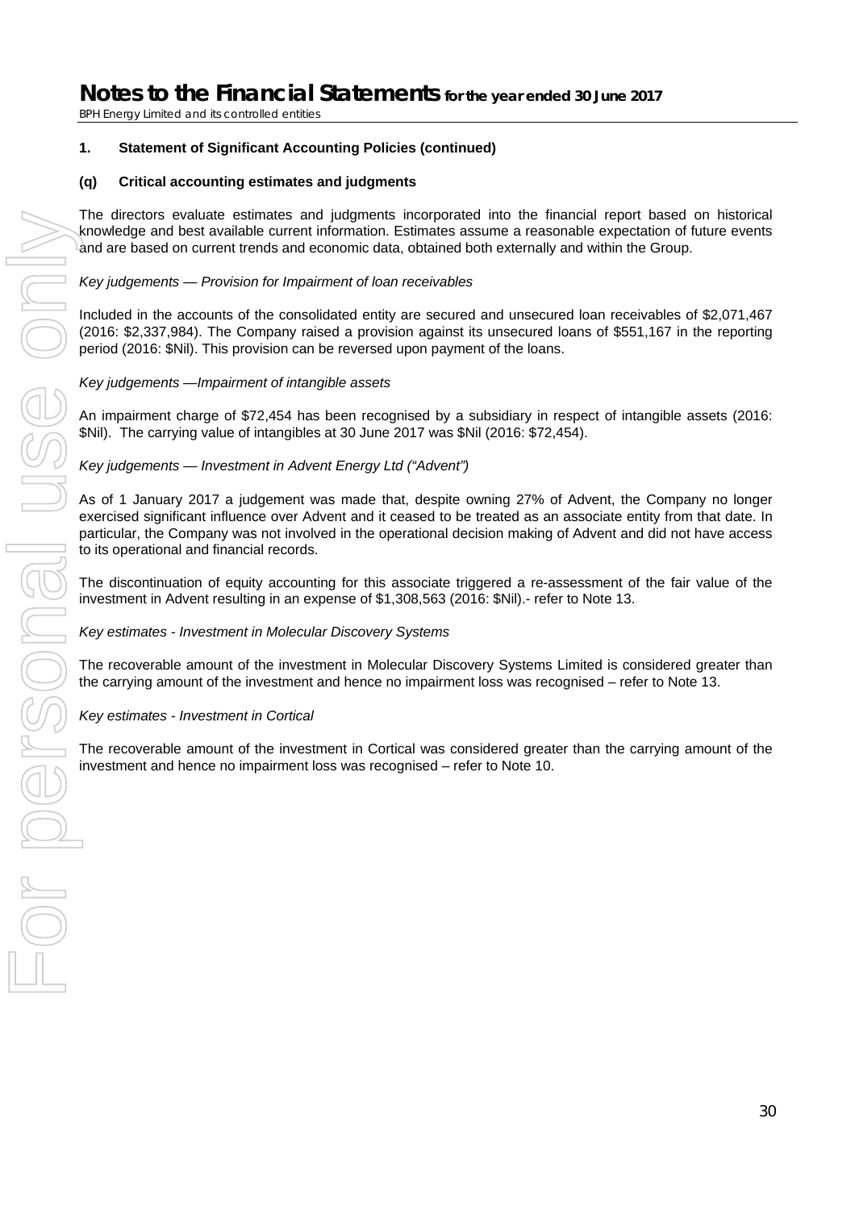## 1. Statement of Significant Accounting Policies (continued)

### (q) Critical accounting estimates and judgments

The directors evaluate estimates and judgments incorporated into the financial report based on historical knowledge and best available current information. Estimates assume a reasonable expectation of future events and are based on current trends and economic data, obtained both externally and within the Group.

*Key judgements — Provision for Impairment of loan receivables*

Included in the accounts of the consolidated entity are secured and unsecured loan receivables of $2,071,467 (2016: $2,337,984). The Company raised a provision against its unsecured loans of $551,167 in the reporting period (2016: $Nil). This provision can be reversed upon payment of the loans.

*Key judgements —Impairment of intangible assets*

An impairment charge of $72,454 has been recognised by a subsidiary in respect of intangible assets (2016: $Nil). The carrying value of intangibles at 30 June 2017 was $Nil (2016: $72,454).

*Key judgements — Investment in Advent Energy Ltd ("Advent")*

As of 1 January 2017 a judgement was made that, despite owning 27% of Advent, the Company no longer exercised significant influence over Advent and it ceased to be treated as an associate entity from that date. In particular, the Company was not involved in the operational decision making of Advent and did not have access to its operational and financial records.

The discontinuation of equity accounting for this associate triggered a re-assessment of the fair value of the investment in Advent resulting in an expense of $1,308,563 (2016: $Nil).- refer to Note 13.

*Key estimates - Investment in Molecular Discovery Systems*

The recoverable amount of the investment in Molecular Discovery Systems Limited is considered greater than the carrying amount of the investment and hence no impairment loss was recognised – refer to Note 13.

*Key estimates - Investment in Cortical*

The recoverable amount of the investment in Cortical was considered greater than the carrying amount of the investment and hence no impairment loss was recognised – refer to Note 10.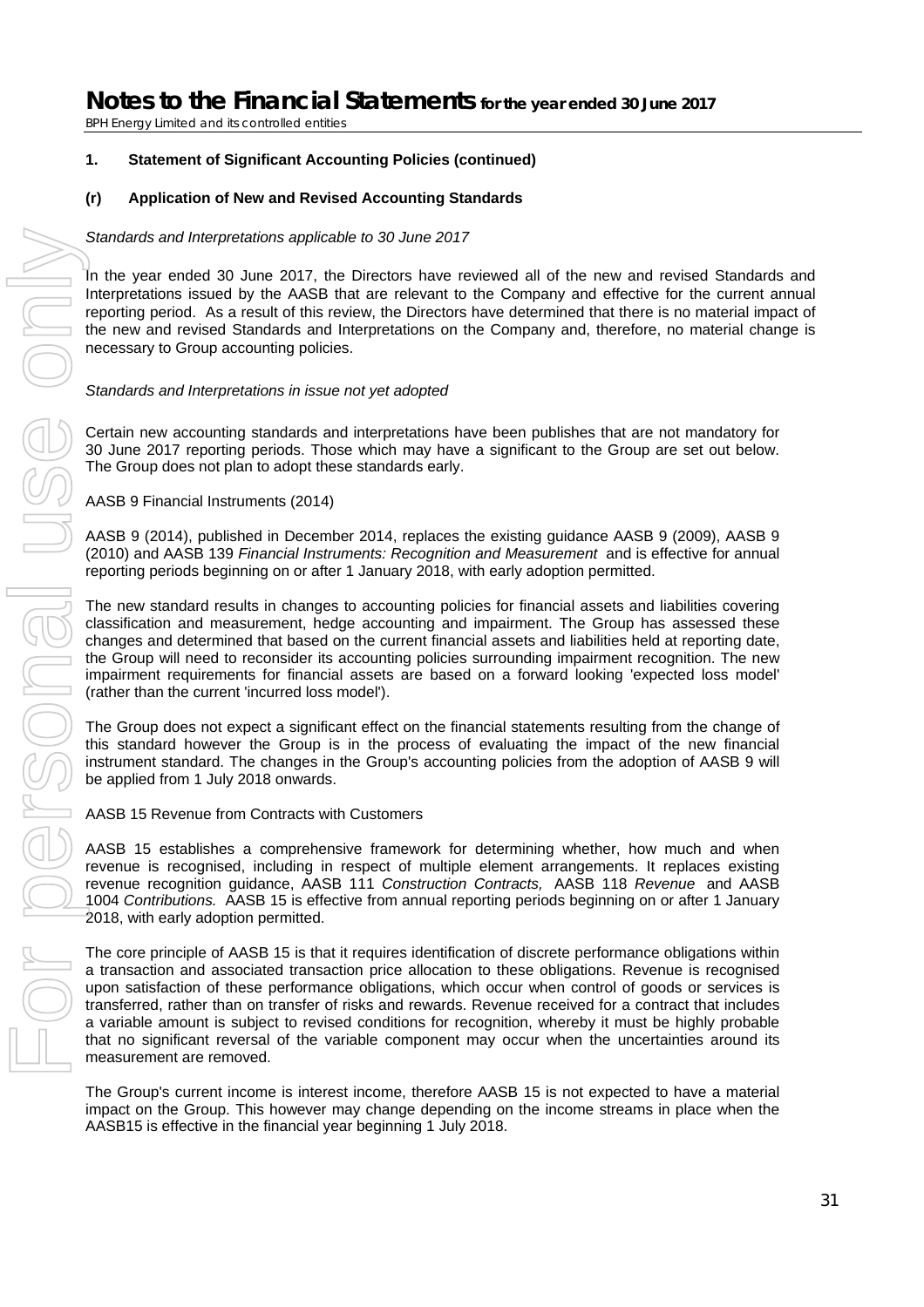## 1. Statement of Significant Accounting Policies (continued)

### (r) Application of New and Revised Accounting Standards

*Standards and Interpretations applicable to 30 June 2017*

In the year ended 30 June 2017, the Directors have reviewed all of the new and revised Standards and Interpretations issued by the AASB that are relevant to the Company and effective for the current annual reporting period. As a result of this review, the Directors have determined that there is no material impact of the new and revised Standards and Interpretations on the Company and, therefore, no material change is necessary to Group accounting policies.

*Standards and Interpretations in issue not yet adopted*

Certain new accounting standards and interpretations have been publishes that are not mandatory for 30 June 2017 reporting periods. Those which may have a significant to the Group are set out below. The Group does not plan to adopt these standards early.

AASB 9 Financial Instruments (2014)

AASB 9 (2014), published in December 2014, replaces the existing guidance AASB 9 (2009), AASB 9 (2010) and AASB 139 *Financial Instruments: Recognition and Measurement* and is effective for annual reporting periods beginning on or after 1 January 2018, with early adoption permitted.

The new standard results in changes to accounting policies for financial assets and liabilities covering classification and measurement, hedge accounting and impairment. The Group has assessed these changes and determined that based on the current financial assets and liabilities held at reporting date, the Group will need to reconsider its accounting policies surrounding impairment recognition. The new impairment requirements for financial assets are based on a forward looking 'expected loss model' (rather than the current 'incurred loss model').

The Group does not expect a significant effect on the financial statements resulting from the change of this standard however the Group is in the process of evaluating the impact of the new financial instrument standard. The changes in the Group's accounting policies from the adoption of AASB 9 will be applied from 1 July 2018 onwards.

AASB 15 Revenue from Contracts with Customers

AASB 15 establishes a comprehensive framework for determining whether, how much and when revenue is recognised, including in respect of multiple element arrangements. It replaces existing revenue recognition guidance, AASB 111 *Construction Contracts,* AASB 118 *Revenue* and AASB 1004 *Contributions.* AASB 15 is effective from annual reporting periods beginning on or after 1 January 2018, with early adoption permitted.

The core principle of AASB 15 is that it requires identification of discrete performance obligations within a transaction and associated transaction price allocation to these obligations. Revenue is recognised upon satisfaction of these performance obligations, which occur when control of goods or services is transferred, rather than on transfer of risks and rewards. Revenue received for a contract that includes a variable amount is subject to revised conditions for recognition, whereby it must be highly probable that no significant reversal of the variable component may occur when the uncertainties around its measurement are removed.

The Group's current income is interest income, therefore AASB 15 is not expected to have a material impact on the Group. This however may change depending on the income streams in place when the AASB15 is effective in the financial year beginning 1 July 2018.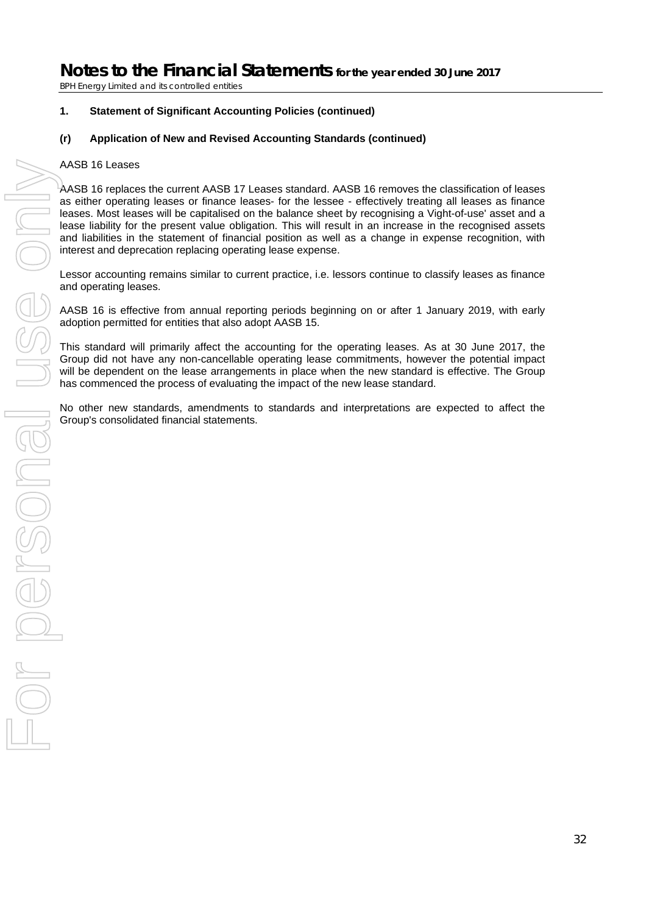### 1. Statement of Significant Accounting Policies (continued)

### (r) Application of New and Revised Accounting Standards (continued)

AASB 16 Leases

AASB 16 replaces the current AASB 17 Leases standard. AASB 16 removes the classification of leases as either operating leases or finance leases- for the lessee - effectively treating all leases as finance leases. Most leases will be capitalised on the balance sheet by recognising a Vight-of-use' asset and a lease liability for the present value obligation. This will result in an increase in the recognised assets and liabilities in the statement of financial position as well as a change in expense recognition, with interest and deprecation replacing operating lease expense.

Lessor accounting remains similar to current practice, i.e. lessors continue to classify leases as finance and operating leases.

AASB 16 is effective from annual reporting periods beginning on or after 1 January 2019, with early adoption permitted for entities that also adopt AASB 15.

This standard will primarily affect the accounting for the operating leases. As at 30 June 2017, the Group did not have any non-cancellable operating lease commitments, however the potential impact will be dependent on the lease arrangements in place when the new standard is effective. The Group has commenced the process of evaluating the impact of the new lease standard.

No other new standards, amendments to standards and interpretations are expected to affect the Group's consolidated financial statements.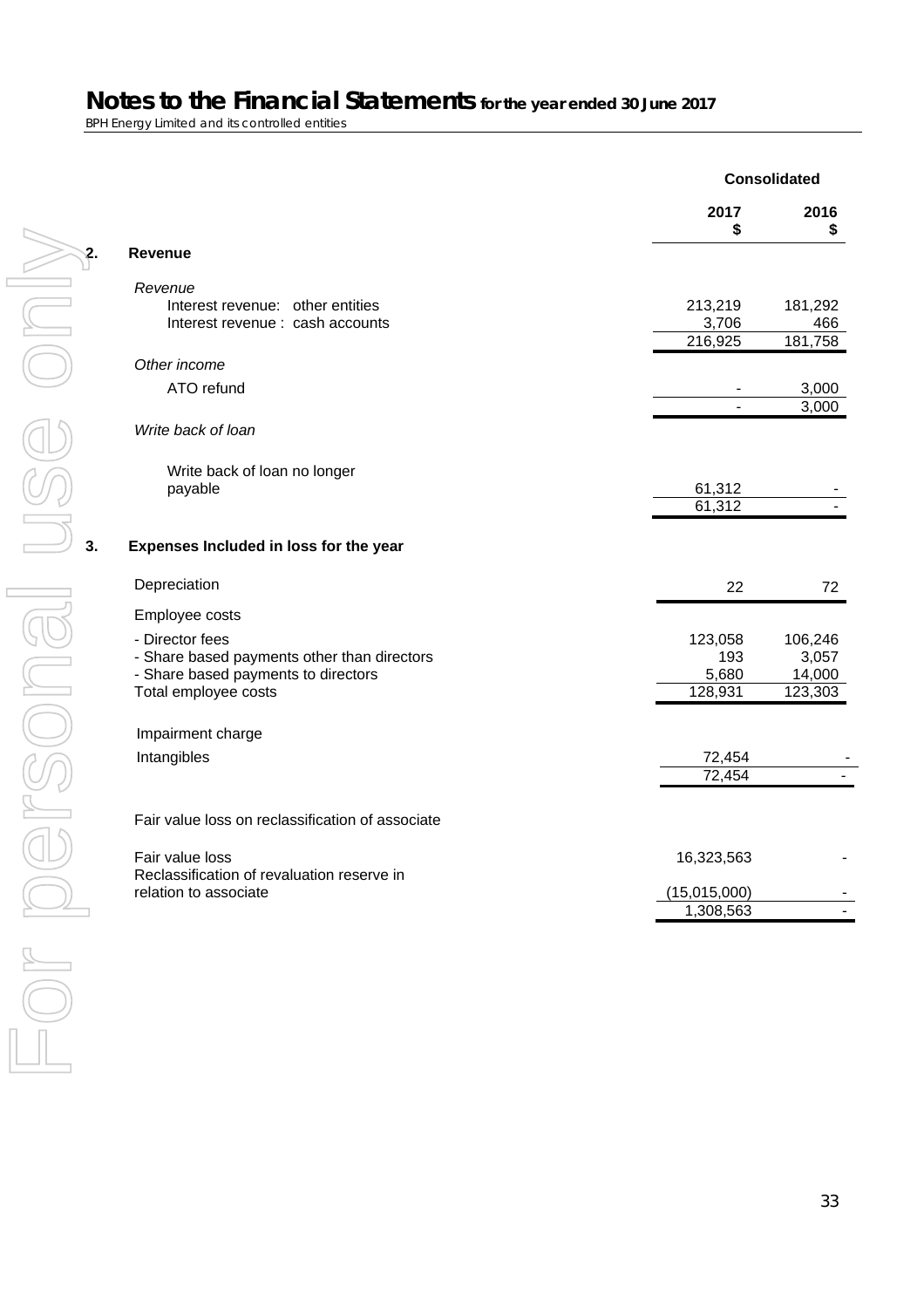# Notes to the Financial Statements for the year ended 30 June 2017

BPH Energy Limited and its controlled entities

| | Consolidated | |
|---|---|---|
| | 2017 $ | 2016 $ |
| **2. Revenue** | | |
| *Revenue* | | |
| Interest revenue: other entities | 213,219 | 181,292 |
| Interest revenue : cash accounts | 3,706 | 466 |
| | 216,925 | 181,758 |
| *Other income* | | |
| ATO refund | - | 3,000 |
| | - | 3,000 |
| *Write back of loan* | | |
| Write back of loan no longer payable | 61,312 | - |
| | 61,312 | - |
| **3. Expenses Included in loss for the year** | | |
| Depreciation | 22 | 72 |
| Employee costs | | |
| - Director fees | 123,058 | 106,246 |
| - Share based payments other than directors | 193 | 3,057 |
| - Share based payments to directors | 5,680 | 14,000 |
| Total employee costs | 128,931 | 123,303 |
| Impairment charge | | |
| Intangibles | 72,454 | - |
| | 72,454 | - |
| Fair value loss on reclassification of associate | | |
| Fair value loss | 16,323,563 | - |
| Reclassification of revaluation reserve in relation to associate | (15,015,000) | - |
| | 1,308,563 | - |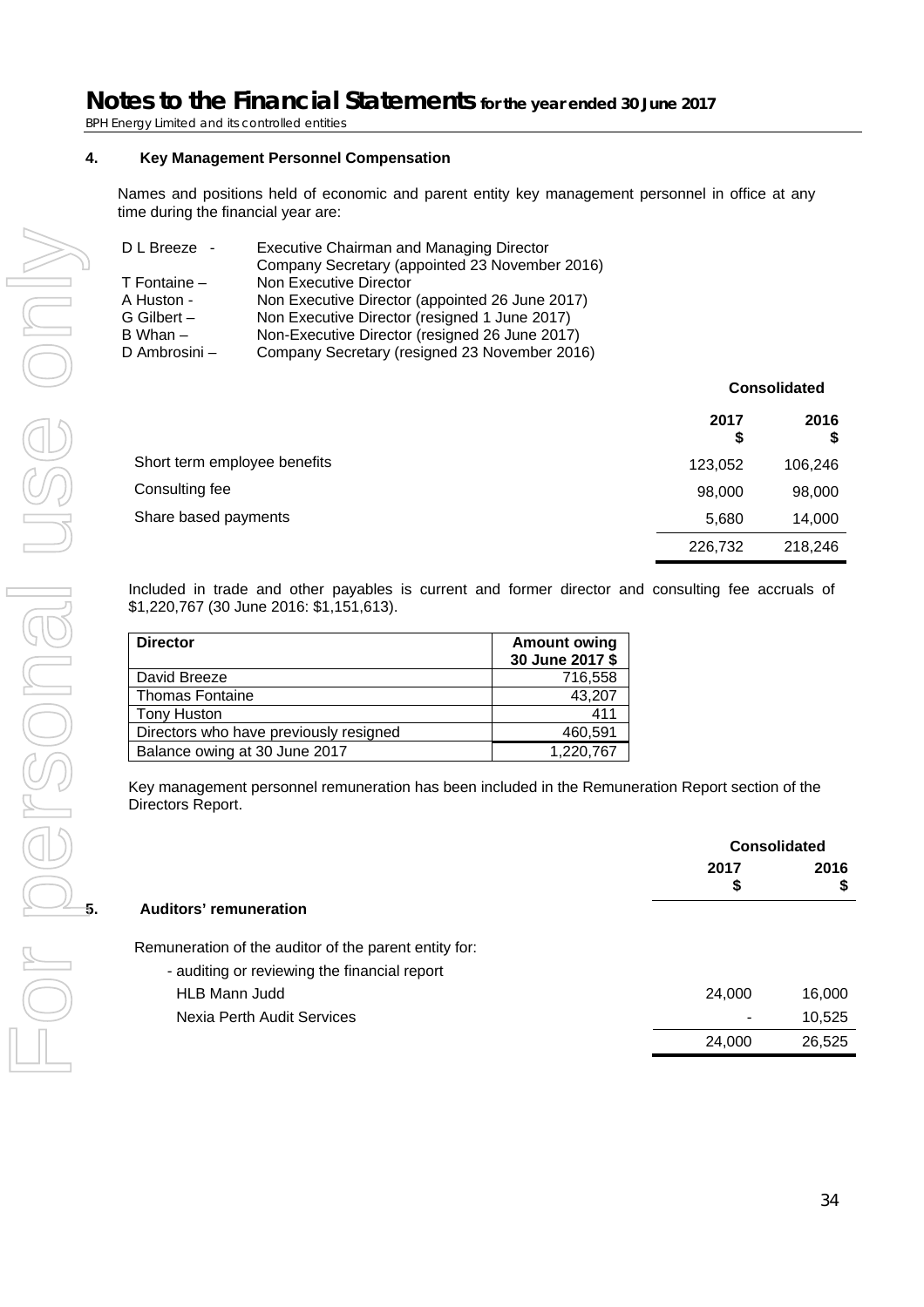# Notes to the Financial Statements for the year ended 30 June 2017

BPH Energy Limited and its controlled entities

## 4. Key Management Personnel Compensation

Names and positions held of economic and parent entity key management personnel in office at any time during the financial year are:

| | |
|---|---|
| D L Breeze - | Executive Chairman and Managing Director |
| | Company Secretary (appointed 23 November 2016) |
| T Fontaine – | Non Executive Director |
| A Huston - | Non Executive Director (appointed 26 June 2017) |
| G Gilbert – | Non Executive Director (resigned 1 June 2017) |
| B Whan – | Non-Executive Director (resigned 26 June 2017) |
| D Ambrosini – | Company Secretary (resigned 23 November 2016) |

| | Consolidated | |
|---|---|---|
| | **2017 $** | **2016 $** |
| Short term employee benefits | 123,052 | 106,246 |
| Consulting fee | 98,000 | 98,000 |
| Share based payments | 5,680 | 14,000 |
| | 226,732 | 218,246 |

Included in trade and other payables is current and former director and consulting fee accruals of $1,220,767 (30 June 2016: $1,151,613).

| **Director** | **Amount owing 30 June 2017 $** |
|---|---|
| David Breeze | 716,558 |
| Thomas Fontaine | 43,207 |
| Tony Huston | 411 |
| Directors who have previously resigned | 460,591 |
| Balance owing at 30 June 2017 | 1,220,767 |

Key management personnel remuneration has been included in the Remuneration Report section of the Directors Report.

## 5. Auditors' remuneration

| | Consolidated | |
|---|---|---|
| | **2017 $** | **2016 $** |
| Remuneration of the auditor of the parent entity for: | | |
| - auditing or reviewing the financial report | | |
| HLB Mann Judd | 24,000 | 16,000 |
| Nexia Perth Audit Services | - | 10,525 |
| | 24,000 | 26,525 |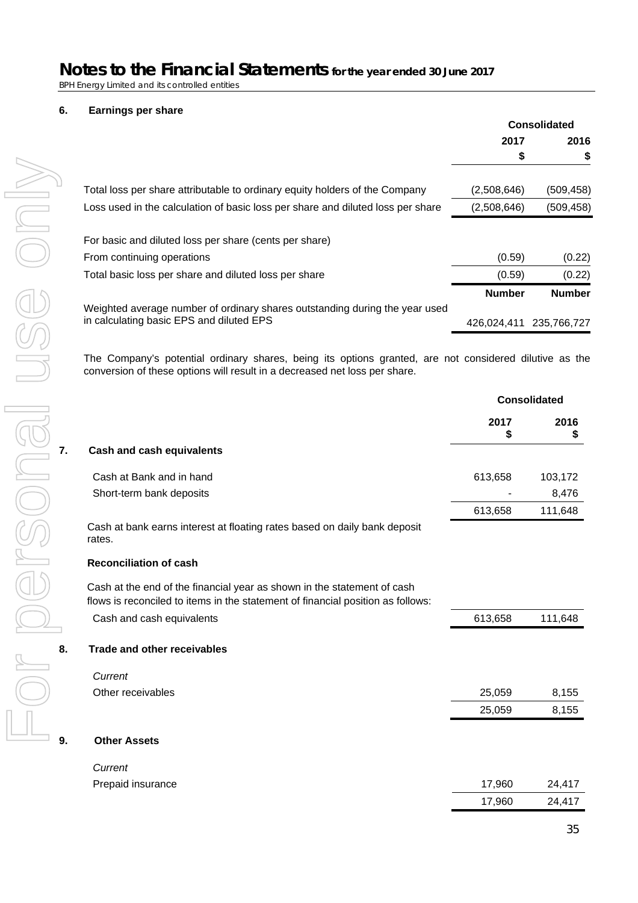# Notes to the Financial Statements for the year ended 30 June 2017

BPH Energy Limited and its controlled entities

## 6. Earnings per share

| | Consolidated | |
|---|---|---|
| | 2017 | 2016 |
| | $ | $ |
| Total loss per share attributable to ordinary equity holders of the Company | (2,508,646) | (509,458) |
| Loss used in the calculation of basic loss per share and diluted loss per share | (2,508,646) | (509,458) |
| For basic and diluted loss per share (cents per share) | | |
| From continuing operations | (0.59) | (0.22) |
| Total basic loss per share and diluted loss per share | (0.59) | (0.22) |
| | **Number** | **Number** |
| Weighted average number of ordinary shares outstanding during the year used in calculating basic EPS and diluted EPS | 426,024,411 | 235,766,727 |

The Company's potential ordinary shares, being its options granted, are not considered dilutive as the conversion of these options will result in a decreased net loss per share.

| | Consolidated | |
|---|---|---|
| | 2017 $ | 2016 $ |
| **7. Cash and cash equivalents** | | |
| Cash at Bank and in hand | 613,658 | 103,172 |
| Short-term bank deposits | - | 8,476 |
| | 613,658 | 111,648 |

Cash at bank earns interest at floating rates based on daily bank deposit rates.

**Reconciliation of cash**

Cash at the end of the financial year as shown in the statement of cash flows is reconciled to items in the statement of financial position as follows:

| | 2017 $ | 2016 $ |
|---|---|---|
| Cash and cash equivalents | 613,658 | 111,648 |

## 8. Trade and other receivables

| | 2017 $ | 2016 $ |
|---|---|---|
| *Current* | | |
| Other receivables | 25,059 | 8,155 |
| | 25,059 | 8,155 |

## 9. Other Assets

| | 2017 $ | 2016 $ |
|---|---|---|
| *Current* | | |
| Prepaid insurance | 17,960 | 24,417 |
| | 17,960 | 24,417 |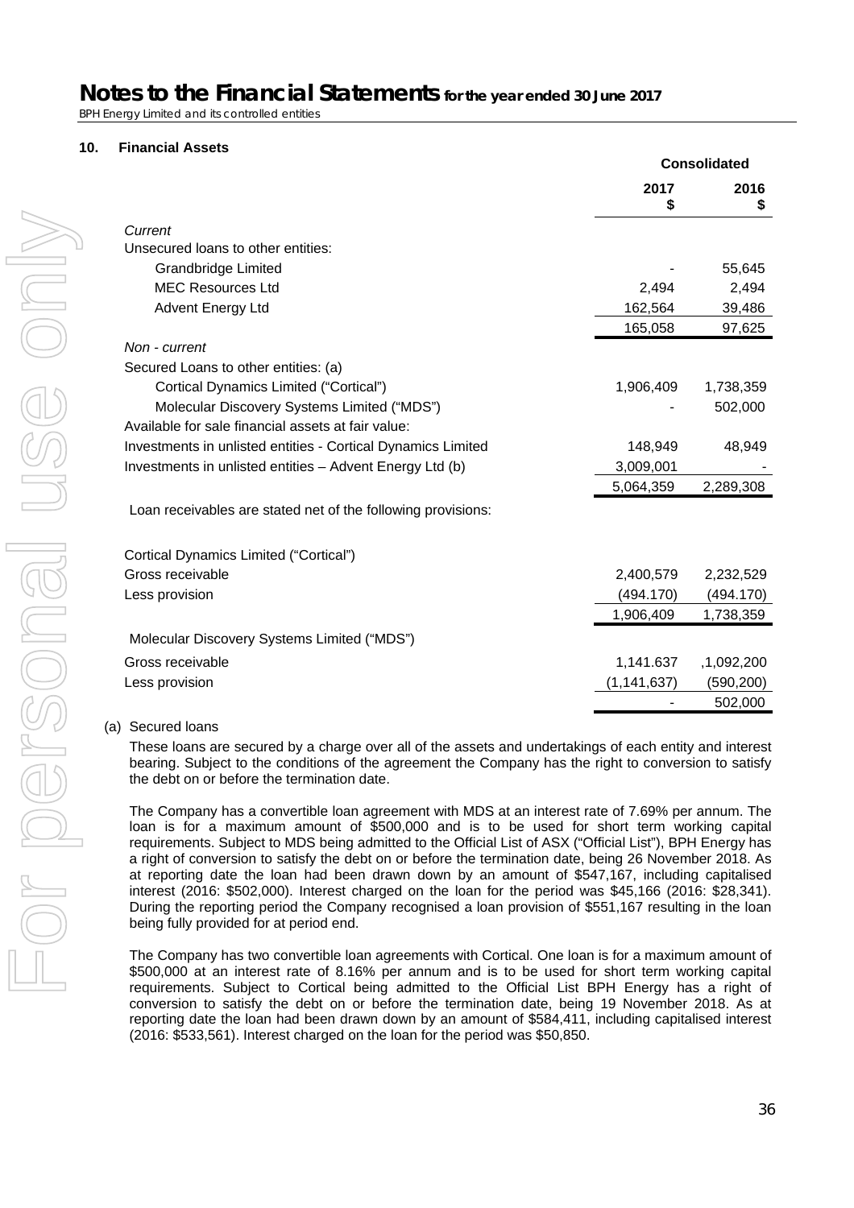# Notes to the Financial Statements for the year ended 30 June 2017

BPH Energy Limited and its controlled entities

## 10. Financial Assets

| | Consolidated | |
|---|---|---|
| | 2017 $ | 2016 $ |
| *Current* | | |
| Unsecured loans to other entities: | | |
| Grandbridge Limited | - | 55,645 |
| MEC Resources Ltd | 2,494 | 2,494 |
| Advent Energy Ltd | 162,564 | 39,486 |
| | 165,058 | 97,625 |
| *Non - current* | | |
| Secured Loans to other entities: (a) | | |
| Cortical Dynamics Limited ("Cortical") | 1,906,409 | 1,738,359 |
| Molecular Discovery Systems Limited ("MDS") | - | 502,000 |
| Available for sale financial assets at fair value: | | |
| Investments in unlisted entities - Cortical Dynamics Limited | 148,949 | 48,949 |
| Investments in unlisted entities – Advent Energy Ltd (b) | 3,009,001 | - |
| | 5,064,359 | 2,289,308 |
| Loan receivables are stated net of the following provisions: | | |
| Cortical Dynamics Limited ("Cortical") | | |
| Gross receivable | 2,400,579 | 2,232,529 |
| Less provision | (494.170) | (494.170) |
| | 1,906,409 | 1,738,359 |
| Molecular Discovery Systems Limited ("MDS") | | |
| Gross receivable | 1,141.637 | ,1,092,200 |
| Less provision | (1,141,637) | (590,200) |
| | - | 502,000 |

(a) Secured loans

These loans are secured by a charge over all of the assets and undertakings of each entity and interest bearing. Subject to the conditions of the agreement the Company has the right to conversion to satisfy the debt on or before the termination date.

The Company has a convertible loan agreement with MDS at an interest rate of 7.69% per annum. The loan is for a maximum amount of $500,000 and is to be used for short term working capital requirements. Subject to MDS being admitted to the Official List of ASX ("Official List"), BPH Energy has a right of conversion to satisfy the debt on or before the termination date, being 26 November 2018. As at reporting date the loan had been drawn down by an amount of $547,167, including capitalised interest (2016: $502,000). Interest charged on the loan for the period was $45,166 (2016: $28,341). During the reporting period the Company recognised a loan provision of $551,167 resulting in the loan being fully provided for at period end.

The Company has two convertible loan agreements with Cortical. One loan is for a maximum amount of $500,000 at an interest rate of 8.16% per annum and is to be used for short term working capital requirements. Subject to Cortical being admitted to the Official List BPH Energy has a right of conversion to satisfy the debt on or before the termination date, being 19 November 2018. As at reporting date the loan had been drawn down by an amount of $584,411, including capitalised interest (2016: $533,561). Interest charged on the loan for the period was $50,850.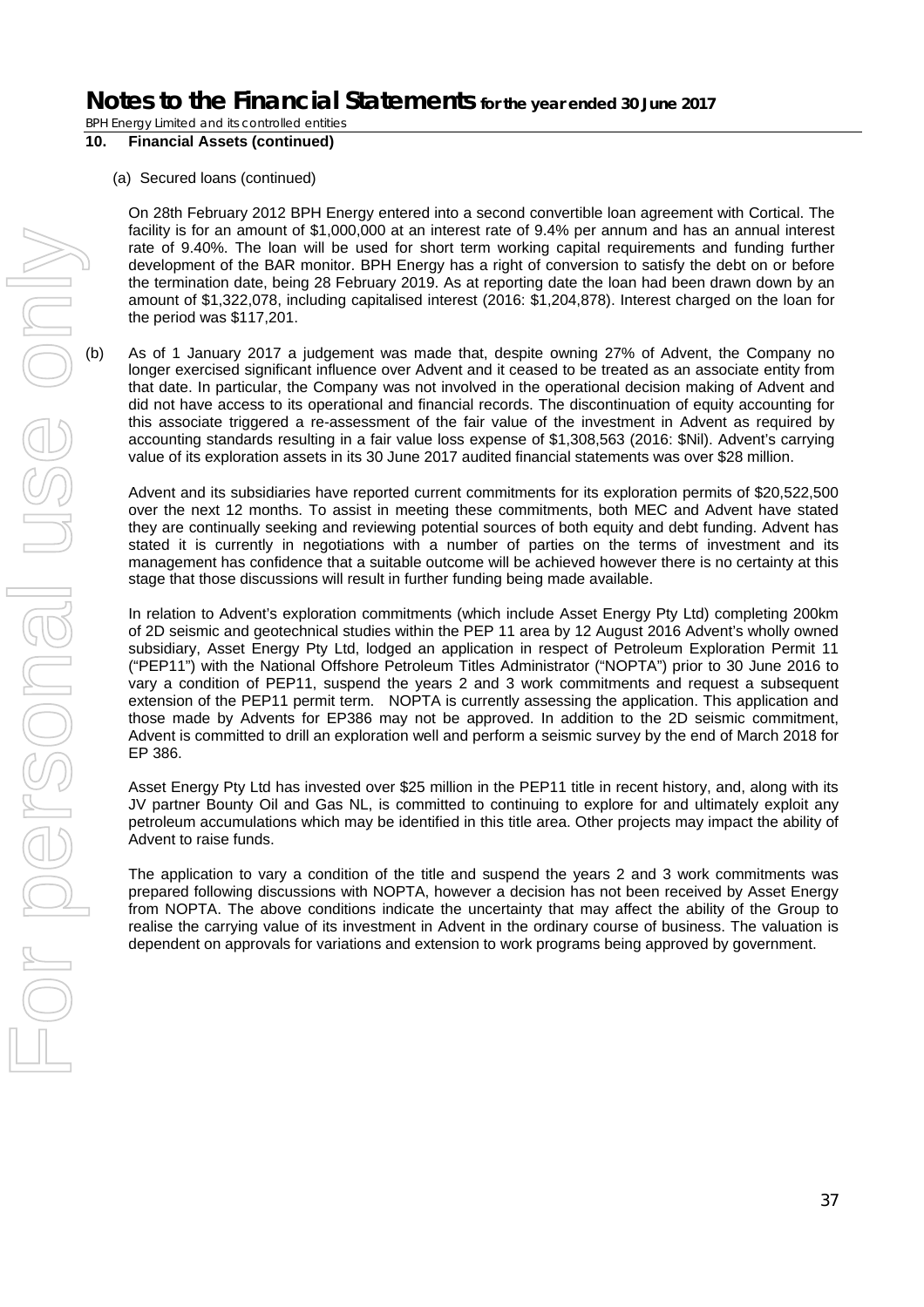## 10. Financial Assets (continued)

(a) Secured loans (continued)

On 28th February 2012 BPH Energy entered into a second convertible loan agreement with Cortical. The facility is for an amount of $1,000,000 at an interest rate of 9.4% per annum and has an annual interest rate of 9.40%. The loan will be used for short term working capital requirements and funding further development of the BAR monitor. BPH Energy has a right of conversion to satisfy the debt on or before the termination date, being 28 February 2019. As at reporting date the loan had been drawn down by an amount of $1,322,078, including capitalised interest (2016: $1,204,878). Interest charged on the loan for the period was $117,201.

(b) As of 1 January 2017 a judgement was made that, despite owning 27% of Advent, the Company no longer exercised significant influence over Advent and it ceased to be treated as an associate entity from that date. In particular, the Company was not involved in the operational decision making of Advent and did not have access to its operational and financial records. The discontinuation of equity accounting for this associate triggered a re-assessment of the fair value of the investment in Advent as required by accounting standards resulting in a fair value loss expense of $1,308,563 (2016: $Nil). Advent's carrying value of its exploration assets in its 30 June 2017 audited financial statements was over $28 million.

Advent and its subsidiaries have reported current commitments for its exploration permits of $20,522,500 over the next 12 months. To assist in meeting these commitments, both MEC and Advent have stated they are continually seeking and reviewing potential sources of both equity and debt funding. Advent has stated it is currently in negotiations with a number of parties on the terms of investment and its management has confidence that a suitable outcome will be achieved however there is no certainty at this stage that those discussions will result in further funding being made available.

In relation to Advent's exploration commitments (which include Asset Energy Pty Ltd) completing 200km of 2D seismic and geotechnical studies within the PEP 11 area by 12 August 2016 Advent's wholly owned subsidiary, Asset Energy Pty Ltd, lodged an application in respect of Petroleum Exploration Permit 11 ("PEP11") with the National Offshore Petroleum Titles Administrator ("NOPTA") prior to 30 June 2016 to vary a condition of PEP11, suspend the years 2 and 3 work commitments and request a subsequent extension of the PEP11 permit term. NOPTA is currently assessing the application. This application and those made by Advents for EP386 may not be approved. In addition to the 2D seismic commitment, Advent is committed to drill an exploration well and perform a seismic survey by the end of March 2018 for EP 386.

Asset Energy Pty Ltd has invested over $25 million in the PEP11 title in recent history, and, along with its JV partner Bounty Oil and Gas NL, is committed to continuing to explore for and ultimately exploit any petroleum accumulations which may be identified in this title area. Other projects may impact the ability of Advent to raise funds.

The application to vary a condition of the title and suspend the years 2 and 3 work commitments was prepared following discussions with NOPTA, however a decision has not been received by Asset Energy from NOPTA. The above conditions indicate the uncertainty that may affect the ability of the Group to realise the carrying value of its investment in Advent in the ordinary course of business. The valuation is dependent on approvals for variations and extension to work programs being approved by government.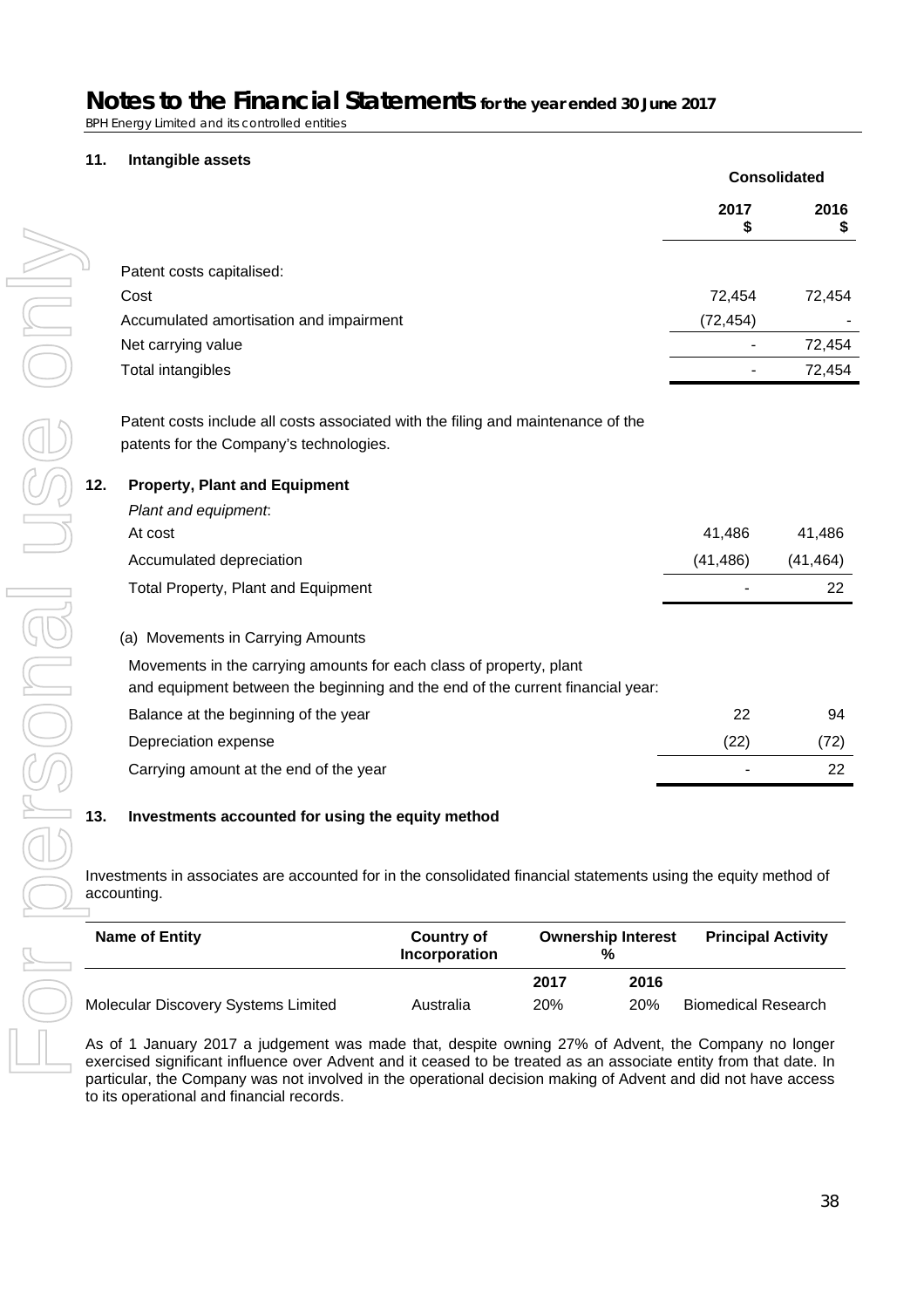## 11. Intangible assets

| | Consolidated | |
|---|---|---|
| | **2017 \$** | **2016 \$** |
| Patent costs capitalised: | | |
| Cost | 72,454 | 72,454 |
| Accumulated amortisation and impairment | (72,454) | - |
| Net carrying value | - | 72,454 |
| Total intangibles | - | 72,454 |

Patent costs include all costs associated with the filing and maintenance of the patents for the Company's technologies.

## 12. Property, Plant and Equipment

| | 2017 | 2016 |
|---|---|---|
| *Plant and equipment*: | | |
| At cost | 41,486 | 41,486 |
| Accumulated depreciation | (41,486) | (41,464) |
| Total Property, Plant and Equipment | - | 22 |

(a) Movements in Carrying Amounts

Movements in the carrying amounts for each class of property, plant and equipment between the beginning and the end of the current financial year:

| | 2017 | 2016 |
|---|---|---|
| Balance at the beginning of the year | 22 | 94 |
| Depreciation expense | (22) | (72) |
| Carrying amount at the end of the year | - | 22 |

## 13. Investments accounted for using the equity method

Investments in associates are accounted for in the consolidated financial statements using the equity method of accounting.

| Name of Entity | Country of Incorporation | Ownership Interest % | | Principal Activity |
|---|---|---|---|---|
| | | **2017** | **2016** | |
| Molecular Discovery Systems Limited | Australia | 20% | 20% | Biomedical Research |

As of 1 January 2017 a judgement was made that, despite owning 27% of Advent, the Company no longer exercised significant influence over Advent and it ceased to be treated as an associate entity from that date. In particular, the Company was not involved in the operational decision making of Advent and did not have access to its operational and financial records.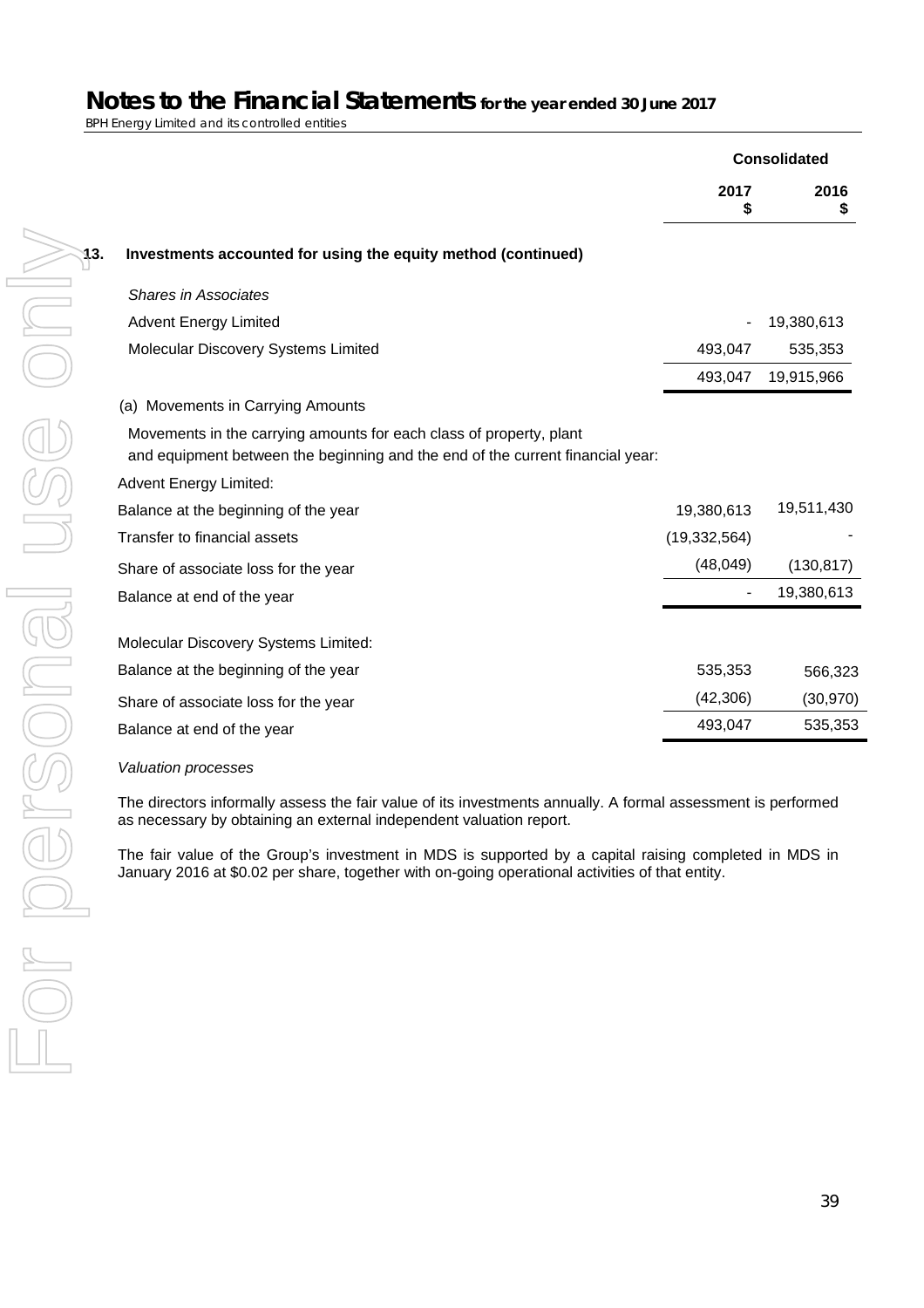| | Consolidated | |
|---|---|---|
| | 2017 \$ | 2016 \$ |
| **13. Investments accounted for using the equity method (continued)** | | |
| *Shares in Associates* | | |
| Advent Energy Limited | - | 19,380,613 |
| Molecular Discovery Systems Limited | 493,047 | 535,353 |
| | 493,047 | 19,915,966 |
| (a) Movements in Carrying Amounts | | |
| Movements in the carrying amounts for each class of property, plant and equipment between the beginning and the end of the current financial year: | | |
| Advent Energy Limited: | | |
| Balance at the beginning of the year | 19,380,613 | 19,511,430 |
| Transfer to financial assets | (19,332,564) | - |
| Share of associate loss for the year | (48,049) | (130,817) |
| Balance at end of the year | - | 19,380,613 |
| Molecular Discovery Systems Limited: | | |
| Balance at the beginning of the year | 535,353 | 566,323 |
| Share of associate loss for the year | (42,306) | (30,970) |
| Balance at end of the year | 493,047 | 535,353 |

*Valuation processes*

The directors informally assess the fair value of its investments annually. A formal assessment is performed as necessary by obtaining an external independent valuation report.

The fair value of the Group's investment in MDS is supported by a capital raising completed in MDS in January 2016 at \$0.02 per share, together with on-going operational activities of that entity.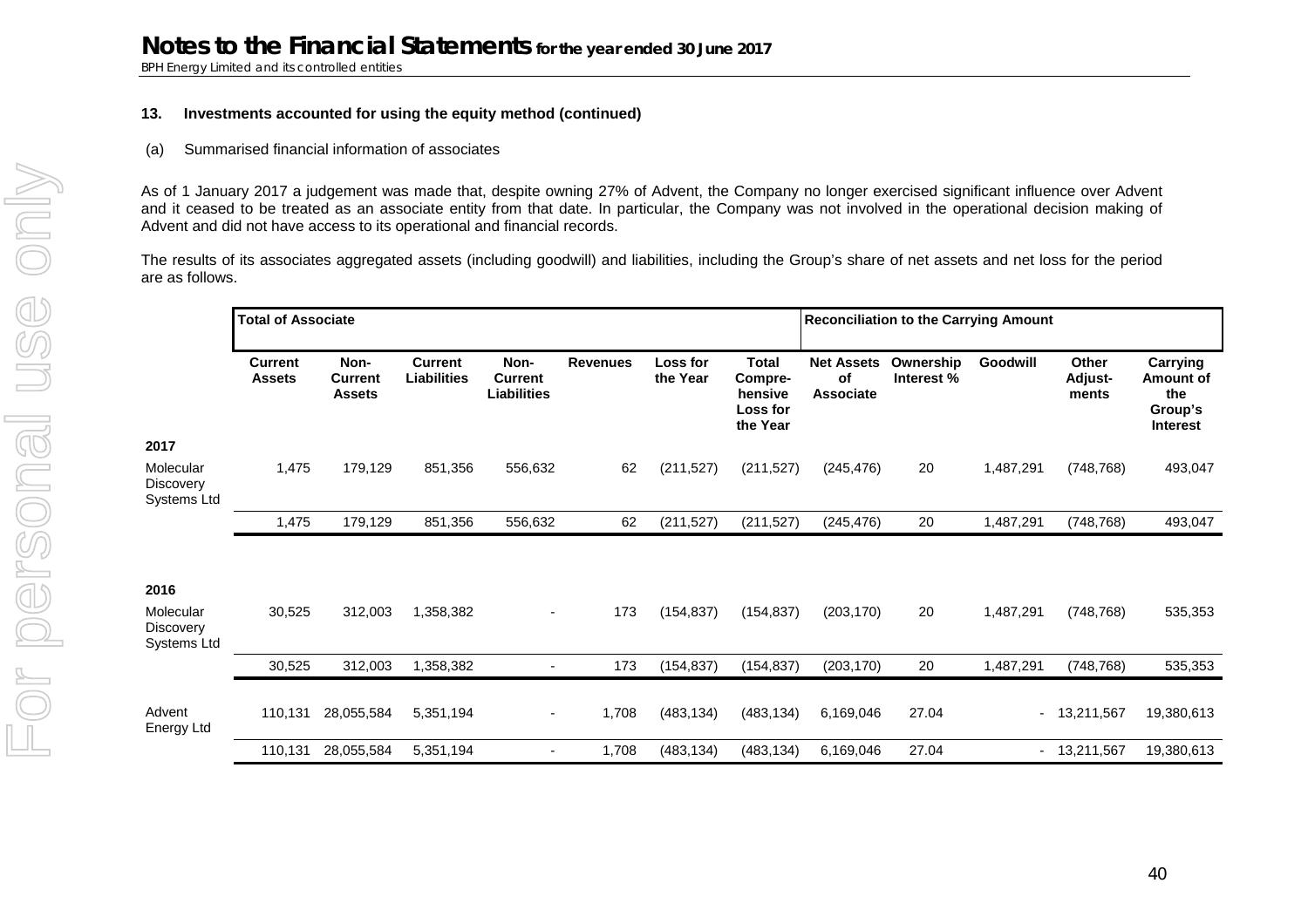## 13. Investments accounted for using the equity method (continued)

(a) Summarised financial information of associates

As of 1 January 2017 a judgement was made that, despite owning 27% of Advent, the Company no longer exercised significant influence over Advent and it ceased to be treated as an associate entity from that date. In particular, the Company was not involved in the operational decision making of Advent and did not have access to its operational and financial records.

The results of its associates aggregated assets (including goodwill) and liabilities, including the Group's share of net assets and net loss for the period are as follows.

| | Total of Associate | | | | | | | Reconciliation to the Carrying Amount | | | | |
|---|---|---|---|---|---|---|---|---|---|---|---|---|
| | **Current Assets** | **Non-Current Assets** | **Current Liabilities** | **Non-Current Liabilities** | **Revenues** | **Loss for the Year** | **Total Compre-hensive Loss for the Year** | **Net Assets of Associate** | **Ownership Interest %** | **Goodwill** | **Other Adjust-ments** | **Carrying Amount of the Group's Interest** |
| **2017** | | | | | | | | | | | | |
| Molecular Discovery Systems Ltd | 1,475 | 179,129 | 851,356 | 556,632 | 62 | (211,527) | (211,527) | (245,476) | 20 | 1,487,291 | (748,768) | 493,047 |
| | 1,475 | 179,129 | 851,356 | 556,632 | 62 | (211,527) | (211,527) | (245,476) | 20 | 1,487,291 | (748,768) | 493,047 |
| **2016** | | | | | | | | | | | | |
| Molecular Discovery Systems Ltd | 30,525 | 312,003 | 1,358,382 | - | 173 | (154,837) | (154,837) | (203,170) | 20 | 1,487,291 | (748,768) | 535,353 |
| | 30,525 | 312,003 | 1,358,382 | - | 173 | (154,837) | (154,837) | (203,170) | 20 | 1,487,291 | (748,768) | 535,353 |
| Advent Energy Ltd | 110,131 | 28,055,584 | 5,351,194 | - | 1,708 | (483,134) | (483,134) | 6,169,046 | 27.04 | - | 13,211,567 | 19,380,613 |
| | 110,131 | 28,055,584 | 5,351,194 | - | 1,708 | (483,134) | (483,134) | 6,169,046 | 27.04 | - | 13,211,567 | 19,380,613 |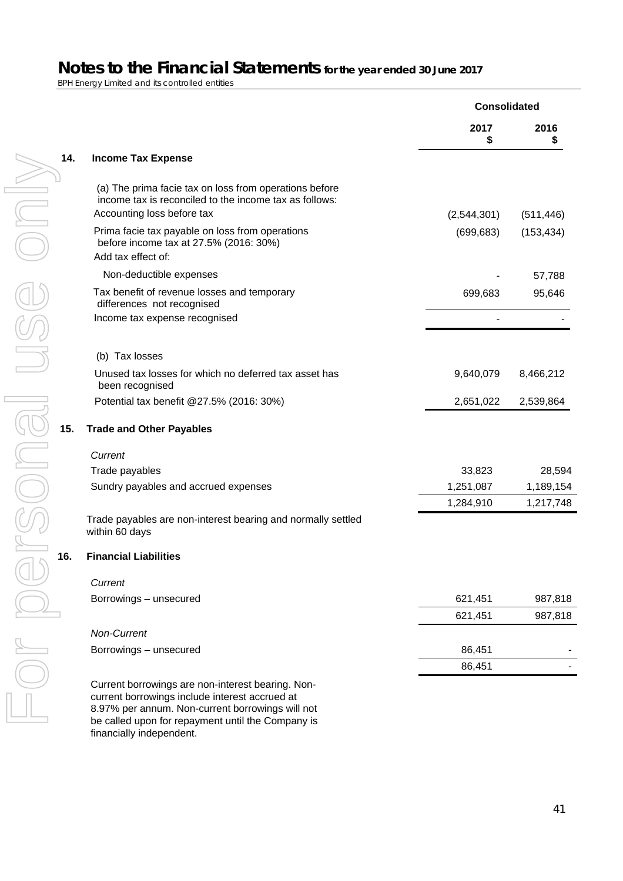# Notes to the Financial Statements for the year ended 30 June 2017

BPH Energy Limited and its controlled entities

| | | Consolidated | |
|---|---|---|---|
| | | 2017 $ | 2016 $ |
| **14.** | **Income Tax Expense** | | |
| | (a) The prima facie tax on loss from operations before income tax is reconciled to the income tax as follows: | | |
| | Accounting loss before tax | (2,544,301) | (511,446) |
| | Prima facie tax payable on loss from operations before income tax at 27.5% (2016: 30%) | (699,683) | (153,434) |
| | Add tax effect of: | | |
| | Non-deductible expenses | - | 57,788 |
| | Tax benefit of revenue losses and temporary differences not recognised | 699,683 | 95,646 |
| | Income tax expense recognised | - | - |
| | (b) Tax losses | | |
| | Unused tax losses for which no deferred tax asset has been recognised | 9,640,079 | 8,466,212 |
| | Potential tax benefit @27.5% (2016: 30%) | 2,651,022 | 2,539,864 |
| **15.** | **Trade and Other Payables** | | |
| | *Current* | | |
| | Trade payables | 33,823 | 28,594 |
| | Sundry payables and accrued expenses | 1,251,087 | 1,189,154 |
| | | 1,284,910 | 1,217,748 |
| | Trade payables are non-interest bearing and normally settled within 60 days | | |
| **16.** | **Financial Liabilities** | | |
| | *Current* | | |
| | Borrowings – unsecured | 621,451 | 987,818 |
| | | 621,451 | 987,818 |
| | *Non-Current* | | |
| | Borrowings – unsecured | 86,451 | - |
| | | 86,451 | - |

Current borrowings are non-interest bearing. Non-current borrowings include interest accrued at 8.97% per annum. Non-current borrowings will not be called upon for repayment until the Company is financially independent.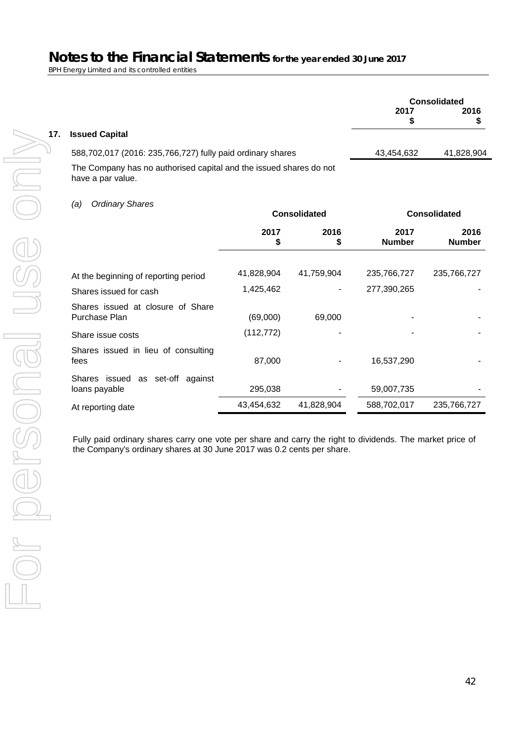## 17. Issued Capital

| | Consolidated | |
|---|---|---|
| | 2017 $ | 2016 $ |
| 588,702,017 (2016: 235,766,727) fully paid ordinary shares | 43,454,632 | 41,828,904 |

The Company has no authorised capital and the issued shares do not have a par value.

*(a) Ordinary Shares*

| | Consolidated | | Consolidated | |
|---|---|---|---|---|
| | 2017 $ | 2016 $ | 2017 Number | 2016 Number |
| At the beginning of reporting period | 41,828,904 | 41,759,904 | 235,766,727 | 235,766,727 |
| Shares issued for cash | 1,425,462 | - | 277,390,265 | - |
| Shares issued at closure of Share Purchase Plan | (69,000) | 69,000 | - | - |
| Share issue costs | (112,772) | - | - | - |
| Shares issued in lieu of consulting fees | 87,000 | - | 16,537,290 | - |
| Shares issued as set-off against loans payable | 295,038 | - | 59,007,735 | - |
| At reporting date | 43,454,632 | 41,828,904 | 588,702,017 | 235,766,727 |

Fully paid ordinary shares carry one vote per share and carry the right to dividends. The market price of the Company's ordinary shares at 30 June 2017 was 0.2 cents per share.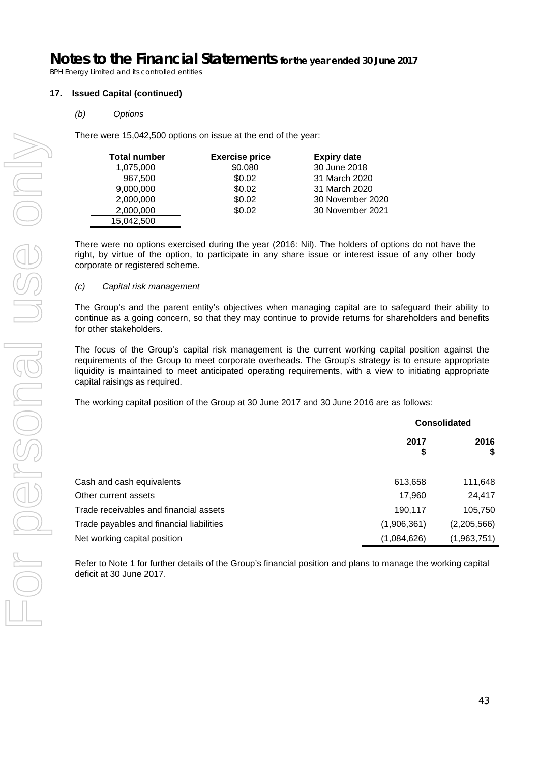### 17. Issued Capital (continued)

*(b) Options*

There were 15,042,500 options on issue at the end of the year:

| Total number | Exercise price | Expiry date |
|---|---|---|
| 1,075,000 | $0.080 | 30 June 2018 |
| 967,500 | $0.02 | 31 March 2020 |
| 9,000,000 | $0.02 | 31 March 2020 |
| 2,000,000 | $0.02 | 30 November 2020 |
| 2,000,000 | $0.02 | 30 November 2021 |
| 15,042,500 | | |

There were no options exercised during the year (2016: Nil). The holders of options do not have the right, by virtue of the option, to participate in any share issue or interest issue of any other body corporate or registered scheme.

*(c) Capital risk management*

The Group's and the parent entity's objectives when managing capital are to safeguard their ability to continue as a going concern, so that they may continue to provide returns for shareholders and benefits for other stakeholders.

The focus of the Group's capital risk management is the current working capital position against the requirements of the Group to meet corporate overheads. The Group's strategy is to ensure appropriate liquidity is maintained to meet anticipated operating requirements, with a view to initiating appropriate capital raisings as required.

The working capital position of the Group at 30 June 2017 and 30 June 2016 are as follows:

| | Consolidated | |
|---|---|---|
| | 2017<br>$ | 2016<br>$ |
| Cash and cash equivalents | 613,658 | 111,648 |
| Other current assets | 17,960 | 24,417 |
| Trade receivables and financial assets | 190,117 | 105,750 |
| Trade payables and financial liabilities | (1,906,361) | (2,205,566) |
| Net working capital position | (1,084,626) | (1,963,751) |

Refer to Note 1 for further details of the Group's financial position and plans to manage the working capital deficit at 30 June 2017.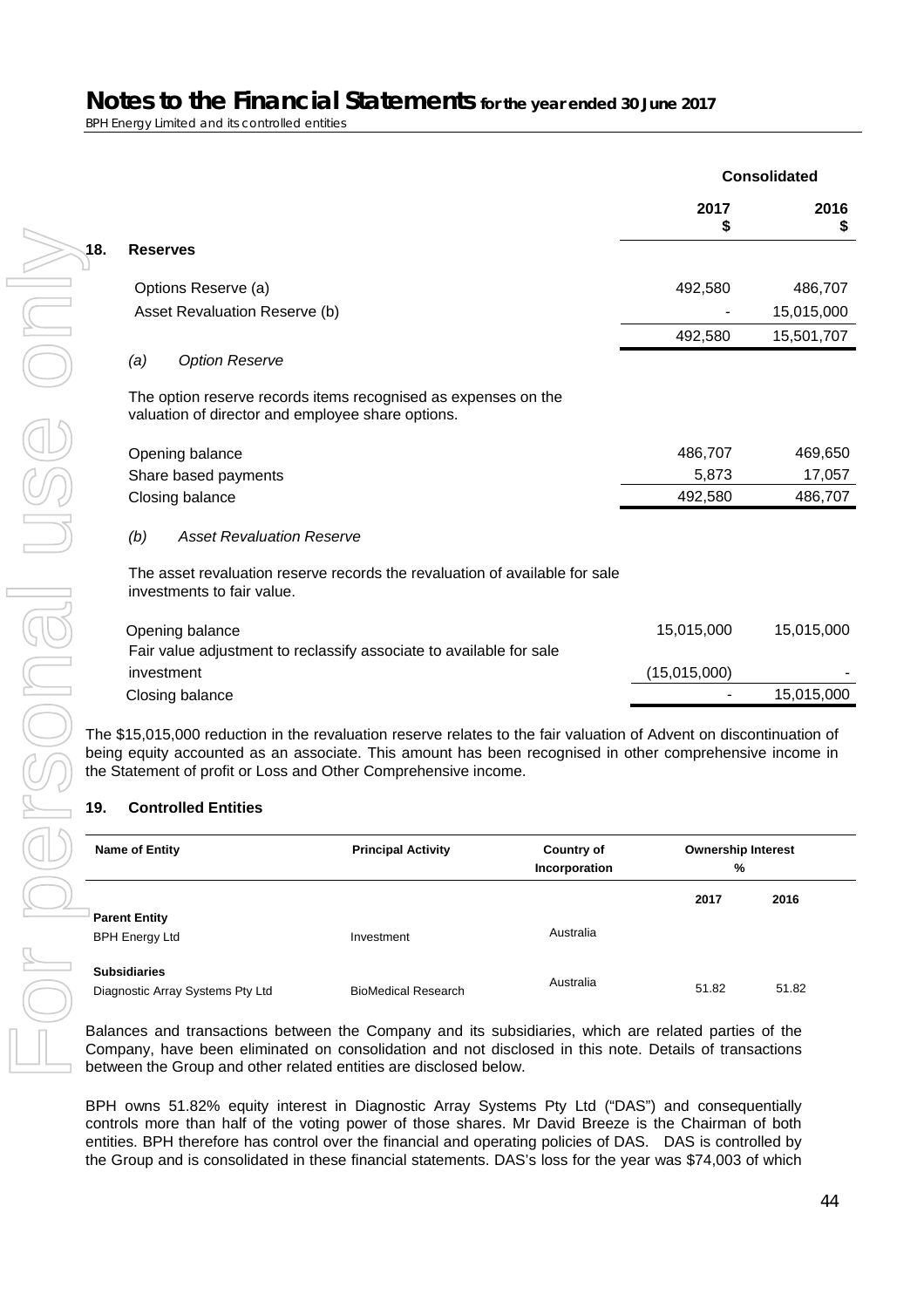## 18. Reserves

| | Consolidated 2017 $ | Consolidated 2016 $ |
|---|---|---|
| Options Reserve (a) | 492,580 | 486,707 |
| Asset Revaluation Reserve (b) | - | 15,015,000 |
| | 492,580 | 15,501,707 |

*(a) Option Reserve*

The option reserve records items recognised as expenses on the valuation of director and employee share options.

| | 2017 $ | 2016 $ |
|---|---|---|
| Opening balance | 486,707 | 469,650 |
| Share based payments | 5,873 | 17,057 |
| Closing balance | 492,580 | 486,707 |

*(b) Asset Revaluation Reserve*

The asset revaluation reserve records the revaluation of available for sale investments to fair value.

| | 2017 $ | 2016 $ |
|---|---|---|
| Opening balance | 15,015,000 | 15,015,000 |
| Fair value adjustment to reclassify associate to available for sale investment | (15,015,000) | - |
| Closing balance | - | 15,015,000 |

The $15,015,000 reduction in the revaluation reserve relates to the fair valuation of Advent on discontinuation of being equity accounted as an associate. This amount has been recognised in other comprehensive income in the Statement of profit or Loss and Other Comprehensive income.

## 19. Controlled Entities

| Name of Entity | Principal Activity | Country of Incorporation | Ownership Interest % 2017 | Ownership Interest % 2016 |
|---|---|---|---|---|
| **Parent Entity** | | | | |
| BPH Energy Ltd | Investment | Australia | | |
| **Subsidiaries** | | | | |
| Diagnostic Array Systems Pty Ltd | BioMedical Research | Australia | 51.82 | 51.82 |

Balances and transactions between the Company and its subsidiaries, which are related parties of the Company, have been eliminated on consolidation and not disclosed in this note. Details of transactions between the Group and other related entities are disclosed below.

BPH owns 51.82% equity interest in Diagnostic Array Systems Pty Ltd ("DAS") and consequentially controls more than half of the voting power of those shares. Mr David Breeze is the Chairman of both entities. BPH therefore has control over the financial and operating policies of DAS. DAS is controlled by the Group and is consolidated in these financial statements. DAS's loss for the year was $74,003 of which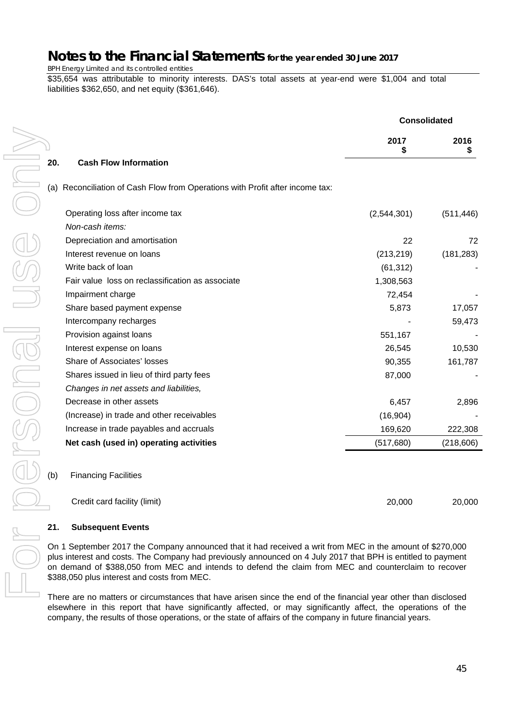$35,654 was attributable to minority interests. DAS's total assets at year-end were $1,004 and total liabilities $362,650, and net equity ($361,646).

| | Consolidated | |
|---|---|---|
| | 2017<br>$ | 2016<br>$ |

## 20. Cash Flow Information

(a) Reconciliation of Cash Flow from Operations with Profit after income tax:

| | 2017<br>$ | 2016<br>$ |
|---|---|---|
| Operating loss after income tax | (2,544,301) | (511,446) |
| *Non-cash items:* | | |
| Depreciation and amortisation | 22 | 72 |
| Interest revenue on loans | (213,219) | (181,283) |
| Write back of loan | (61,312) | - |
| Fair value loss on reclassification as associate | 1,308,563 | |
| Impairment charge | 72,454 | - |
| Share based payment expense | 5,873 | 17,057 |
| Intercompany recharges | - | 59,473 |
| Provision against loans | 551,167 | - |
| Interest expense on loans | 26,545 | 10,530 |
| Share of Associates' losses | 90,355 | 161,787 |
| Shares issued in lieu of third party fees | 87,000 | - |
| *Changes in net assets and liabilities,* | | |
| Decrease in other assets | 6,457 | 2,896 |
| (Increase) in trade and other receivables | (16,904) | - |
| Increase in trade payables and accruals | 169,620 | 222,308 |
| **Net cash (used in) operating activities** | (517,680) | (218,606) |

(b) Financing Facilities

| | 2017<br>$ | 2016<br>$ |
|---|---|---|
| Credit card facility (limit) | 20,000 | 20,000 |

## 21. Subsequent Events

On 1 September 2017 the Company announced that it had received a writ from MEC in the amount of $270,000 plus interest and costs. The Company had previously announced on 4 July 2017 that BPH is entitled to payment on demand of $388,050 from MEC and intends to defend the claim from MEC and counterclaim to recover $388,050 plus interest and costs from MEC.

There are no matters or circumstances that have arisen since the end of the financial year other than disclosed elsewhere in this report that have significantly affected, or may significantly affect, the operations of the company, the results of those operations, or the state of affairs of the company in future financial years.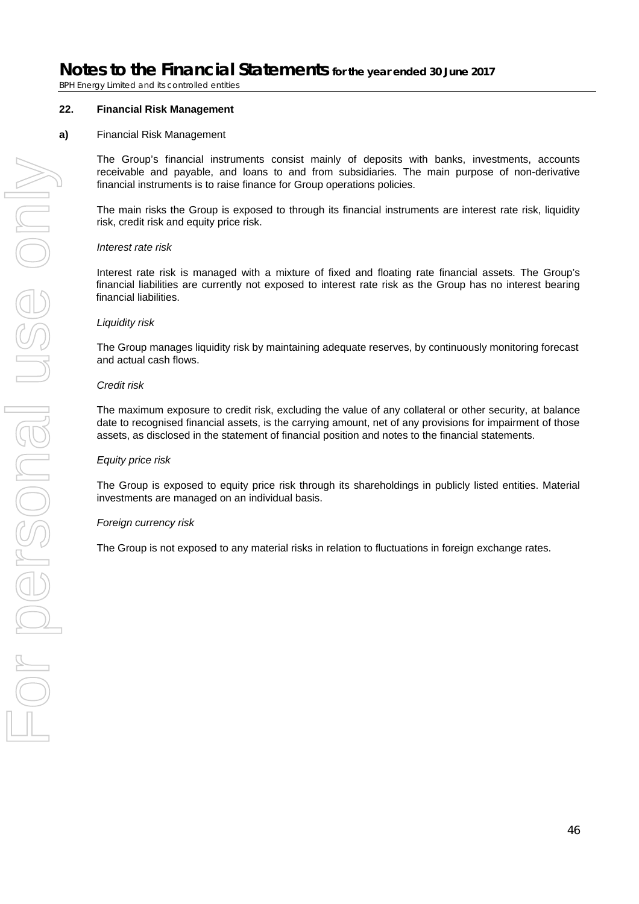## 22. Financial Risk Management

**a)** Financial Risk Management

The Group's financial instruments consist mainly of deposits with banks, investments, accounts receivable and payable, and loans to and from subsidiaries. The main purpose of non-derivative financial instruments is to raise finance for Group operations policies.

The main risks the Group is exposed to through its financial instruments are interest rate risk, liquidity risk, credit risk and equity price risk.

*Interest rate risk*

Interest rate risk is managed with a mixture of fixed and floating rate financial assets. The Group's financial liabilities are currently not exposed to interest rate risk as the Group has no interest bearing financial liabilities.

*Liquidity risk*

The Group manages liquidity risk by maintaining adequate reserves, by continuously monitoring forecast and actual cash flows.

*Credit risk*

The maximum exposure to credit risk, excluding the value of any collateral or other security, at balance date to recognised financial assets, is the carrying amount, net of any provisions for impairment of those assets, as disclosed in the statement of financial position and notes to the financial statements.

*Equity price risk*

The Group is exposed to equity price risk through its shareholdings in publicly listed entities. Material investments are managed on an individual basis.

*Foreign currency risk*

The Group is not exposed to any material risks in relation to fluctuations in foreign exchange rates.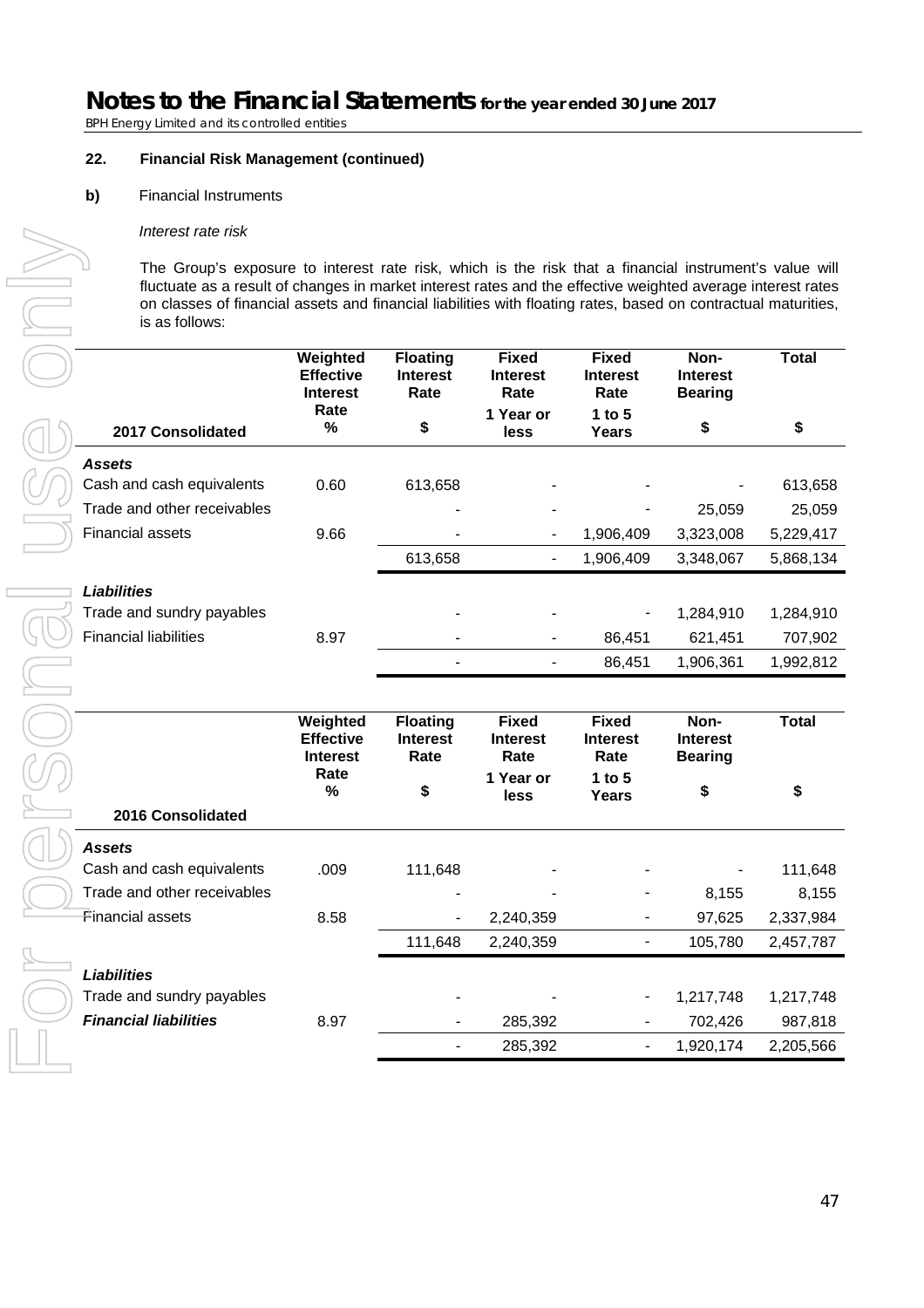## 22. Financial Risk Management (continued)

**b)** Financial Instruments

*Interest rate risk*

The Group's exposure to interest rate risk, which is the risk that a financial instrument's value will fluctuate as a result of changes in market interest rates and the effective weighted average interest rates on classes of financial assets and financial liabilities with floating rates, based on contractual maturities, is as follows:

| 2017 Consolidated | Weighted Effective Interest Rate % | Floating Interest Rate $ | Fixed Interest Rate 1 Year or less | Fixed Interest Rate 1 to 5 Years | Non-Interest Bearing $ | Total $ |
|---|---|---|---|---|---|---|
| ***Assets*** | | | | | | |
| Cash and cash equivalents | 0.60 | 613,658 | - | - | - | 613,658 |
| Trade and other receivables | | - | - | - | 25,059 | 25,059 |
| Financial assets | 9.66 | - | - | 1,906,409 | 3,323,008 | 5,229,417 |
| | | 613,658 | - | 1,906,409 | 3,348,067 | 5,868,134 |
| ***Liabilities*** | | | | | | |
| Trade and sundry payables | | - | - | - | 1,284,910 | 1,284,910 |
| Financial liabilities | 8.97 | - | - | 86,451 | 621,451 | 707,902 |
| | | - | - | 86,451 | 1,906,361 | 1,992,812 |

| 2016 Consolidated | Weighted Effective Interest Rate % | Floating Interest Rate $ | Fixed Interest Rate 1 Year or less | Fixed Interest Rate 1 to 5 Years | Non-Interest Bearing $ | Total $ |
|---|---|---|---|---|---|---|
| ***Assets*** | | | | | | |
| Cash and cash equivalents | .009 | 111,648 | - | - | - | 111,648 |
| Trade and other receivables | | - | - | - | 8,155 | 8,155 |
| Financial assets | 8.58 | - | 2,240,359 | - | 97,625 | 2,337,984 |
| | | 111,648 | 2,240,359 | - | 105,780 | 2,457,787 |
| ***Liabilities*** | | | | | | |
| Trade and sundry payables | | - | - | - | 1,217,748 | 1,217,748 |
| ***Financial liabilities*** | 8.97 | - | 285,392 | - | 702,426 | 987,818 |
| | | - | 285,392 | - | 1,920,174 | 2,205,566 |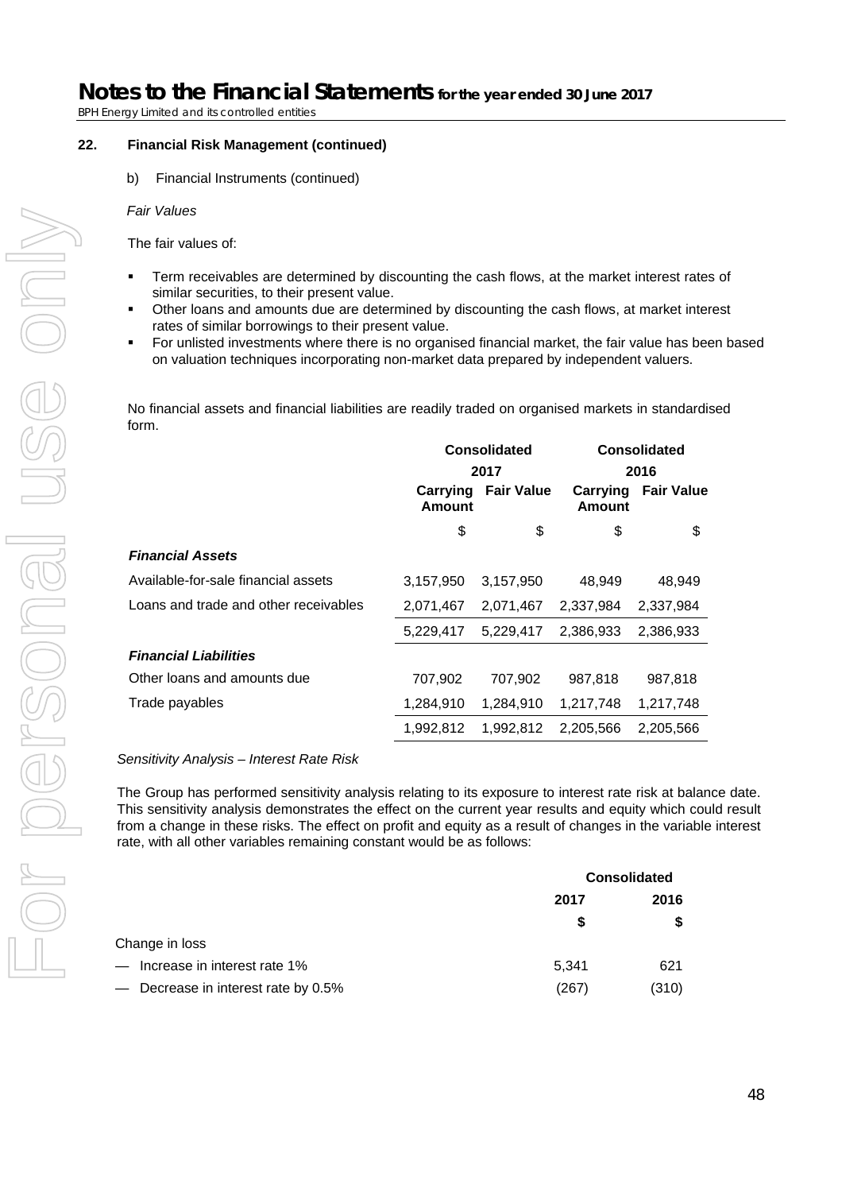## 22. Financial Risk Management (continued)

b) Financial Instruments (continued)

*Fair Values*

The fair values of:

- Term receivables are determined by discounting the cash flows, at the market interest rates of similar securities, to their present value.
- Other loans and amounts due are determined by discounting the cash flows, at market interest rates of similar borrowings to their present value.
- For unlisted investments where there is no organised financial market, the fair value has been based on valuation techniques incorporating non-market data prepared by independent valuers.

No financial assets and financial liabilities are readily traded on organised markets in standardised form.

| | Consolidated | | Consolidated | |
|---|---|---|---|---|
| | 2017 | | 2016 | |
| | Carrying Amount | Fair Value | Carrying Amount | Fair Value |
| | $ | $ | $ | $ |
| ***Financial Assets*** | | | | |
| Available-for-sale financial assets | 3,157,950 | 3,157,950 | 48,949 | 48,949 |
| Loans and trade and other receivables | 2,071,467 | 2,071,467 | 2,337,984 | 2,337,984 |
| | 5,229,417 | 5,229,417 | 2,386,933 | 2,386,933 |
| ***Financial Liabilities*** | | | | |
| Other loans and amounts due | 707,902 | 707,902 | 987,818 | 987,818 |
| Trade payables | 1,284,910 | 1,284,910 | 1,217,748 | 1,217,748 |
| | 1,992,812 | 1,992,812 | 2,205,566 | 2,205,566 |

*Sensitivity Analysis – Interest Rate Risk*

The Group has performed sensitivity analysis relating to its exposure to interest rate risk at balance date. This sensitivity analysis demonstrates the effect on the current year results and equity which could result from a change in these risks. The effect on profit and equity as a result of changes in the variable interest rate, with all other variables remaining constant would be as follows:

| | Consolidated | |
|---|---|---|
| | 2017 | 2016 |
| | $ | $ |
| Change in loss | | |
| — Increase in interest rate 1% | 5,341 | 621 |
| — Decrease in interest rate by 0.5% | (267) | (310) |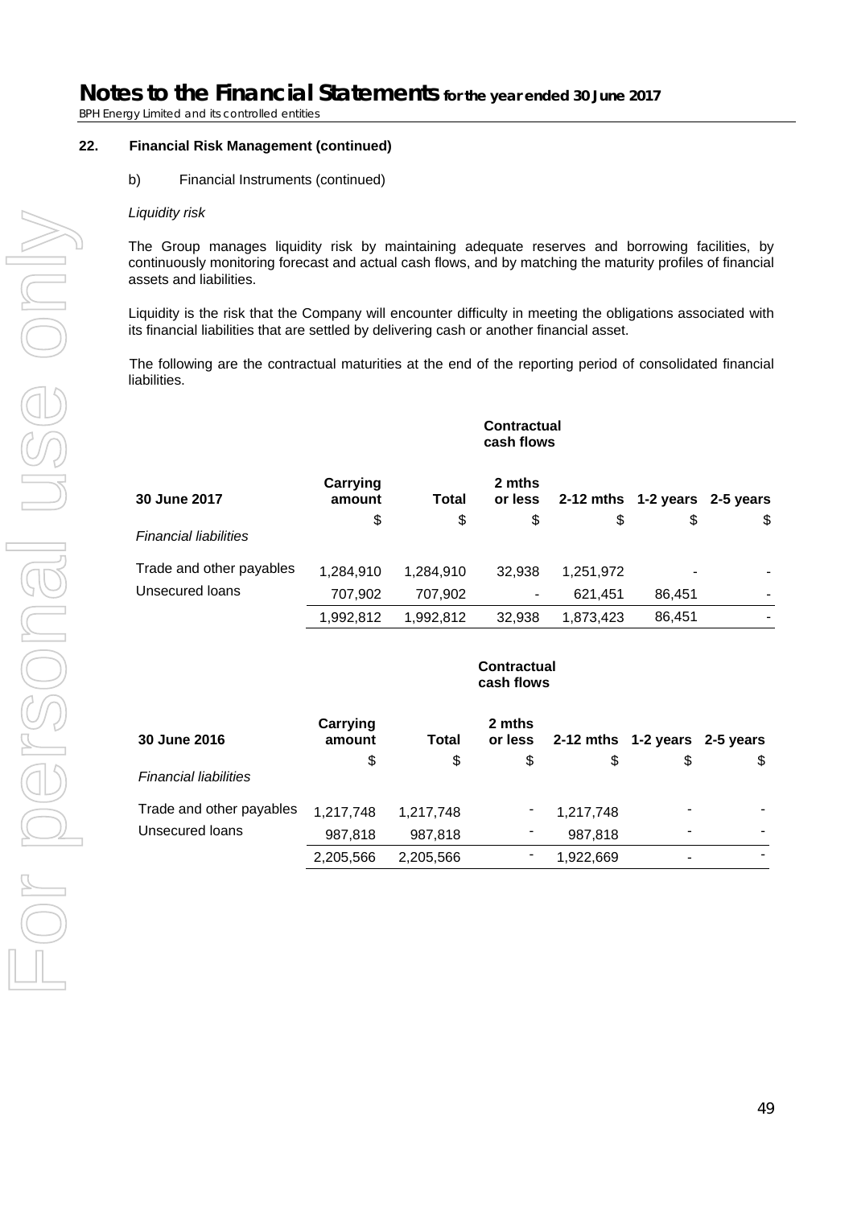## 22. Financial Risk Management (continued)

b) Financial Instruments (continued)

*Liquidity risk*

The Group manages liquidity risk by maintaining adequate reserves and borrowing facilities, by continuously monitoring forecast and actual cash flows, and by matching the maturity profiles of financial assets and liabilities.

Liquidity is the risk that the Company will encounter difficulty in meeting the obligations associated with its financial liabilities that are settled by delivering cash or another financial asset.

The following are the contractual maturities at the end of the reporting period of consolidated financial liabilities.

| | | | **Contractual cash flows** | | | |
|---|---|---|---|---|---|---|
| **30 June 2017** | **Carrying amount** | **Total** | **2 mths or less** | **2-12 mths** | **1-2 years** | **2-5 years** |
| | $ | $ | $ | $ | $ | $ |
| *Financial liabilities* | | | | | | |
| Trade and other payables | 1,284,910 | 1,284,910 | 32,938 | 1,251,972 | - | - |
| Unsecured loans | 707,902 | 707,902 | - | 621,451 | 86,451 | - |
| | 1,992,812 | 1,992,812 | 32,938 | 1,873,423 | 86,451 | - |

| | | | **Contractual cash flows** | | | |
|---|---|---|---|---|---|---|
| **30 June 2016** | **Carrying amount** | **Total** | **2 mths or less** | **2-12 mths** | **1-2 years** | **2-5 years** |
| | $ | $ | $ | $ | $ | $ |
| *Financial liabilities* | | | | | | |
| Trade and other payables | 1,217,748 | 1,217,748 | - | 1,217,748 | - | - |
| Unsecured loans | 987,818 | 987,818 | - | 987,818 | - | - |
| | 2,205,566 | 2,205,566 | - | 1,922,669 | - | - |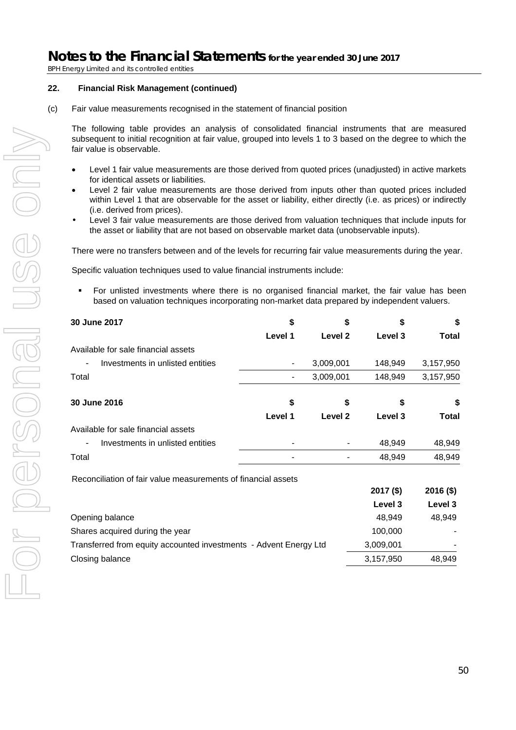## 22. Financial Risk Management (continued)

(c) Fair value measurements recognised in the statement of financial position

The following table provides an analysis of consolidated financial instruments that are measured subsequent to initial recognition at fair value, grouped into levels 1 to 3 based on the degree to which the fair value is observable.

- Level 1 fair value measurements are those derived from quoted prices (unadjusted) in active markets for identical assets or liabilities.
- Level 2 fair value measurements are those derived from inputs other than quoted prices included within Level 1 that are observable for the asset or liability, either directly (i.e. as prices) or indirectly (i.e. derived from prices).
- Level 3 fair value measurements are those derived from valuation techniques that include inputs for the asset or liability that are not based on observable market data (unobservable inputs).

There were no transfers between and of the levels for recurring fair value measurements during the year.

Specific valuation techniques used to value financial instruments include:

- For unlisted investments where there is no organised financial market, the fair value has been based on valuation techniques incorporating non-market data prepared by independent valuers.

| **30 June 2017** | **\$** | **\$** | **\$** | **\$** |
|---|---|---|---|---|
| | **Level 1** | **Level 2** | **Level 3** | **Total** |
| Available for sale financial assets | | | | |
| - Investments in unlisted entities | - | 3,009,001 | 148,949 | 3,157,950 |
| Total | - | 3,009,001 | 148,949 | 3,157,950 |

| **30 June 2016** | **\$** | **\$** | **\$** | **\$** |
|---|---|---|---|---|
| | **Level 1** | **Level 2** | **Level 3** | **Total** |
| Available for sale financial assets | | | | |
| - Investments in unlisted entities | - | - | 48,949 | 48,949 |
| Total | - | - | 48,949 | 48,949 |

Reconciliation of fair value measurements of financial assets

| | **2017 (\$)** | **2016 (\$)** |
|---|---|---|
| | **Level 3** | **Level 3** |
| Opening balance | 48,949 | 48,949 |
| Shares acquired during the year | 100,000 | - |
| Transferred from equity accounted investments - Advent Energy Ltd | 3,009,001 | - |
| Closing balance | 3,157,950 | 48,949 |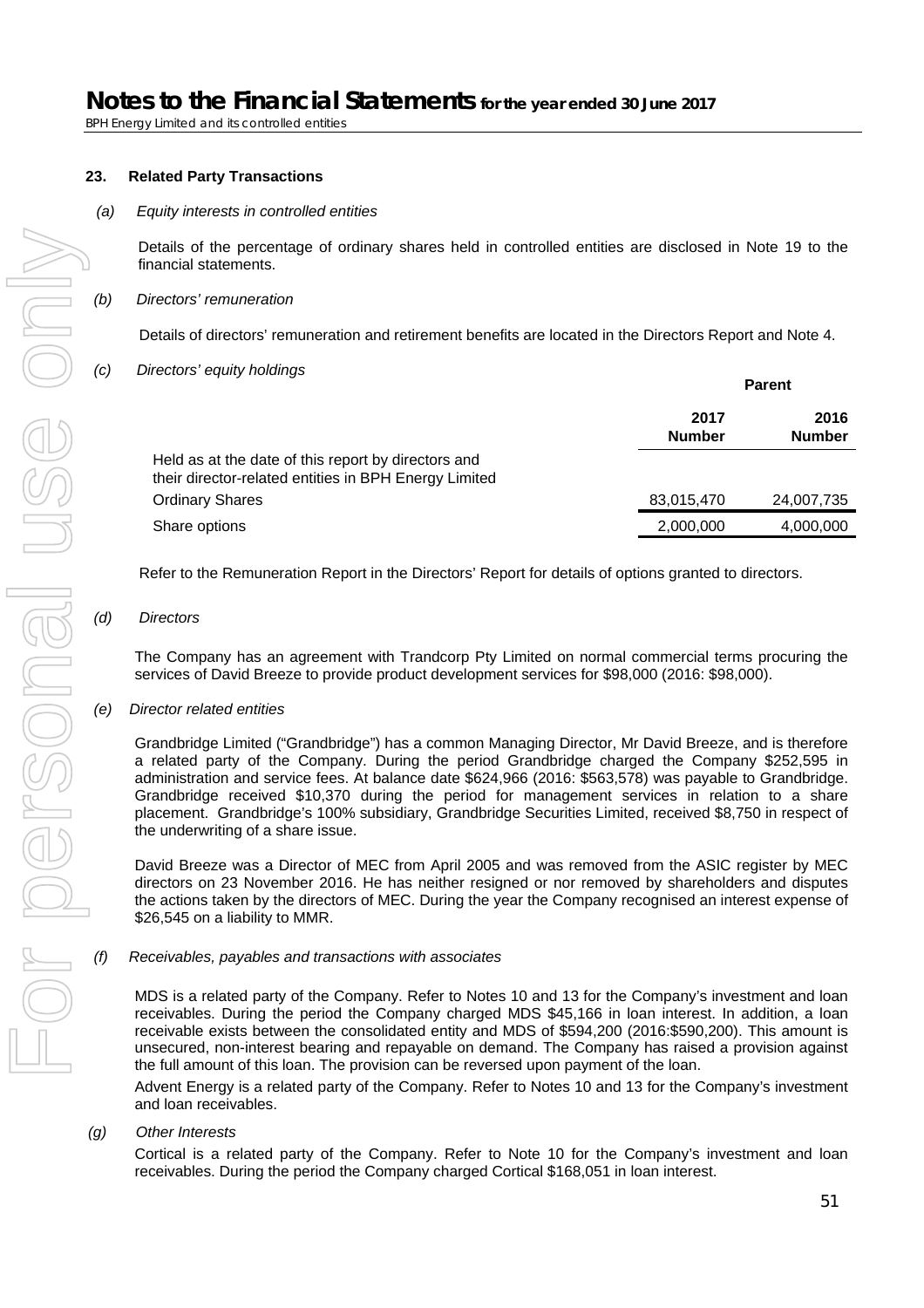## 23. Related Party Transactions

*(a) Equity interests in controlled entities*

Details of the percentage of ordinary shares held in controlled entities are disclosed in Note 19 to the financial statements.

*(b) Directors' remuneration*

Details of directors' remuneration and retirement benefits are located in the Directors Report and Note 4.

*(c) Directors' equity holdings*

| | Parent | |
|---|---|---|
| | **2017 Number** | **2016 Number** |
| Held as at the date of this report by directors and their director-related entities in BPH Energy Limited | | |
| Ordinary Shares | 83,015,470 | 24,007,735 |
| Share options | 2,000,000 | 4,000,000 |

Refer to the Remuneration Report in the Directors' Report for details of options granted to directors.

*(d) Directors*

The Company has an agreement with Trandcorp Pty Limited on normal commercial terms procuring the services of David Breeze to provide product development services for $98,000 (2016: $98,000).

*(e) Director related entities*

Grandbridge Limited ("Grandbridge") has a common Managing Director, Mr David Breeze, and is therefore a related party of the Company. During the period Grandbridge charged the Company $252,595 in administration and service fees. At balance date $624,966 (2016: $563,578) was payable to Grandbridge. Grandbridge received $10,370 during the period for management services in relation to a share placement. Grandbridge's 100% subsidiary, Grandbridge Securities Limited, received $8,750 in respect of the underwriting of a share issue.

David Breeze was a Director of MEC from April 2005 and was removed from the ASIC register by MEC directors on 23 November 2016. He has neither resigned or nor removed by shareholders and disputes the actions taken by the directors of MEC. During the year the Company recognised an interest expense of $26,545 on a liability to MMR.

*(f) Receivables, payables and transactions with associates*

MDS is a related party of the Company. Refer to Notes 10 and 13 for the Company's investment and loan receivables. During the period the Company charged MDS $45,166 in loan interest. In addition, a loan receivable exists between the consolidated entity and MDS of $594,200 (2016:$590,200). This amount is unsecured, non-interest bearing and repayable on demand. The Company has raised a provision against the full amount of this loan. The provision can be reversed upon payment of the loan.

Advent Energy is a related party of the Company. Refer to Notes 10 and 13 for the Company's investment and loan receivables.

*(g) Other Interests*

Cortical is a related party of the Company. Refer to Note 10 for the Company's investment and loan receivables. During the period the Company charged Cortical $168,051 in loan interest.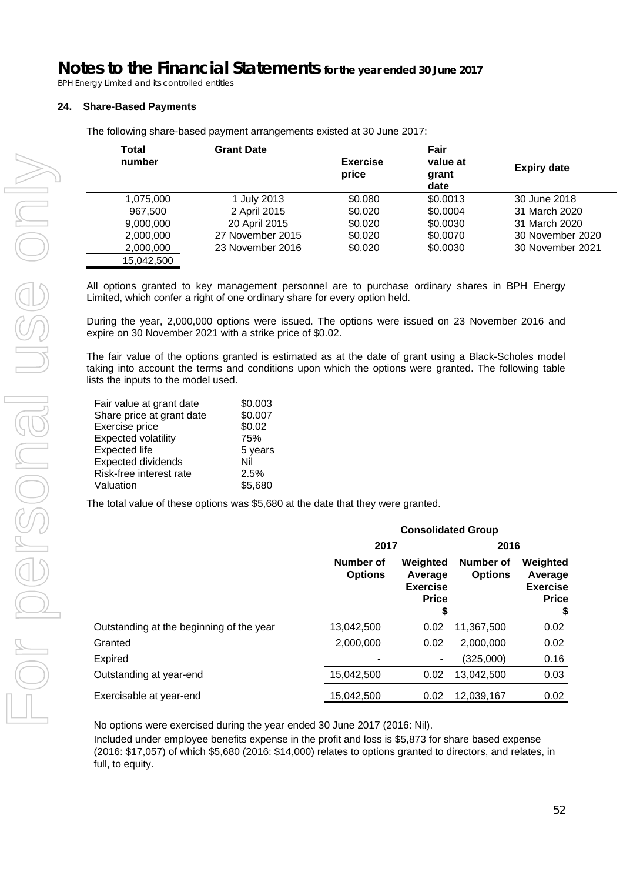## 24. Share-Based Payments

The following share-based payment arrangements existed at 30 June 2017:

| Total number | Grant Date | Exercise price | Fair value at grant date | Expiry date |
|---|---|---|---|---|
| 1,075,000 | 1 July 2013 | $0.080 | $0.0013 | 30 June 2018 |
| 967,500 | 2 April 2015 | $0.020 | $0.0004 | 31 March 2020 |
| 9,000,000 | 20 April 2015 | $0.020 | $0.0030 | 31 March 2020 |
| 2,000,000 | 27 November 2015 | $0.020 | $0.0070 | 30 November 2020 |
| 2,000,000 | 23 November 2016 | $0.020 | $0.0030 | 30 November 2021 |
| 15,042,500 | | | | |

All options granted to key management personnel are to purchase ordinary shares in BPH Energy Limited, which confer a right of one ordinary share for every option held.

During the year, 2,000,000 options were issued. The options were issued on 23 November 2016 and expire on 30 November 2021 with a strike price of $0.02.

The fair value of the options granted is estimated as at the date of grant using a Black-Scholes model taking into account the terms and conditions upon which the options were granted. The following table lists the inputs to the model used.

| | |
|---|---|
| Fair value at grant date | $0.003 |
| Share price at grant date | $0.007 |
| Exercise price | $0.02 |
| Expected volatility | 75% |
| Expected life | 5 years |
| Expected dividends | Nil |
| Risk-free interest rate | 2.5% |
| Valuation | $5,680 |

The total value of these options was $5,680 at the date that they were granted.

| | Consolidated Group | | | |
|---|---|---|---|---|
| | 2017 | | 2016 | |
| | Number of Options | Weighted Average Exercise Price $ | Number of Options | Weighted Average Exercise Price $ |
| Outstanding at the beginning of the year | 13,042,500 | 0.02 | 11,367,500 | 0.02 |
| Granted | 2,000,000 | 0.02 | 2,000,000 | 0.02 |
| Expired | - | - | (325,000) | 0.16 |
| Outstanding at year-end | 15,042,500 | 0.02 | 13,042,500 | 0.03 |
| Exercisable at year-end | 15,042,500 | 0.02 | 12,039,167 | 0.02 |

No options were exercised during the year ended 30 June 2017 (2016: Nil).

Included under employee benefits expense in the profit and loss is $5,873 for share based expense (2016: $17,057) of which $5,680 (2016: $14,000) relates to options granted to directors, and relates, in full, to equity.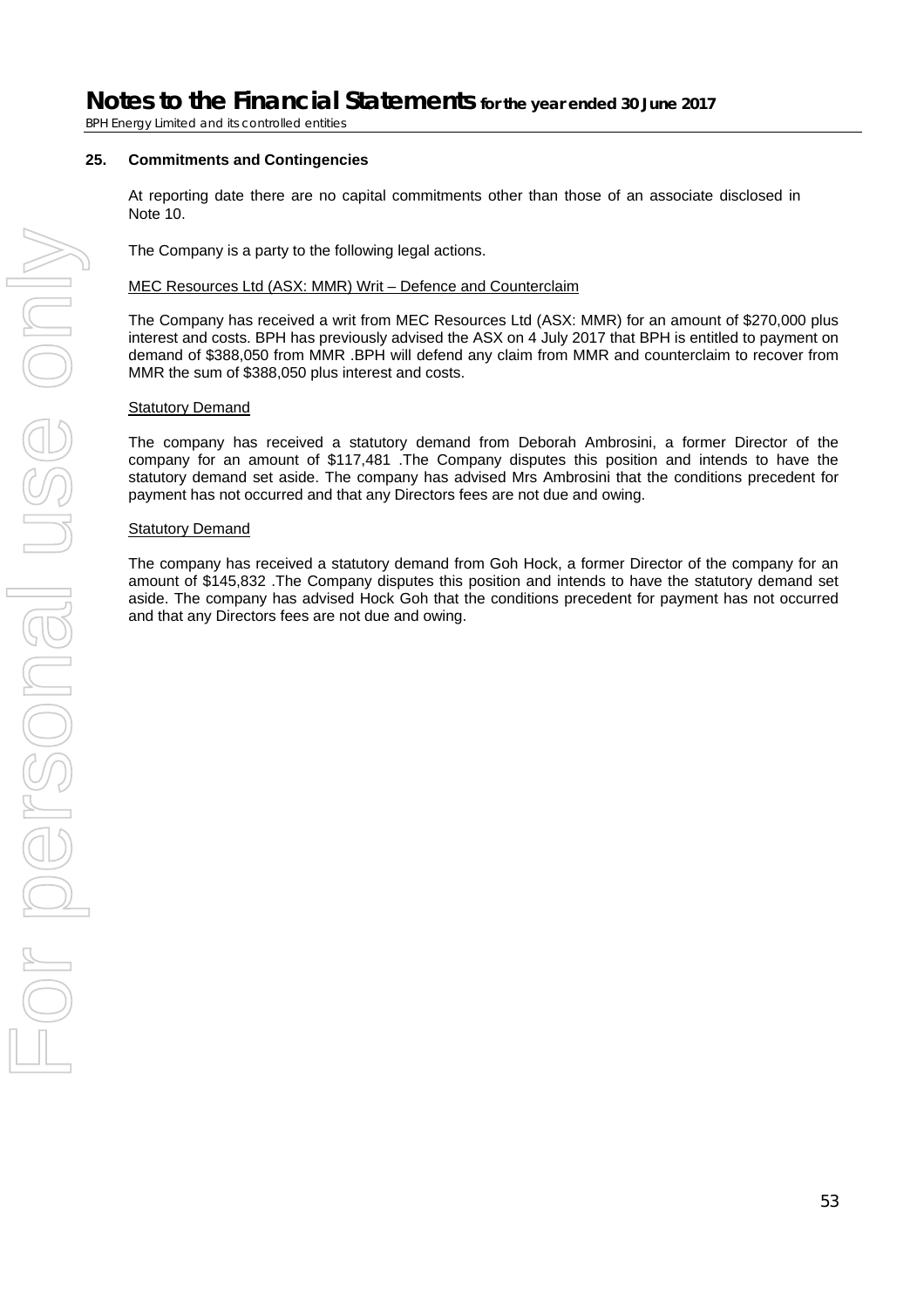## 25. Commitments and Contingencies

At reporting date there are no capital commitments other than those of an associate disclosed in Note 10.

The Company is a party to the following legal actions.

MEC Resources Ltd (ASX: MMR) Writ – Defence and Counterclaim

The Company has received a writ from MEC Resources Ltd (ASX: MMR) for an amount of $270,000 plus interest and costs. BPH has previously advised the ASX on 4 July 2017 that BPH is entitled to payment on demand of $388,050 from MMR .BPH will defend any claim from MMR and counterclaim to recover from MMR the sum of $388,050 plus interest and costs.

Statutory Demand

The company has received a statutory demand from Deborah Ambrosini, a former Director of the company for an amount of $117,481 .The Company disputes this position and intends to have the statutory demand set aside. The company has advised Mrs Ambrosini that the conditions precedent for payment has not occurred and that any Directors fees are not due and owing.

Statutory Demand

The company has received a statutory demand from Goh Hock, a former Director of the company for an amount of $145,832 .The Company disputes this position and intends to have the statutory demand set aside. The company has advised Hock Goh that the conditions precedent for payment has not occurred and that any Directors fees are not due and owing.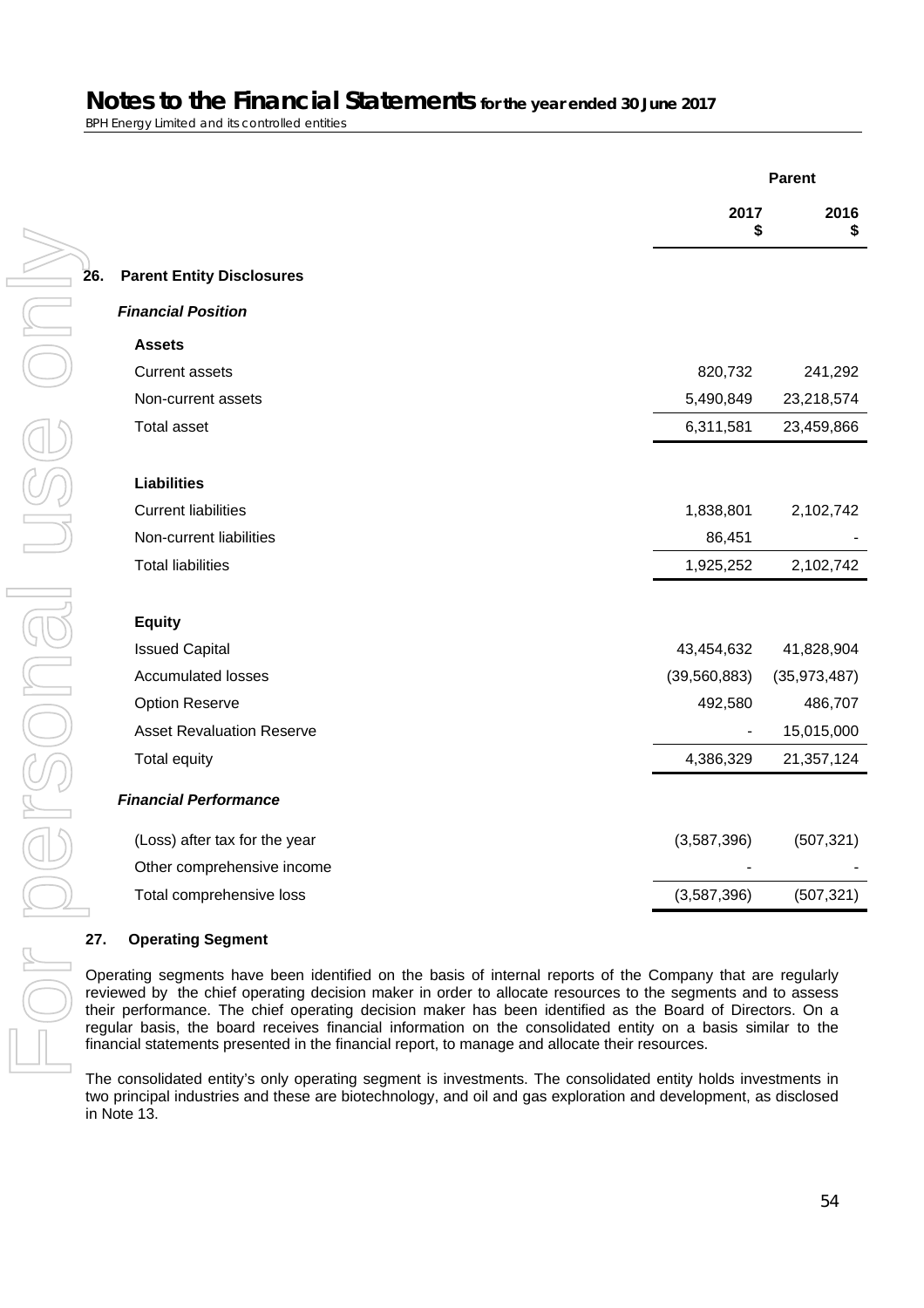## 26. Parent Entity Disclosures

| | Parent 2017 $ | Parent 2016 $ |
|---|---|---|
| ***Financial Position*** | | |
| **Assets** | | |
| Current assets | 820,732 | 241,292 |
| Non-current assets | 5,490,849 | 23,218,574 |
| Total asset | 6,311,581 | 23,459,866 |
| **Liabilities** | | |
| Current liabilities | 1,838,801 | 2,102,742 |
| Non-current liabilities | 86,451 | - |
| Total liabilities | 1,925,252 | 2,102,742 |
| **Equity** | | |
| Issued Capital | 43,454,632 | 41,828,904 |
| Accumulated losses | (39,560,883) | (35,973,487) |
| Option Reserve | 492,580 | 486,707 |
| Asset Revaluation Reserve | - | 15,015,000 |
| Total equity | 4,386,329 | 21,357,124 |
| ***Financial Performance*** | | |
| (Loss) after tax for the year | (3,587,396) | (507,321) |
| Other comprehensive income | - | - |
| Total comprehensive loss | (3,587,396) | (507,321) |

## 27. Operating Segment

Operating segments have been identified on the basis of internal reports of the Company that are regularly reviewed by the chief operating decision maker in order to allocate resources to the segments and to assess their performance. The chief operating decision maker has been identified as the Board of Directors. On a regular basis, the board receives financial information on the consolidated entity on a basis similar to the financial statements presented in the financial report, to manage and allocate their resources.

The consolidated entity's only operating segment is investments. The consolidated entity holds investments in two principal industries and these are biotechnology, and oil and gas exploration and development, as disclosed in Note 13.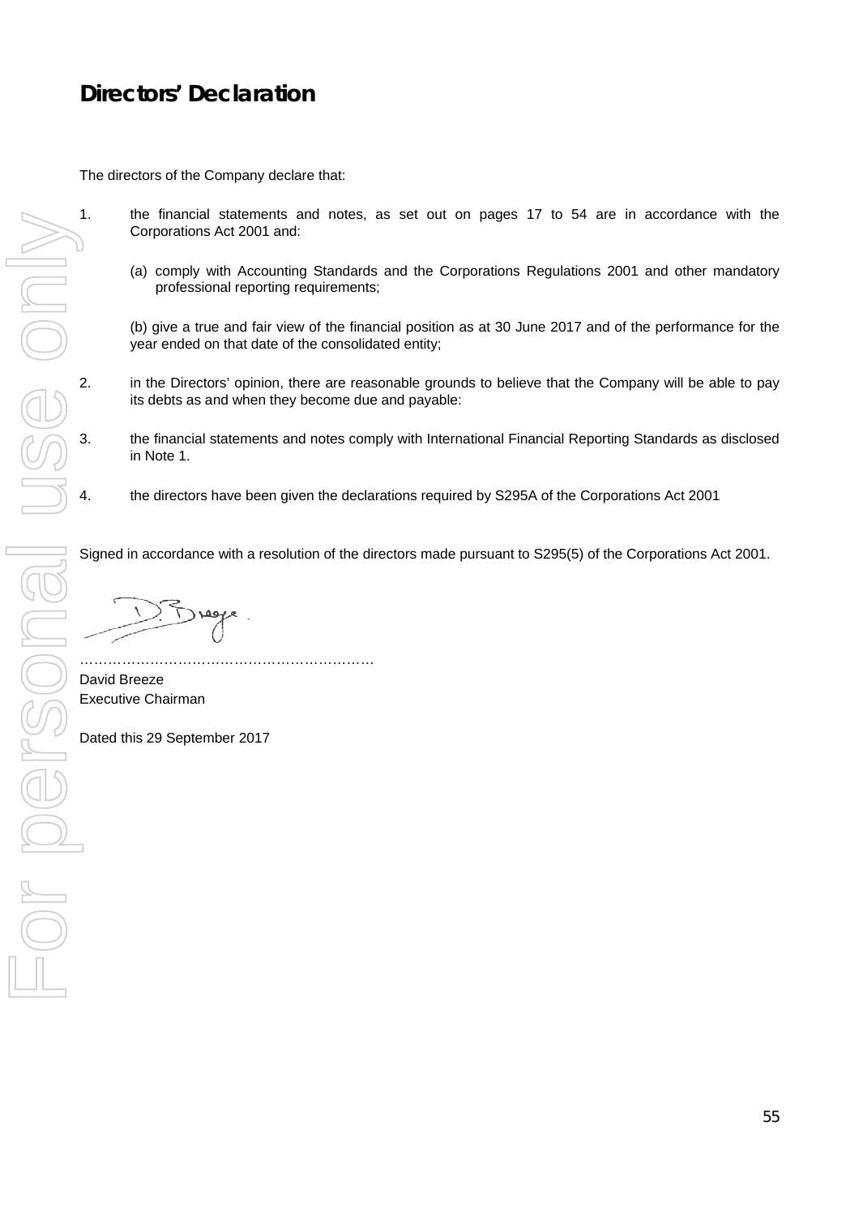# Directors' Declaration

The directors of the Company declare that:

1. the financial statements and notes, as set out on pages 17 to 54 are in accordance with the Corporations Act 2001 and:

   (a) comply with Accounting Standards and the Corporations Regulations 2001 and other mandatory professional reporting requirements;

   (b) give a true and fair view of the financial position as at 30 June 2017 and of the performance for the year ended on that date of the consolidated entity;

2. in the Directors' opinion, there are reasonable grounds to believe that the Company will be able to pay its debts as and when they become due and payable:

3. the financial statements and notes comply with International Financial Reporting Standards as disclosed in Note 1.

4. the directors have been given the declarations required by S295A of the Corporations Act 2001

Signed in accordance with a resolution of the directors made pursuant to S295(5) of the Corporations Act 2001.

……………………………………………………

David Breeze
Executive Chairman

Dated this 29 September 2017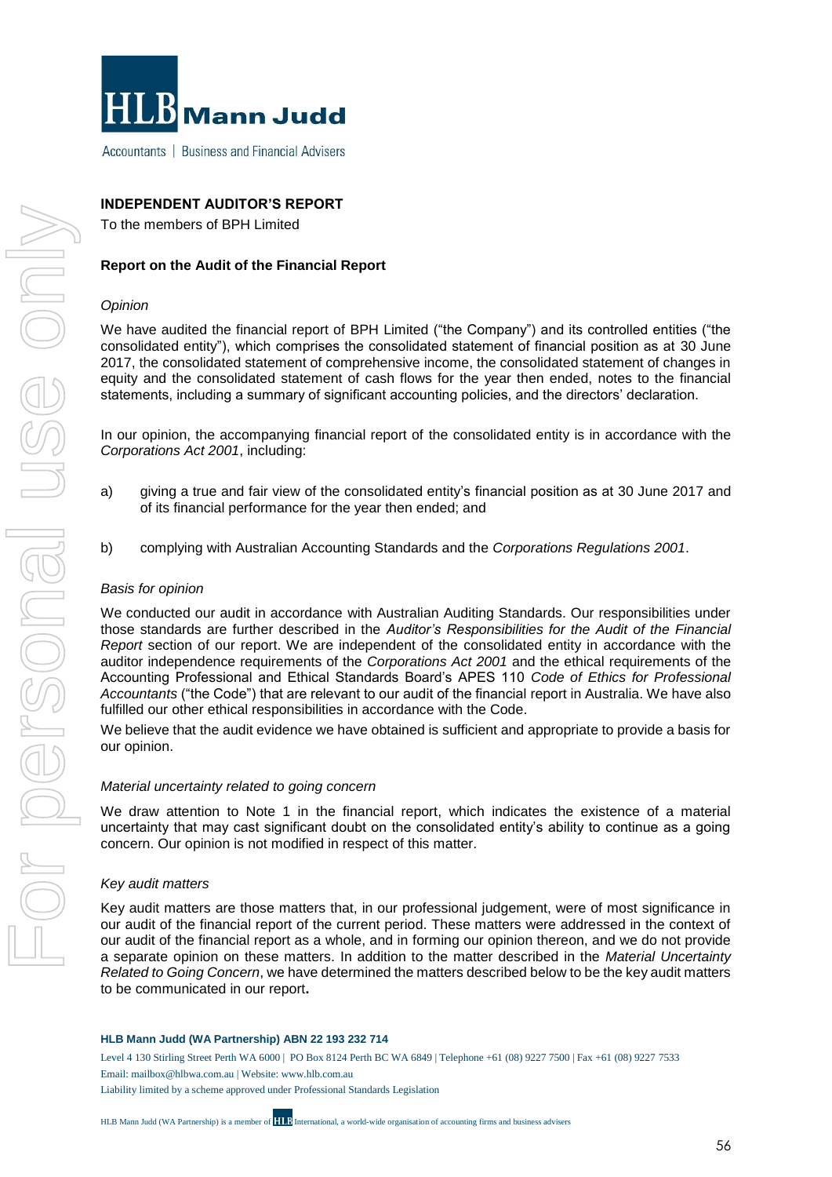**INDEPENDENT AUDITOR'S REPORT**

To the members of BPH Limited

**Report on the Audit of the Financial Report**

*Opinion*

We have audited the financial report of BPH Limited ("the Company") and its controlled entities ("the consolidated entity"), which comprises the consolidated statement of financial position as at 30 June 2017, the consolidated statement of comprehensive income, the consolidated statement of changes in equity and the consolidated statement of cash flows for the year then ended, notes to the financial statements, including a summary of significant accounting policies, and the directors' declaration.

In our opinion, the accompanying financial report of the consolidated entity is in accordance with the *Corporations Act 2001*, including:

a) giving a true and fair view of the consolidated entity's financial position as at 30 June 2017 and of its financial performance for the year then ended; and

b) complying with Australian Accounting Standards and the *Corporations Regulations 2001*.

*Basis for opinion*

We conducted our audit in accordance with Australian Auditing Standards. Our responsibilities under those standards are further described in the *Auditor's Responsibilities for the Audit of the Financial Report* section of our report. We are independent of the consolidated entity in accordance with the auditor independence requirements of the *Corporations Act 2001* and the ethical requirements of the Accounting Professional and Ethical Standards Board's APES 110 *Code of Ethics for Professional Accountants* ("the Code") that are relevant to our audit of the financial report in Australia. We have also fulfilled our other ethical responsibilities in accordance with the Code.

We believe that the audit evidence we have obtained is sufficient and appropriate to provide a basis for our opinion.

*Material uncertainty related to going concern*

We draw attention to Note 1 in the financial report, which indicates the existence of a material uncertainty that may cast significant doubt on the consolidated entity's ability to continue as a going concern. Our opinion is not modified in respect of this matter.

*Key audit matters*

Key audit matters are those matters that, in our professional judgement, were of most significance in our audit of the financial report of the current period. These matters were addressed in the context of our audit of the financial report as a whole, and in forming our opinion thereon, and we do not provide a separate opinion on these matters. In addition to the matter described in the *Material Uncertainty Related to Going Concern*, we have determined the matters described below to be the key audit matters to be communicated in our report**.**

**HLB Mann Judd (WA Partnership) ABN 22 193 232 714**

Level 4 130 Stirling Street Perth WA 6000 | PO Box 8124 Perth BC WA 6849 | Telephone +61 (08) 9227 7500 | Fax +61 (08) 9227 7533
Email: mailbox@hlbwa.com.au | Website: www.hlb.com.au
Liability limited by a scheme approved under Professional Standards Legislation

HLB Mann Judd (WA Partnership) is a member of HLB International, a world-wide organisation of accounting firms and business advisers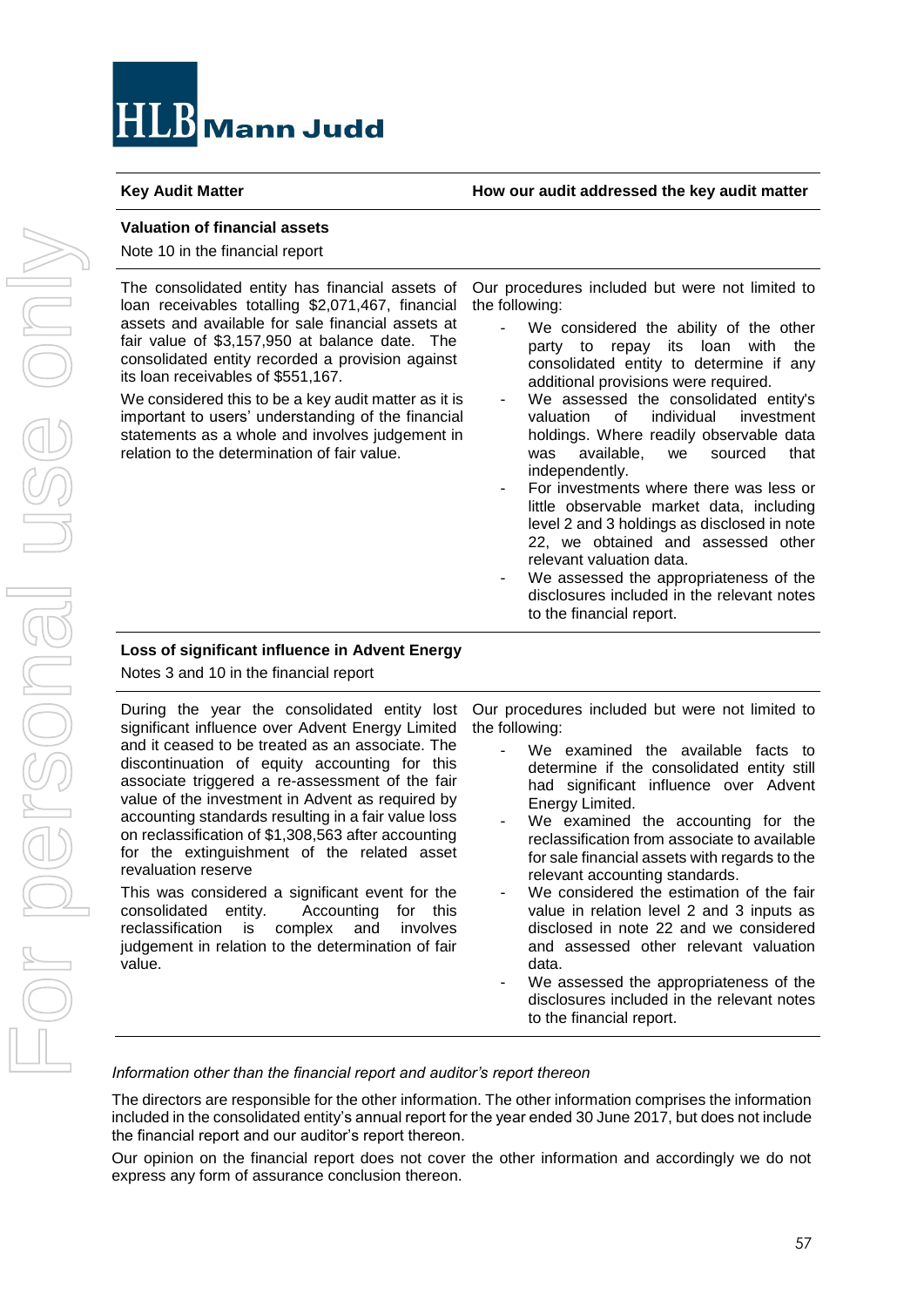| Key Audit Matter | How our audit addressed the key audit matter |
|---|---|
| **Valuation of financial assets**<br>Note 10 in the financial report | |
| The consolidated entity has financial assets of loan receivables totalling $2,071,467, financial assets and available for sale financial assets at fair value of $3,157,950 at balance date. The consolidated entity recorded a provision against its loan receivables of $551,167.<br><br>We considered this to be a key audit matter as it is important to users' understanding of the financial statements as a whole and involves judgement in relation to the determination of fair value. | Our procedures included but were not limited to the following:<br>- We considered the ability of the other party to repay its loan with the consolidated entity to determine if any additional provisions were required.<br>- We assessed the consolidated entity's valuation of individual investment holdings. Where readily observable data was available, we sourced that independently.<br>- For investments where there was less or little observable market data, including level 2 and 3 holdings as disclosed in note 22, we obtained and assessed other relevant valuation data.<br>- We assessed the appropriateness of the disclosures included in the relevant notes to the financial report. |
| **Loss of significant influence in Advent Energy**<br>Notes 3 and 10 in the financial report | |
| During the year the consolidated entity lost significant influence over Advent Energy Limited and it ceased to be treated as an associate. The discontinuation of equity accounting for this associate triggered a re-assessment of the fair value of the investment in Advent as required by accounting standards resulting in a fair value loss on reclassification of $1,308,563 after accounting for the extinguishment of the related asset revaluation reserve<br><br>This was considered a significant event for the consolidated entity. Accounting for this reclassification is complex and involves judgement in relation to the determination of fair value. | Our procedures included but were not limited to the following:<br>- We examined the available facts to determine if the consolidated entity still had significant influence over Advent Energy Limited.<br>- We examined the accounting for the reclassification from associate to available for sale financial assets with regards to the relevant accounting standards.<br>- We considered the estimation of the fair value in relation level 2 and 3 inputs as disclosed in note 22 and we considered and assessed other relevant valuation data.<br>- We assessed the appropriateness of the disclosures included in the relevant notes to the financial report. |

*Information other than the financial report and auditor's report thereon*

The directors are responsible for the other information. The other information comprises the information included in the consolidated entity's annual report for the year ended 30 June 2017, but does not include the financial report and our auditor's report thereon.

Our opinion on the financial report does not cover the other information and accordingly we do not express any form of assurance conclusion thereon.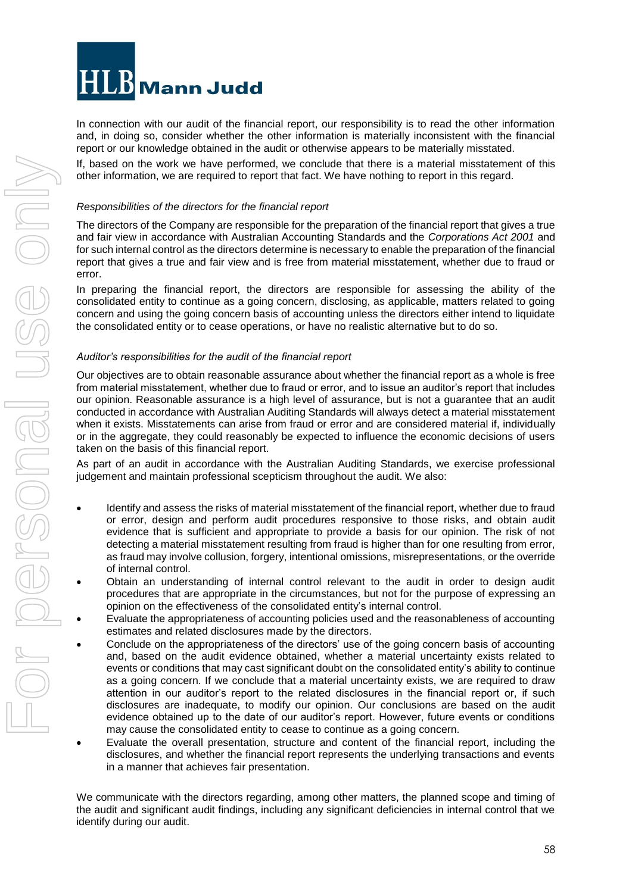In connection with our audit of the financial report, our responsibility is to read the other information and, in doing so, consider whether the other information is materially inconsistent with the financial report or our knowledge obtained in the audit or otherwise appears to be materially misstated.

If, based on the work we have performed, we conclude that there is a material misstatement of this other information, we are required to report that fact. We have nothing to report in this regard.

*Responsibilities of the directors for the financial report*

The directors of the Company are responsible for the preparation of the financial report that gives a true and fair view in accordance with Australian Accounting Standards and the *Corporations Act 2001* and for such internal control as the directors determine is necessary to enable the preparation of the financial report that gives a true and fair view and is free from material misstatement, whether due to fraud or error.

In preparing the financial report, the directors are responsible for assessing the ability of the consolidated entity to continue as a going concern, disclosing, as applicable, matters related to going concern and using the going concern basis of accounting unless the directors either intend to liquidate the consolidated entity or to cease operations, or have no realistic alternative but to do so.

*Auditor's responsibilities for the audit of the financial report*

Our objectives are to obtain reasonable assurance about whether the financial report as a whole is free from material misstatement, whether due to fraud or error, and to issue an auditor's report that includes our opinion. Reasonable assurance is a high level of assurance, but is not a guarantee that an audit conducted in accordance with Australian Auditing Standards will always detect a material misstatement when it exists. Misstatements can arise from fraud or error and are considered material if, individually or in the aggregate, they could reasonably be expected to influence the economic decisions of users taken on the basis of this financial report.

As part of an audit in accordance with the Australian Auditing Standards, we exercise professional judgement and maintain professional scepticism throughout the audit. We also:

- Identify and assess the risks of material misstatement of the financial report, whether due to fraud or error, design and perform audit procedures responsive to those risks, and obtain audit evidence that is sufficient and appropriate to provide a basis for our opinion. The risk of not detecting a material misstatement resulting from fraud is higher than for one resulting from error, as fraud may involve collusion, forgery, intentional omissions, misrepresentations, or the override of internal control.
- Obtain an understanding of internal control relevant to the audit in order to design audit procedures that are appropriate in the circumstances, but not for the purpose of expressing an opinion on the effectiveness of the consolidated entity's internal control.
- Evaluate the appropriateness of accounting policies used and the reasonableness of accounting estimates and related disclosures made by the directors.
- Conclude on the appropriateness of the directors' use of the going concern basis of accounting and, based on the audit evidence obtained, whether a material uncertainty exists related to events or conditions that may cast significant doubt on the consolidated entity's ability to continue as a going concern. If we conclude that a material uncertainty exists, we are required to draw attention in our auditor's report to the related disclosures in the financial report or, if such disclosures are inadequate, to modify our opinion. Our conclusions are based on the audit evidence obtained up to the date of our auditor's report. However, future events or conditions may cause the consolidated entity to cease to continue as a going concern.
- Evaluate the overall presentation, structure and content of the financial report, including the disclosures, and whether the financial report represents the underlying transactions and events in a manner that achieves fair presentation.

We communicate with the directors regarding, among other matters, the planned scope and timing of the audit and significant audit findings, including any significant deficiencies in internal control that we identify during our audit.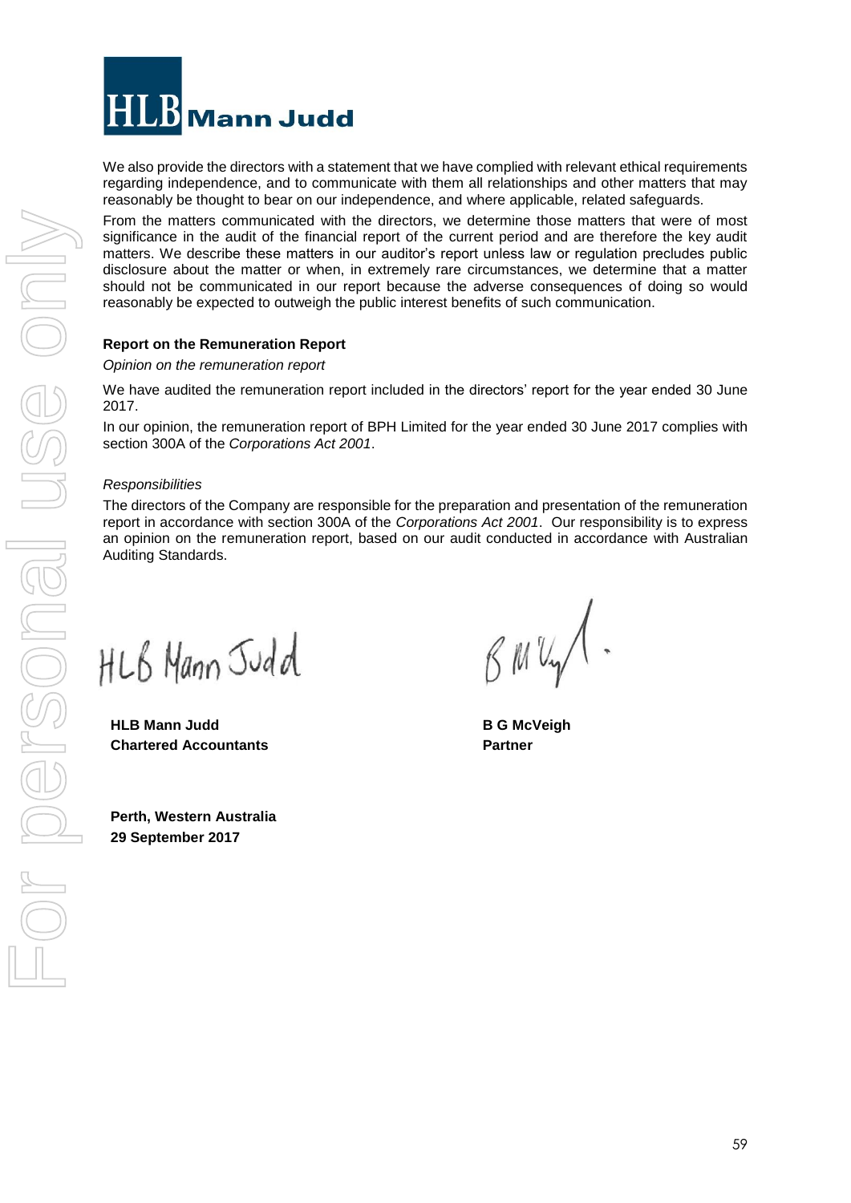We also provide the directors with a statement that we have complied with relevant ethical requirements regarding independence, and to communicate with them all relationships and other matters that may reasonably be thought to bear on our independence, and where applicable, related safeguards.

From the matters communicated with the directors, we determine those matters that were of most significance in the audit of the financial report of the current period and are therefore the key audit matters. We describe these matters in our auditor's report unless law or regulation precludes public disclosure about the matter or when, in extremely rare circumstances, we determine that a matter should not be communicated in our report because the adverse consequences of doing so would reasonably be expected to outweigh the public interest benefits of such communication.

**Report on the Remuneration Report**

*Opinion on the remuneration report*

We have audited the remuneration report included in the directors' report for the year ended 30 June 2017.

In our opinion, the remuneration report of BPH Limited for the year ended 30 June 2017 complies with section 300A of the *Corporations Act 2001*.

*Responsibilities*

The directors of the Company are responsible for the preparation and presentation of the remuneration report in accordance with section 300A of the *Corporations Act 2001*. Our responsibility is to express an opinion on the remuneration report, based on our audit conducted in accordance with Australian Auditing Standards.

**HLB Mann Judd**
**Chartered Accountants**

**B G McVeigh**
**Partner**

**Perth, Western Australia**
**29 September 2017**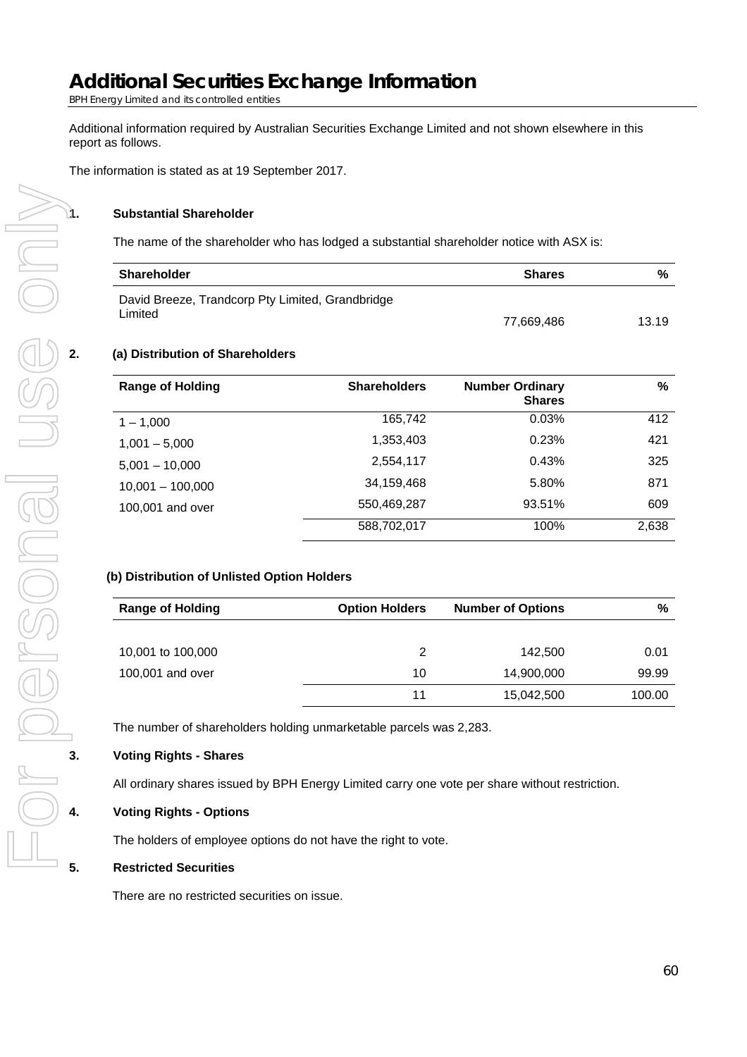# Additional Securities Exchange Information

*BPH Energy Limited and its controlled entities*

Additional information required by Australian Securities Exchange Limited and not shown elsewhere in this report as follows.

The information is stated as at 19 September 2017.

**1. Substantial Shareholder**

The name of the shareholder who has lodged a substantial shareholder notice with ASX is:

| Shareholder | Shares | % |
|---|---|---|
| David Breeze, Trandcorp Pty Limited, Grandbridge Limited | 77,669,486 | 13.19 |

**2. (a) Distribution of Shareholders**

| Range of Holding | Shareholders | Number Ordinary Shares | % |
|---|---|---|---|
| 1 – 1,000 | 165,742 | 0.03% | 412 |
| 1,001 – 5,000 | 1,353,403 | 0.23% | 421 |
| 5,001 – 10,000 | 2,554,117 | 0.43% | 325 |
| 10,001 – 100,000 | 34,159,468 | 5.80% | 871 |
| 100,001 and over | 550,469,287 | 93.51% | 609 |
| | 588,702,017 | 100% | 2,638 |

**(b) Distribution of Unlisted Option Holders**

| Range of Holding | Option Holders | Number of Options | % |
|---|---|---|---|
| 10,001 to 100,000 | 2 | 142,500 | 0.01 |
| 100,001 and over | 10 | 14,900,000 | 99.99 |
| | 11 | 15,042,500 | 100.00 |

The number of shareholders holding unmarketable parcels was 2,283.

**3. Voting Rights - Shares**

All ordinary shares issued by BPH Energy Limited carry one vote per share without restriction.

**4. Voting Rights - Options**

The holders of employee options do not have the right to vote.

**5. Restricted Securities**

There are no restricted securities on issue.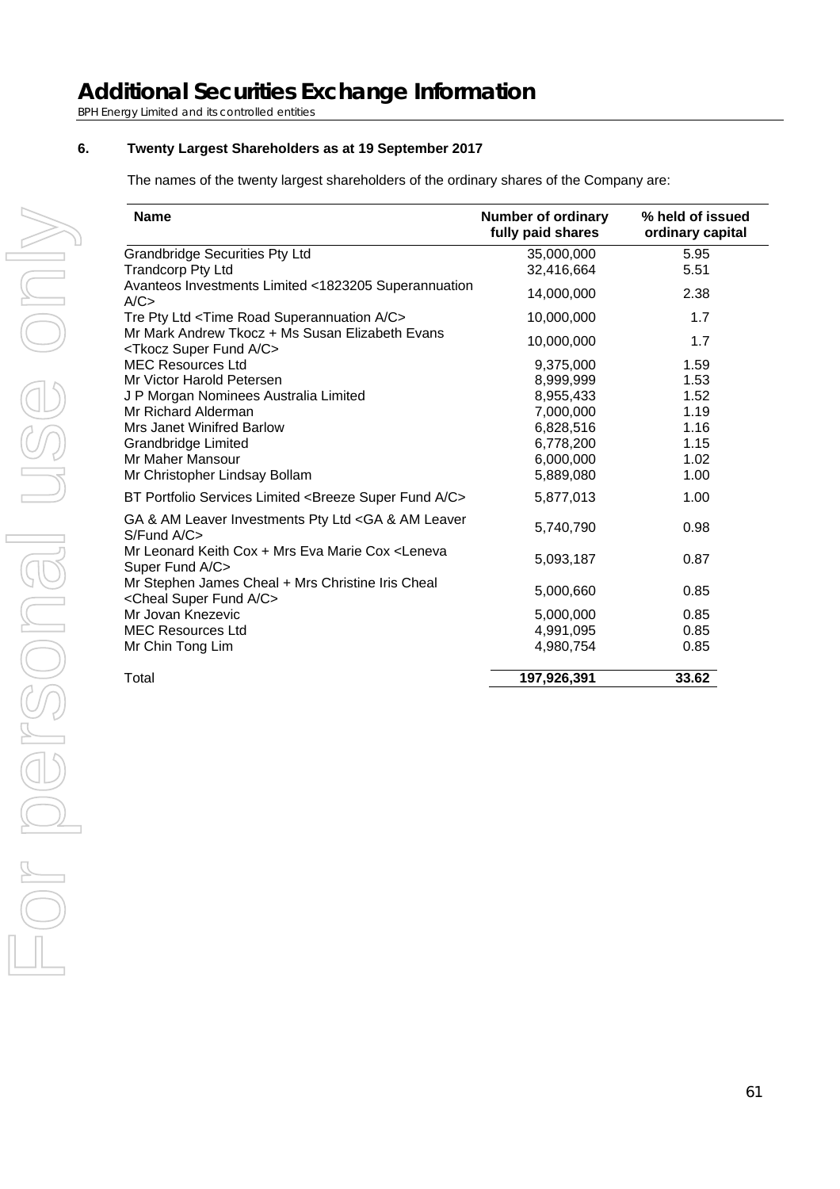# Additional Securities Exchange Information

BPH Energy Limited and its controlled entities

## 6. Twenty Largest Shareholders as at 19 September 2017

The names of the twenty largest shareholders of the ordinary shares of the Company are:

| Name | Number of ordinary fully paid shares | % held of issued ordinary capital |
|---|---|---|
| Grandbridge Securities Pty Ltd | 35,000,000 | 5.95 |
| Trandcorp Pty Ltd | 32,416,664 | 5.51 |
| Avanteos Investments Limited <1823205 Superannuation A/C> | 14,000,000 | 2.38 |
| Tre Pty Ltd <Time Road Superannuation A/C> | 10,000,000 | 1.7 |
| Mr Mark Andrew Tkocz + Ms Susan Elizabeth Evans <Tkocz Super Fund A/C> | 10,000,000 | 1.7 |
| MEC Resources Ltd | 9,375,000 | 1.59 |
| Mr Victor Harold Petersen | 8,999,999 | 1.53 |
| J P Morgan Nominees Australia Limited | 8,955,433 | 1.52 |
| Mr Richard Alderman | 7,000,000 | 1.19 |
| Mrs Janet Winifred Barlow | 6,828,516 | 1.16 |
| Grandbridge Limited | 6,778,200 | 1.15 |
| Mr Maher Mansour | 6,000,000 | 1.02 |
| Mr Christopher Lindsay Bollam | 5,889,080 | 1.00 |
| BT Portfolio Services Limited <Breeze Super Fund A/C> | 5,877,013 | 1.00 |
| GA & AM Leaver Investments Pty Ltd <GA & AM Leaver S/Fund A/C> | 5,740,790 | 0.98 |
| Mr Leonard Keith Cox + Mrs Eva Marie Cox <Leneva Super Fund A/C> | 5,093,187 | 0.87 |
| Mr Stephen James Cheal + Mrs Christine Iris Cheal <Cheal Super Fund A/C> | 5,000,660 | 0.85 |
| Mr Jovan Knezevic | 5,000,000 | 0.85 |
| MEC Resources Ltd | 4,991,095 | 0.85 |
| Mr Chin Tong Lim | 4,980,754 | 0.85 |
| Total | **197,926,391** | **33.62** |